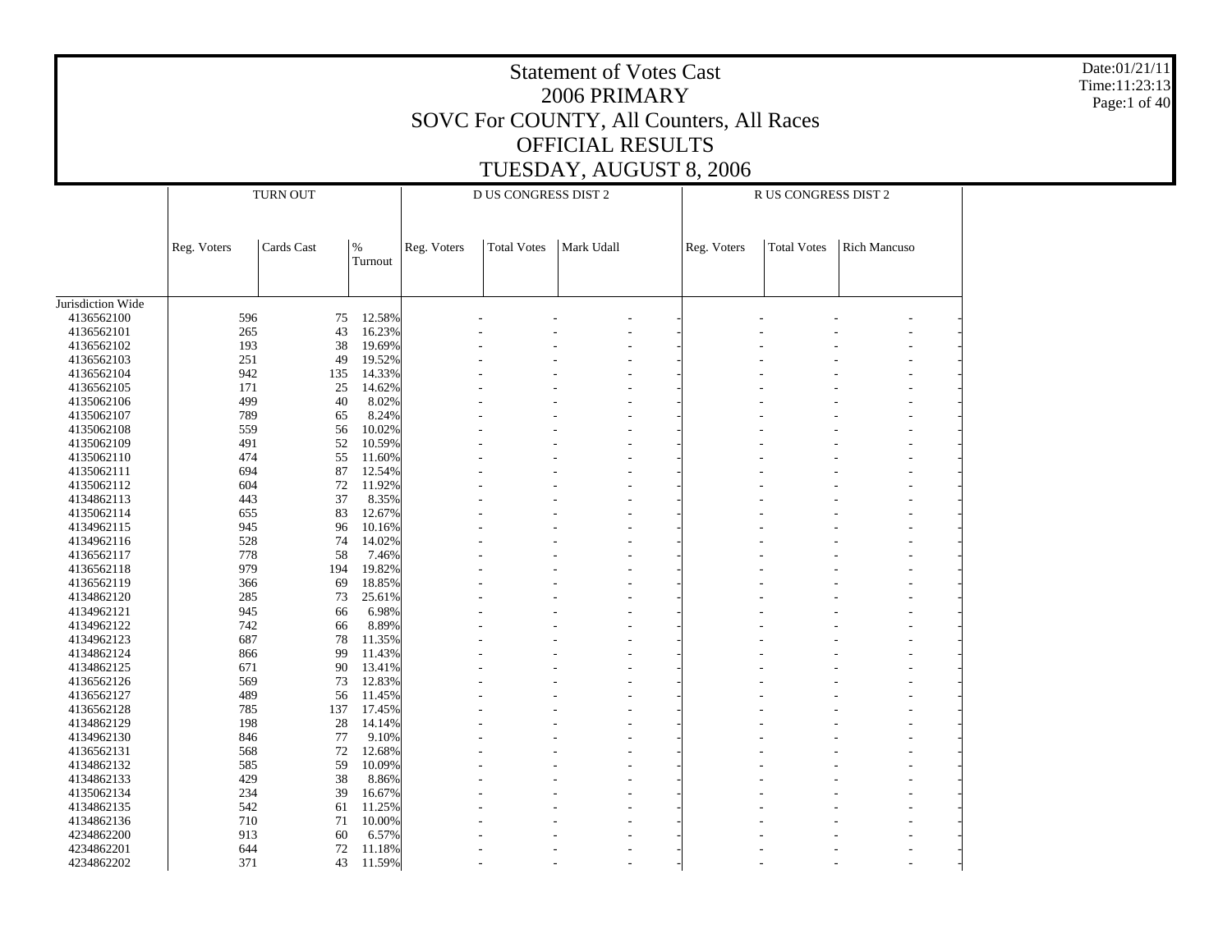# Statement of Votes Cast
## 2006 PRIMARY
## SOVC For COUNTY, All Counters, All Races
## OFFICIAL RESULTS
## TUESDAY, AUGUST 8, 2006

Date:01/21/11
Time:11:23:13

| | TURN OUT | | | D US CONGRESS DIST 2 | | | | R US CONGRESS DIST 2 | | | |
|---|---|---|---|---|---|---|---|---|---|---|---|
| | Reg. Voters | Cards Cast | % Turnout | Reg. Voters | Total Votes | Mark Udall | | Reg. Voters | Total Votes | Rich Mancuso | |
| Jurisdiction Wide | | | | | | | | | | | |
| 4136562100 | 596 | 75 | 12.58% | - | - | - | - | - | - | - | - |
| 4136562101 | 265 | 43 | 16.23% | - | - | - | - | - | - | - | - |
| 4136562102 | 193 | 38 | 19.69% | - | - | - | - | - | - | - | - |
| 4136562103 | 251 | 49 | 19.52% | - | - | - | - | - | - | - | - |
| 4136562104 | 942 | 135 | 14.33% | - | - | - | - | - | - | - | - |
| 4136562105 | 171 | 25 | 14.62% | - | - | - | - | - | - | - | - |
| 4135062106 | 499 | 40 | 8.02% | - | - | - | - | - | - | - | - |
| 4135062107 | 789 | 65 | 8.24% | - | - | - | - | - | - | - | - |
| 4135062108 | 559 | 56 | 10.02% | - | - | - | - | - | - | - | - |
| 4135062109 | 491 | 52 | 10.59% | - | - | - | - | - | - | - | - |
| 4135062110 | 474 | 55 | 11.60% | - | - | - | - | - | - | - | - |
| 4135062111 | 694 | 87 | 12.54% | - | - | - | - | - | - | - | - |
| 4135062112 | 604 | 72 | 11.92% | - | - | - | - | - | - | - | - |
| 4134862113 | 443 | 37 | 8.35% | - | - | - | - | - | - | - | - |
| 4135062114 | 655 | 83 | 12.67% | - | - | - | - | - | - | - | - |
| 4134962115 | 945 | 96 | 10.16% | - | - | - | - | - | - | - | - |
| 4134962116 | 528 | 74 | 14.02% | - | - | - | - | - | - | - | - |
| 4136562117 | 778 | 58 | 7.46% | - | - | - | - | - | - | - | - |
| 4136562118 | 979 | 194 | 19.82% | - | - | - | - | - | - | - | - |
| 4136562119 | 366 | 69 | 18.85% | - | - | - | - | - | - | - | - |
| 4134862120 | 285 | 73 | 25.61% | - | - | - | - | - | - | - | - |
| 4134962121 | 945 | 66 | 6.98% | - | - | - | - | - | - | - | - |
| 4134962122 | 742 | 66 | 8.89% | - | - | - | - | - | - | - | - |
| 4134962123 | 687 | 78 | 11.35% | - | - | - | - | - | - | - | - |
| 4134862124 | 866 | 99 | 11.43% | - | - | - | - | - | - | - | - |
| 4134862125 | 671 | 90 | 13.41% | - | - | - | - | - | - | - | - |
| 4136562126 | 569 | 73 | 12.83% | - | - | - | - | - | - | - | - |
| 4136562127 | 489 | 56 | 11.45% | - | - | - | - | - | - | - | - |
| 4136562128 | 785 | 137 | 17.45% | - | - | - | - | - | - | - | - |
| 4134862129 | 198 | 28 | 14.14% | - | - | - | - | - | - | - | - |
| 4134962130 | 846 | 77 | 9.10% | - | - | - | - | - | - | - | - |
| 4136562131 | 568 | 72 | 12.68% | - | - | - | - | - | - | - | - |
| 4134862132 | 585 | 59 | 10.09% | - | - | - | - | - | - | - | - |
| 4134862133 | 429 | 38 | 8.86% | - | - | - | - | - | - | - | - |
| 4135062134 | 234 | 39 | 16.67% | - | - | - | - | - | - | - | - |
| 4134862135 | 542 | 61 | 11.25% | - | - | - | - | - | - | - | - |
| 4134862136 | 710 | 71 | 10.00% | - | - | - | - | - | - | - | - |
| 4234862200 | 913 | 60 | 6.57% | - | - | - | - | - | - | - | - |
| 4234862201 | 644 | 72 | 11.18% | - | - | - | - | - | - | - | - |
| 4234862202 | 371 | 43 | 11.59% | - | - | - | - | - | - | - | - |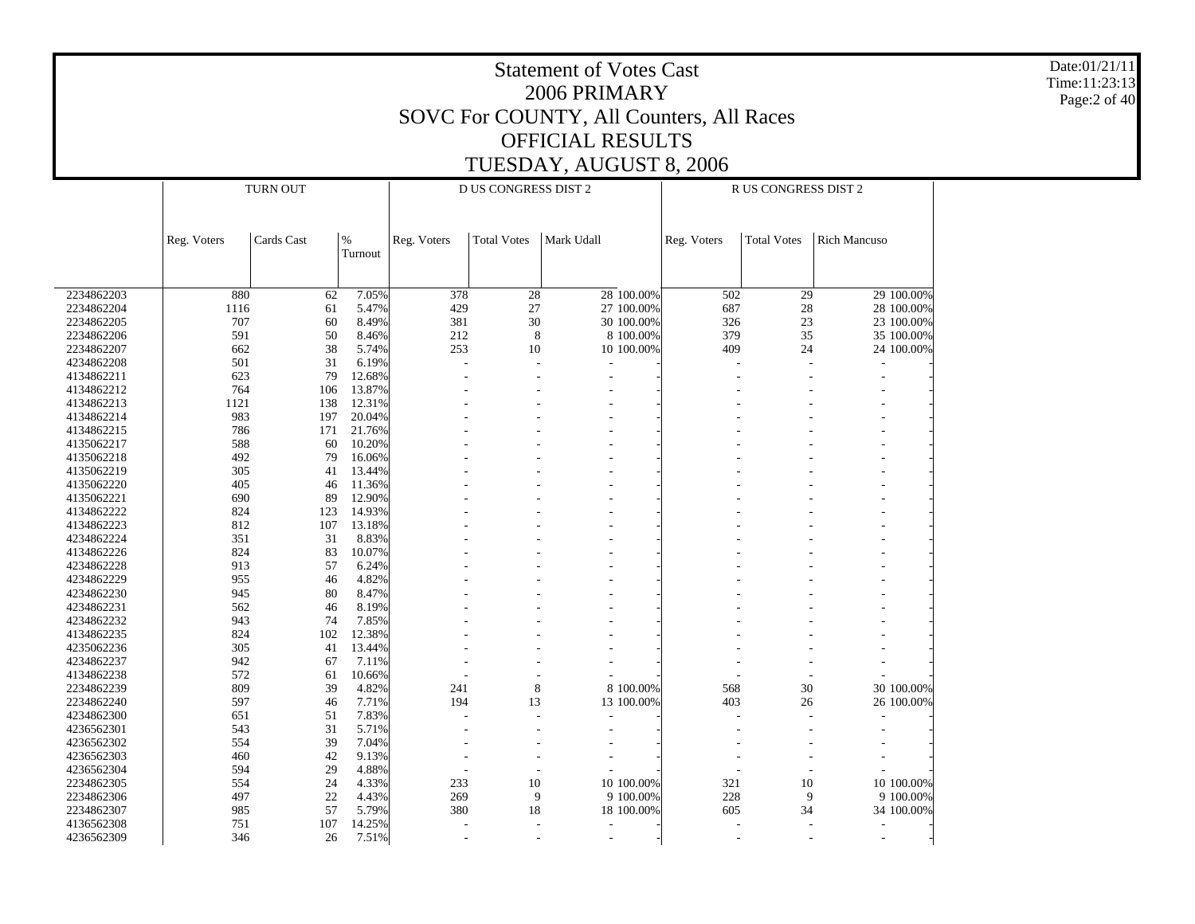# Statement of Votes Cast
# 2006 PRIMARY
# SOVC For COUNTY, All Counters, All Races
# OFFICIAL RESULTS
# TUESDAY, AUGUST 8, 2006

Date:01/21/11
Time:11:23:13

| | TURN OUT | | | D US CONGRESS DIST 2 | | | | R US CONGRESS DIST 2 | | | |
|---|---|---|---|---|---|---|---|---|---|---|---|
| | Reg. Voters | Cards Cast | % Turnout | Reg. Voters | Total Votes | Mark Udall | | Reg. Voters | Total Votes | Rich Mancuso | |
| 2234862203 | 880 | 62 | 7.05% | 378 | 28 | 28 | 100.00% | 502 | 29 | 29 | 100.00% |
| 2234862204 | 1116 | 61 | 5.47% | 429 | 27 | 27 | 100.00% | 687 | 28 | 28 | 100.00% |
| 2234862205 | 707 | 60 | 8.49% | 381 | 30 | 30 | 100.00% | 326 | 23 | 23 | 100.00% |
| 2234862206 | 591 | 50 | 8.46% | 212 | 8 | 8 | 100.00% | 379 | 35 | 35 | 100.00% |
| 2234862207 | 662 | 38 | 5.74% | 253 | 10 | 10 | 100.00% | 409 | 24 | 24 | 100.00% |
| 4234862208 | 501 | 31 | 6.19% | - | - | - | - | - | - | - | - |
| 4134862211 | 623 | 79 | 12.68% | - | - | - | - | - | - | - | - |
| 4134862212 | 764 | 106 | 13.87% | - | - | - | - | - | - | - | - |
| 4134862213 | 1121 | 138 | 12.31% | - | - | - | - | - | - | - | - |
| 4134862214 | 983 | 197 | 20.04% | - | - | - | - | - | - | - | - |
| 4134862215 | 786 | 171 | 21.76% | - | - | - | - | - | - | - | - |
| 4135062217 | 588 | 60 | 10.20% | - | - | - | - | - | - | - | - |
| 4135062218 | 492 | 79 | 16.06% | - | - | - | - | - | - | - | - |
| 4135062219 | 305 | 41 | 13.44% | - | - | - | - | - | - | - | - |
| 4135062220 | 405 | 46 | 11.36% | - | - | - | - | - | - | - | - |
| 4135062221 | 690 | 89 | 12.90% | - | - | - | - | - | - | - | - |
| 4134862222 | 824 | 123 | 14.93% | - | - | - | - | - | - | - | - |
| 4134862223 | 812 | 107 | 13.18% | - | - | - | - | - | - | - | - |
| 4234862224 | 351 | 31 | 8.83% | - | - | - | - | - | - | - | - |
| 4134862226 | 824 | 83 | 10.07% | - | - | - | - | - | - | - | - |
| 4234862228 | 913 | 57 | 6.24% | - | - | - | - | - | - | - | - |
| 4234862229 | 955 | 46 | 4.82% | - | - | - | - | - | - | - | - |
| 4234862230 | 945 | 80 | 8.47% | - | - | - | - | - | - | - | - |
| 4234862231 | 562 | 46 | 8.19% | - | - | - | - | - | - | - | - |
| 4234862232 | 943 | 74 | 7.85% | - | - | - | - | - | - | - | - |
| 4134862235 | 824 | 102 | 12.38% | - | - | - | - | - | - | - | - |
| 4235062236 | 305 | 41 | 13.44% | - | - | - | - | - | - | - | - |
| 4234862237 | 942 | 67 | 7.11% | - | - | - | - | - | - | - | - |
| 4134862238 | 572 | 61 | 10.66% | - | - | - | - | - | - | - | - |
| 2234862239 | 809 | 39 | 4.82% | 241 | 8 | 8 | 100.00% | 568 | 30 | 30 | 100.00% |
| 2234862240 | 597 | 46 | 7.71% | 194 | 13 | 13 | 100.00% | 403 | 26 | 26 | 100.00% |
| 4234862300 | 651 | 51 | 7.83% | - | - | - | - | - | - | - | - |
| 4236562301 | 543 | 31 | 5.71% | - | - | - | - | - | - | - | - |
| 4236562302 | 554 | 39 | 7.04% | - | - | - | - | - | - | - | - |
| 4236562303 | 460 | 42 | 9.13% | - | - | - | - | - | - | - | - |
| 4236562304 | 594 | 29 | 4.88% | - | - | - | - | - | - | - | - |
| 2234862305 | 554 | 24 | 4.33% | 233 | 10 | 10 | 100.00% | 321 | 10 | 10 | 100.00% |
| 2234862306 | 497 | 22 | 4.43% | 269 | 9 | 9 | 100.00% | 228 | 9 | 9 | 100.00% |
| 2234862307 | 985 | 57 | 5.79% | 380 | 18 | 18 | 100.00% | 605 | 34 | 34 | 100.00% |
| 4136562308 | 751 | 107 | 14.25% | - | - | - | - | - | - | - | - |
| 4236562309 | 346 | 26 | 7.51% | - | - | - | - | - | - | - | - |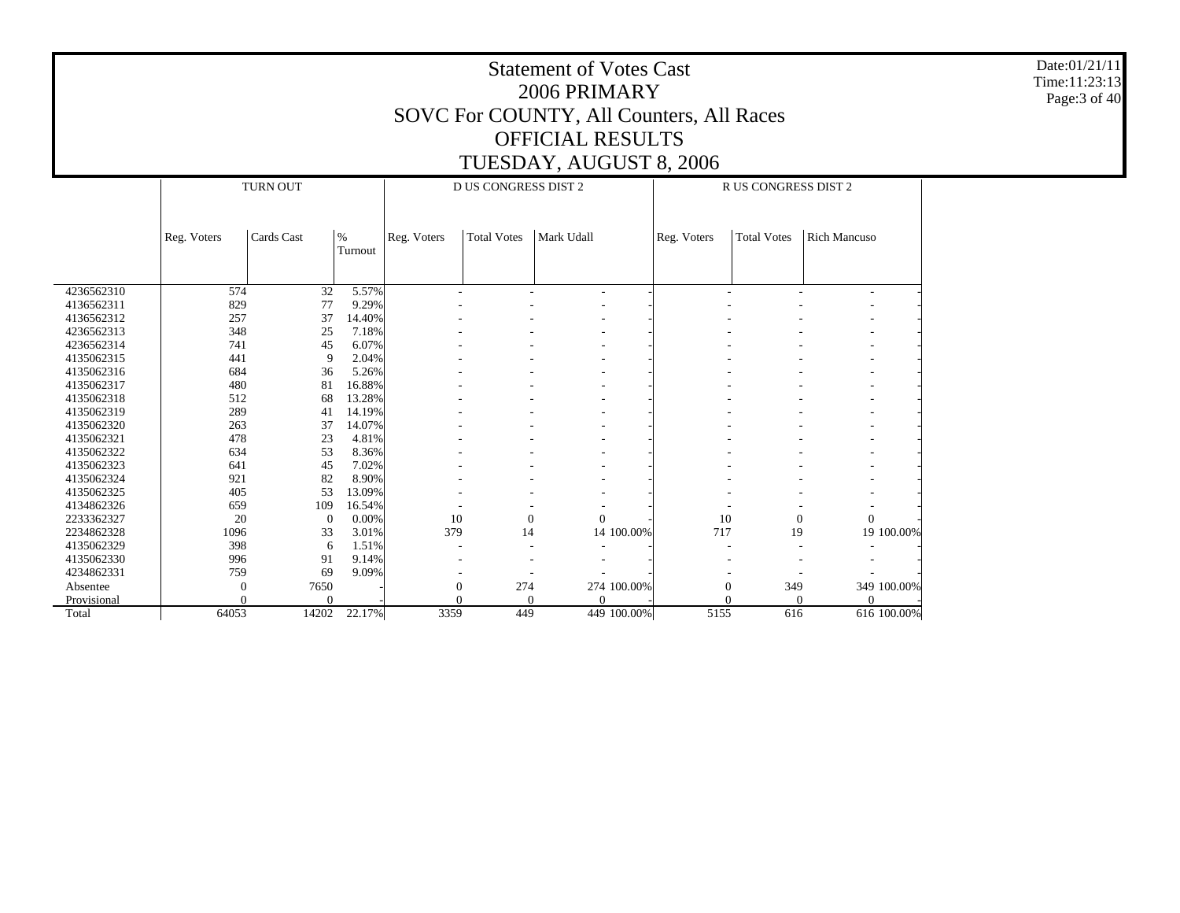# Statement of Votes Cast
## 2006 PRIMARY
## SOVC For COUNTY, All Counters, All Races
## OFFICIAL RESULTS
## TUESDAY, AUGUST 8, 2006

Date:01/21/11
Time:11:23:13

| | TURN OUT | | | D US CONGRESS DIST 2 | | | | R US CONGRESS DIST 2 | | | |
|---|---|---|---|---|---|---|---|---|---|---|---|
| | Reg. Voters | Cards Cast | % Turnout | Reg. Voters | Total Votes | Mark Udall | | Reg. Voters | Total Votes | Rich Mancuso | |
| 4236562310 | 574 | 32 | 5.57% | - | - | - | - | - | - | - | - |
| 4136562311 | 829 | 77 | 9.29% | - | - | - | - | - | - | - | - |
| 4136562312 | 257 | 37 | 14.40% | - | - | - | - | - | - | - | - |
| 4236562313 | 348 | 25 | 7.18% | - | - | - | - | - | - | - | - |
| 4236562314 | 741 | 45 | 6.07% | - | - | - | - | - | - | - | - |
| 4135062315 | 441 | 9 | 2.04% | - | - | - | - | - | - | - | - |
| 4135062316 | 684 | 36 | 5.26% | - | - | - | - | - | - | - | - |
| 4135062317 | 480 | 81 | 16.88% | - | - | - | - | - | - | - | - |
| 4135062318 | 512 | 68 | 13.28% | - | - | - | - | - | - | - | - |
| 4135062319 | 289 | 41 | 14.19% | - | - | - | - | - | - | - | - |
| 4135062320 | 263 | 37 | 14.07% | - | - | - | - | - | - | - | - |
| 4135062321 | 478 | 23 | 4.81% | - | - | - | - | - | - | - | - |
| 4135062322 | 634 | 53 | 8.36% | - | - | - | - | - | - | - | - |
| 4135062323 | 641 | 45 | 7.02% | - | - | - | - | - | - | - | - |
| 4135062324 | 921 | 82 | 8.90% | - | - | - | - | - | - | - | - |
| 4135062325 | 405 | 53 | 13.09% | - | - | - | - | - | - | - | - |
| 4134862326 | 659 | 109 | 16.54% | - | - | - | - | - | - | - | - |
| 2233362327 | 20 | 0 | 0.00% | 10 | 0 | 0 | - | 10 | 0 | 0 | - |
| 2234862328 | 1096 | 33 | 3.01% | 379 | 14 | 14 | 100.00% | 717 | 19 | 19 | 100.00% |
| 4135062329 | 398 | 6 | 1.51% | - | - | - | - | - | - | - | - |
| 4135062330 | 996 | 91 | 9.14% | - | - | - | - | - | - | - | - |
| 4234862331 | 759 | 69 | 9.09% | - | - | - | - | - | - | - | - |
| Absentee | 0 | 7650 | - | 0 | 274 | 274 | 100.00% | 0 | 349 | 349 | 100.00% |
| Provisional | 0 | 0 | - | 0 | 0 | 0 | - | 0 | 0 | 0 | - |
| Total | 64053 | 14202 | 22.17% | 3359 | 449 | 449 | 100.00% | 5155 | 616 | 616 | 100.00% |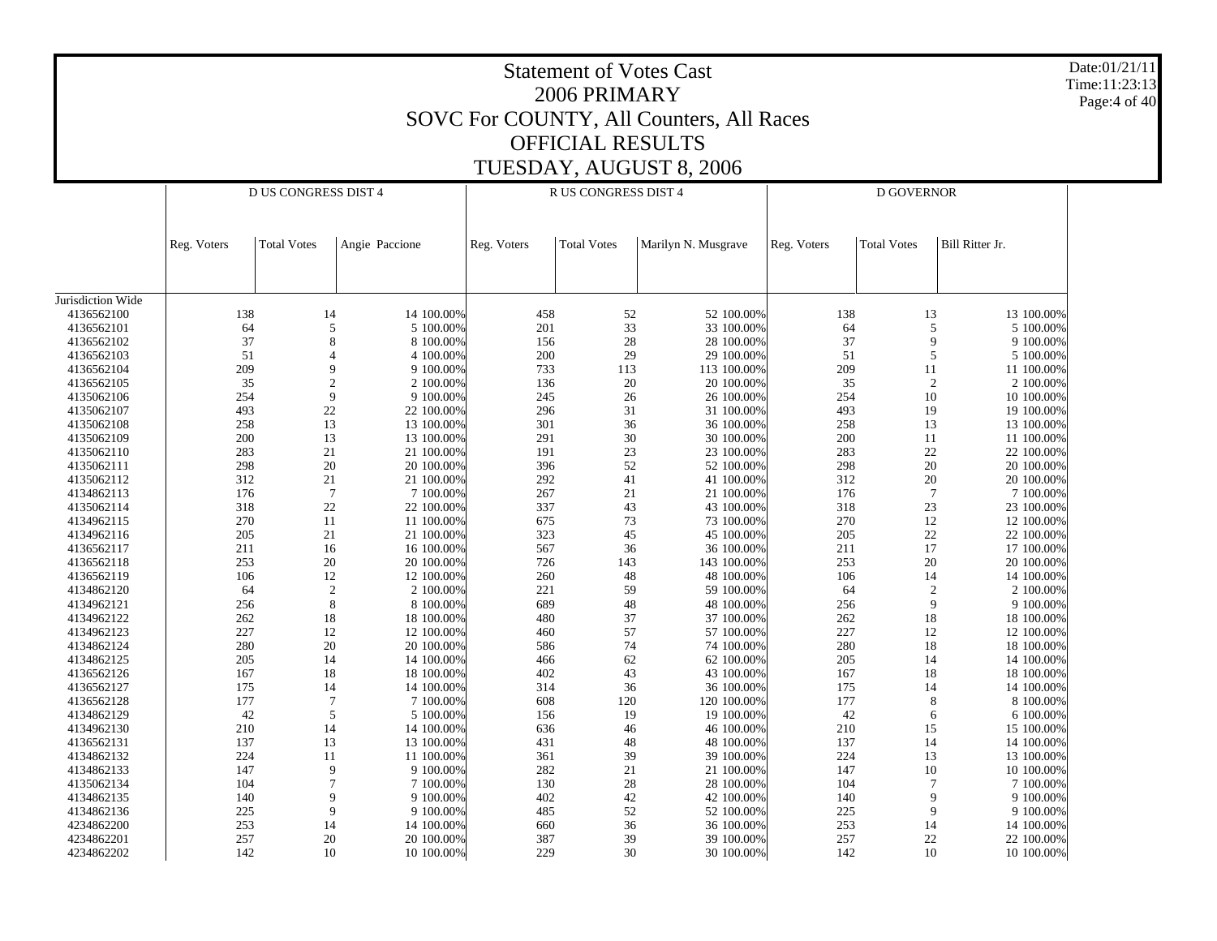# Statement of Votes Cast

## 2006 PRIMARY

## SOVC For COUNTY, All Counters, All Races

## OFFICIAL RESULTS

## TUESDAY, AUGUST 8, 2006

| | D US CONGRESS DIST 4 | | | | R US CONGRESS DIST 4 | | | | D GOVERNOR | | | |
|---|---|---|---|---|---|---|---|---|---|---|---|---|
| | Reg. Voters | Total Votes | Angie Paccione | | Reg. Voters | Total Votes | Marilyn N. Musgrave | | Reg. Voters | Total Votes | Bill Ritter Jr. | |
| Jurisdiction Wide | | | | | | | | | | | | |
| 4136562100 | 138 | 14 | 14 | 100.00% | 458 | 52 | 52 | 100.00% | 138 | 13 | 13 | 100.00% |
| 4136562101 | 64 | 5 | 5 | 100.00% | 201 | 33 | 33 | 100.00% | 64 | 5 | 5 | 100.00% |
| 4136562102 | 37 | 8 | 8 | 100.00% | 156 | 28 | 28 | 100.00% | 37 | 9 | 9 | 100.00% |
| 4136562103 | 51 | 4 | 4 | 100.00% | 200 | 29 | 29 | 100.00% | 51 | 5 | 5 | 100.00% |
| 4136562104 | 209 | 9 | 9 | 100.00% | 733 | 113 | 113 | 100.00% | 209 | 11 | 11 | 100.00% |
| 4136562105 | 35 | 2 | 2 | 100.00% | 136 | 20 | 20 | 100.00% | 35 | 2 | 2 | 100.00% |
| 4135062106 | 254 | 9 | 9 | 100.00% | 245 | 26 | 26 | 100.00% | 254 | 10 | 10 | 100.00% |
| 4135062107 | 493 | 22 | 22 | 100.00% | 296 | 31 | 31 | 100.00% | 493 | 19 | 19 | 100.00% |
| 4135062108 | 258 | 13 | 13 | 100.00% | 301 | 36 | 36 | 100.00% | 258 | 13 | 13 | 100.00% |
| 4135062109 | 200 | 13 | 13 | 100.00% | 291 | 30 | 30 | 100.00% | 200 | 11 | 11 | 100.00% |
| 4135062110 | 283 | 21 | 21 | 100.00% | 191 | 23 | 23 | 100.00% | 283 | 22 | 22 | 100.00% |
| 4135062111 | 298 | 20 | 20 | 100.00% | 396 | 52 | 52 | 100.00% | 298 | 20 | 20 | 100.00% |
| 4135062112 | 312 | 21 | 21 | 100.00% | 292 | 41 | 41 | 100.00% | 312 | 20 | 20 | 100.00% |
| 4134862113 | 176 | 7 | 7 | 100.00% | 267 | 21 | 21 | 100.00% | 176 | 7 | 7 | 100.00% |
| 4135062114 | 318 | 22 | 22 | 100.00% | 337 | 43 | 43 | 100.00% | 318 | 23 | 23 | 100.00% |
| 4134962115 | 270 | 11 | 11 | 100.00% | 675 | 73 | 73 | 100.00% | 270 | 12 | 12 | 100.00% |
| 4134962116 | 205 | 21 | 21 | 100.00% | 323 | 45 | 45 | 100.00% | 205 | 22 | 22 | 100.00% |
| 4136562117 | 211 | 16 | 16 | 100.00% | 567 | 36 | 36 | 100.00% | 211 | 17 | 17 | 100.00% |
| 4136562118 | 253 | 20 | 20 | 100.00% | 726 | 143 | 143 | 100.00% | 253 | 20 | 20 | 100.00% |
| 4136562119 | 106 | 12 | 12 | 100.00% | 260 | 48 | 48 | 100.00% | 106 | 14 | 14 | 100.00% |
| 4134862120 | 64 | 2 | 2 | 100.00% | 221 | 59 | 59 | 100.00% | 64 | 2 | 2 | 100.00% |
| 4134962121 | 256 | 8 | 8 | 100.00% | 689 | 48 | 48 | 100.00% | 256 | 9 | 9 | 100.00% |
| 4134962122 | 262 | 18 | 18 | 100.00% | 480 | 37 | 37 | 100.00% | 262 | 18 | 18 | 100.00% |
| 4134962123 | 227 | 12 | 12 | 100.00% | 460 | 57 | 57 | 100.00% | 227 | 12 | 12 | 100.00% |
| 4134862124 | 280 | 20 | 20 | 100.00% | 586 | 74 | 74 | 100.00% | 280 | 18 | 18 | 100.00% |
| 4134862125 | 205 | 14 | 14 | 100.00% | 466 | 62 | 62 | 100.00% | 205 | 14 | 14 | 100.00% |
| 4136562126 | 167 | 18 | 18 | 100.00% | 402 | 43 | 43 | 100.00% | 167 | 18 | 18 | 100.00% |
| 4136562127 | 175 | 14 | 14 | 100.00% | 314 | 36 | 36 | 100.00% | 175 | 14 | 14 | 100.00% |
| 4136562128 | 177 | 7 | 7 | 100.00% | 608 | 120 | 120 | 100.00% | 177 | 8 | 8 | 100.00% |
| 4134862129 | 42 | 5 | 5 | 100.00% | 156 | 19 | 19 | 100.00% | 42 | 6 | 6 | 100.00% |
| 4134962130 | 210 | 14 | 14 | 100.00% | 636 | 46 | 46 | 100.00% | 210 | 15 | 15 | 100.00% |
| 4136562131 | 137 | 13 | 13 | 100.00% | 431 | 48 | 48 | 100.00% | 137 | 14 | 14 | 100.00% |
| 4134862132 | 224 | 11 | 11 | 100.00% | 361 | 39 | 39 | 100.00% | 224 | 13 | 13 | 100.00% |
| 4134862133 | 147 | 9 | 9 | 100.00% | 282 | 21 | 21 | 100.00% | 147 | 10 | 10 | 100.00% |
| 4135062134 | 104 | 7 | 7 | 100.00% | 130 | 28 | 28 | 100.00% | 104 | 7 | 7 | 100.00% |
| 4134862135 | 140 | 9 | 9 | 100.00% | 402 | 42 | 42 | 100.00% | 140 | 9 | 9 | 100.00% |
| 4134862136 | 225 | 9 | 9 | 100.00% | 485 | 52 | 52 | 100.00% | 225 | 9 | 9 | 100.00% |
| 4234862200 | 253 | 14 | 14 | 100.00% | 660 | 36 | 36 | 100.00% | 253 | 14 | 14 | 100.00% |
| 4234862201 | 257 | 20 | 20 | 100.00% | 387 | 39 | 39 | 100.00% | 257 | 22 | 22 | 100.00% |
| 4234862202 | 142 | 10 | 10 | 100.00% | 229 | 30 | 30 | 100.00% | 142 | 10 | 10 | 100.00% |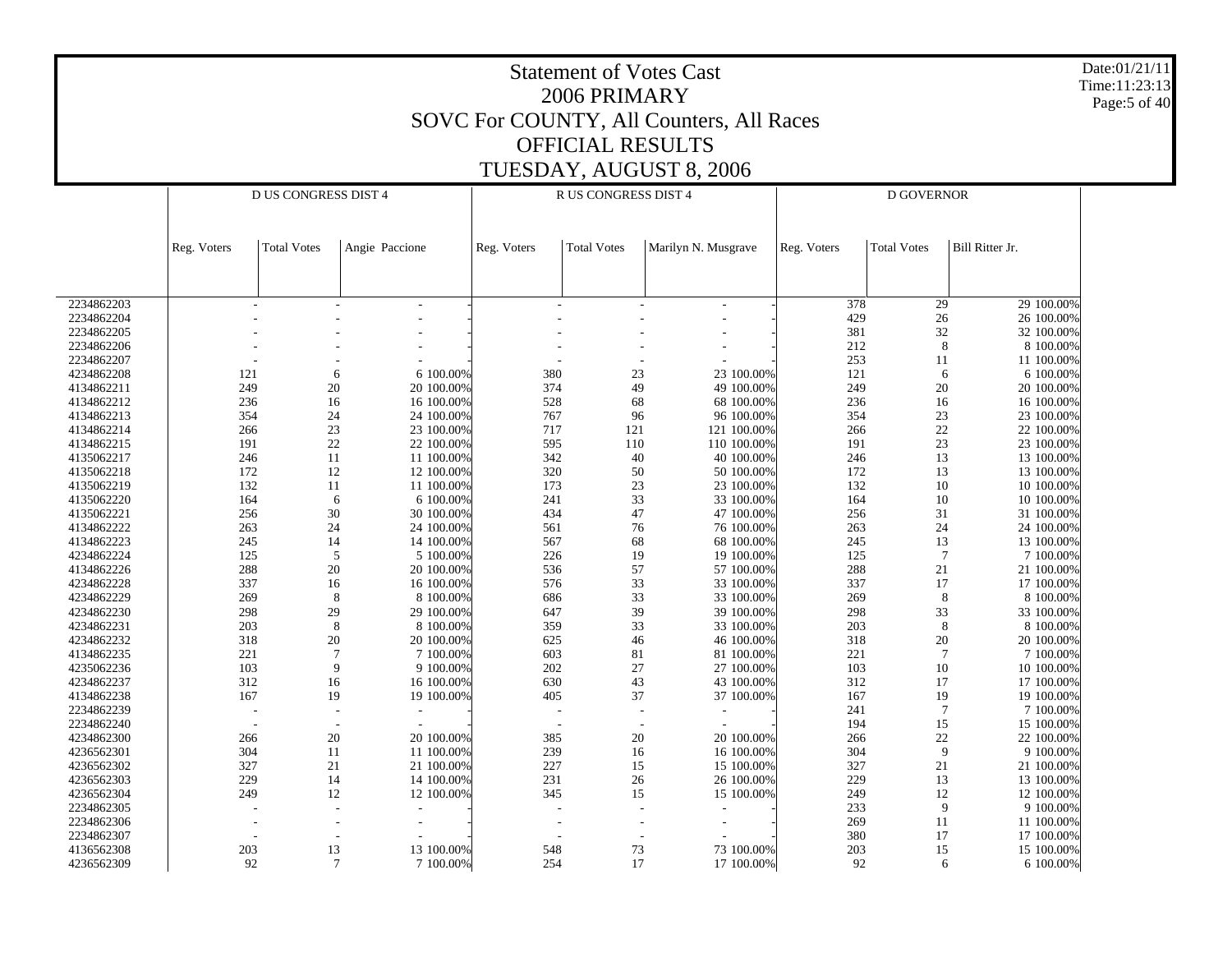# Statement of Votes Cast
## 2006 PRIMARY
## SOVC For COUNTY, All Counters, All Races
## OFFICIAL RESULTS
## TUESDAY, AUGUST 8, 2006

Date:01/21/11
Time:11:23:13

| | D US CONGRESS DIST 4 | | | | R US CONGRESS DIST 4 | | | | D GOVERNOR | | | |
|---|---|---|---|---|---|---|---|---|---|---|---|---|
| | Reg. Voters | Total Votes | Angie Paccione | | Reg. Voters | Total Votes | Marilyn N. Musgrave | | Reg. Voters | Total Votes | Bill Ritter Jr. | |
| 2234862203 | - | - | - | - | - | - | - | - | 378 | 29 | 29 | 100.00% |
| 2234862204 | - | - | - | - | - | - | - | - | 429 | 26 | 26 | 100.00% |
| 2234862205 | - | - | - | - | - | - | - | - | 381 | 32 | 32 | 100.00% |
| 2234862206 | - | - | - | - | - | - | - | - | 212 | 8 | 8 | 100.00% |
| 2234862207 | - | - | - | - | - | - | - | - | 253 | 11 | 11 | 100.00% |
| 4234862208 | 121 | 6 | 6 | 100.00% | 380 | 23 | 23 | 100.00% | 121 | 6 | 6 | 100.00% |
| 4134862211 | 249 | 20 | 20 | 100.00% | 374 | 49 | 49 | 100.00% | 249 | 20 | 20 | 100.00% |
| 4134862212 | 236 | 16 | 16 | 100.00% | 528 | 68 | 68 | 100.00% | 236 | 16 | 16 | 100.00% |
| 4134862213 | 354 | 24 | 24 | 100.00% | 767 | 96 | 96 | 100.00% | 354 | 23 | 23 | 100.00% |
| 4134862214 | 266 | 23 | 23 | 100.00% | 717 | 121 | 121 | 100.00% | 266 | 22 | 22 | 100.00% |
| 4134862215 | 191 | 22 | 22 | 100.00% | 595 | 110 | 110 | 100.00% | 191 | 23 | 23 | 100.00% |
| 4135062217 | 246 | 11 | 11 | 100.00% | 342 | 40 | 40 | 100.00% | 246 | 13 | 13 | 100.00% |
| 4135062218 | 172 | 12 | 12 | 100.00% | 320 | 50 | 50 | 100.00% | 172 | 13 | 13 | 100.00% |
| 4135062219 | 132 | 11 | 11 | 100.00% | 173 | 23 | 23 | 100.00% | 132 | 10 | 10 | 100.00% |
| 4135062220 | 164 | 6 | 6 | 100.00% | 241 | 33 | 33 | 100.00% | 164 | 10 | 10 | 100.00% |
| 4135062221 | 256 | 30 | 30 | 100.00% | 434 | 47 | 47 | 100.00% | 256 | 31 | 31 | 100.00% |
| 4134862222 | 263 | 24 | 24 | 100.00% | 561 | 76 | 76 | 100.00% | 263 | 24 | 24 | 100.00% |
| 4134862223 | 245 | 14 | 14 | 100.00% | 567 | 68 | 68 | 100.00% | 245 | 13 | 13 | 100.00% |
| 4234862224 | 125 | 5 | 5 | 100.00% | 226 | 19 | 19 | 100.00% | 125 | 7 | 7 | 100.00% |
| 4134862226 | 288 | 20 | 20 | 100.00% | 536 | 57 | 57 | 100.00% | 288 | 21 | 21 | 100.00% |
| 4234862228 | 337 | 16 | 16 | 100.00% | 576 | 33 | 33 | 100.00% | 337 | 17 | 17 | 100.00% |
| 4234862229 | 269 | 8 | 8 | 100.00% | 686 | 33 | 33 | 100.00% | 269 | 8 | 8 | 100.00% |
| 4234862230 | 298 | 29 | 29 | 100.00% | 647 | 39 | 39 | 100.00% | 298 | 33 | 33 | 100.00% |
| 4234862231 | 203 | 8 | 8 | 100.00% | 359 | 33 | 33 | 100.00% | 203 | 8 | 8 | 100.00% |
| 4234862232 | 318 | 20 | 20 | 100.00% | 625 | 46 | 46 | 100.00% | 318 | 20 | 20 | 100.00% |
| 4134862235 | 221 | 7 | 7 | 100.00% | 603 | 81 | 81 | 100.00% | 221 | 7 | 7 | 100.00% |
| 4235062236 | 103 | 9 | 9 | 100.00% | 202 | 27 | 27 | 100.00% | 103 | 10 | 10 | 100.00% |
| 4234862237 | 312 | 16 | 16 | 100.00% | 630 | 43 | 43 | 100.00% | 312 | 17 | 17 | 100.00% |
| 4134862238 | 167 | 19 | 19 | 100.00% | 405 | 37 | 37 | 100.00% | 167 | 19 | 19 | 100.00% |
| 2234862239 | - | - | - | - | - | - | - | - | 241 | 7 | 7 | 100.00% |
| 2234862240 | - | - | - | - | - | - | - | - | 194 | 15 | 15 | 100.00% |
| 4234862300 | 266 | 20 | 20 | 100.00% | 385 | 20 | 20 | 100.00% | 266 | 22 | 22 | 100.00% |
| 4236562301 | 304 | 11 | 11 | 100.00% | 239 | 16 | 16 | 100.00% | 304 | 9 | 9 | 100.00% |
| 4236562302 | 327 | 21 | 21 | 100.00% | 227 | 15 | 15 | 100.00% | 327 | 21 | 21 | 100.00% |
| 4236562303 | 229 | 14 | 14 | 100.00% | 231 | 26 | 26 | 100.00% | 229 | 13 | 13 | 100.00% |
| 4236562304 | 249 | 12 | 12 | 100.00% | 345 | 15 | 15 | 100.00% | 249 | 12 | 12 | 100.00% |
| 2234862305 | - | - | - | - | - | - | - | - | 233 | 9 | 9 | 100.00% |
| 2234862306 | - | - | - | - | - | - | - | - | 269 | 11 | 11 | 100.00% |
| 2234862307 | - | - | - | - | - | - | - | - | 380 | 17 | 17 | 100.00% |
| 4136562308 | 203 | 13 | 13 | 100.00% | 548 | 73 | 73 | 100.00% | 203 | 15 | 15 | 100.00% |
| 4236562309 | 92 | 7 | 7 | 100.00% | 254 | 17 | 17 | 100.00% | 92 | 6 | 6 | 100.00% |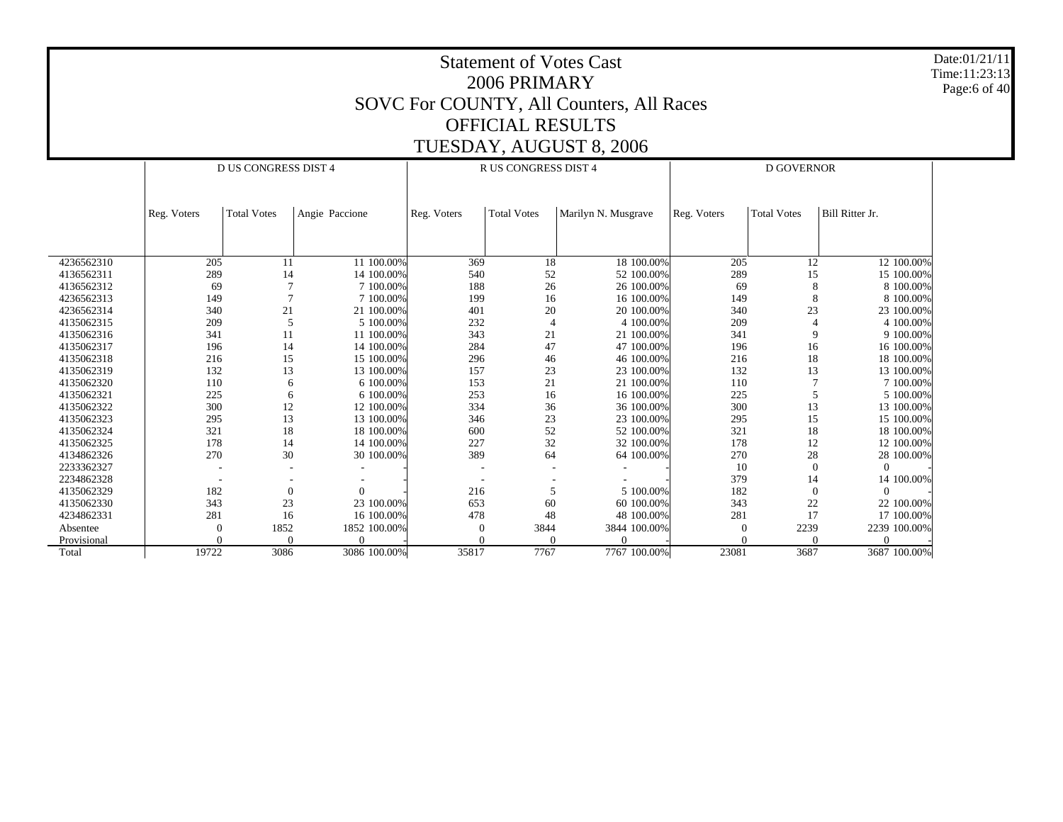# Statement of Votes Cast
## 2006 PRIMARY
## SOVC For COUNTY, All Counters, All Races
## OFFICIAL RESULTS
## TUESDAY, AUGUST 8, 2006

Date:01/21/11
Time:11:23:13

| | D US CONGRESS DIST 4 | | | | R US CONGRESS DIST 4 | | | | D GOVERNOR | | | |
|---|---|---|---|---|---|---|---|---|---|---|---|---|
| | Reg. Voters | Total Votes | Angie Paccione | | Reg. Voters | Total Votes | Marilyn N. Musgrave | | Reg. Voters | Total Votes | Bill Ritter Jr. | |
| 4236562310 | 205 | 11 | 11 | 100.00% | 369 | 18 | 18 | 100.00% | 205 | 12 | 12 | 100.00% |
| 4136562311 | 289 | 14 | 14 | 100.00% | 540 | 52 | 52 | 100.00% | 289 | 15 | 15 | 100.00% |
| 4136562312 | 69 | 7 | 7 | 100.00% | 188 | 26 | 26 | 100.00% | 69 | 8 | 8 | 100.00% |
| 4236562313 | 149 | 7 | 7 | 100.00% | 199 | 16 | 16 | 100.00% | 149 | 8 | 8 | 100.00% |
| 4236562314 | 340 | 21 | 21 | 100.00% | 401 | 20 | 20 | 100.00% | 340 | 23 | 23 | 100.00% |
| 4135062315 | 209 | 5 | 5 | 100.00% | 232 | 4 | 4 | 100.00% | 209 | 4 | 4 | 100.00% |
| 4135062316 | 341 | 11 | 11 | 100.00% | 343 | 21 | 21 | 100.00% | 341 | 9 | 9 | 100.00% |
| 4135062317 | 196 | 14 | 14 | 100.00% | 284 | 47 | 47 | 100.00% | 196 | 16 | 16 | 100.00% |
| 4135062318 | 216 | 15 | 15 | 100.00% | 296 | 46 | 46 | 100.00% | 216 | 18 | 18 | 100.00% |
| 4135062319 | 132 | 13 | 13 | 100.00% | 157 | 23 | 23 | 100.00% | 132 | 13 | 13 | 100.00% |
| 4135062320 | 110 | 6 | 6 | 100.00% | 153 | 21 | 21 | 100.00% | 110 | 7 | 7 | 100.00% |
| 4135062321 | 225 | 6 | 6 | 100.00% | 253 | 16 | 16 | 100.00% | 225 | 5 | 5 | 100.00% |
| 4135062322 | 300 | 12 | 12 | 100.00% | 334 | 36 | 36 | 100.00% | 300 | 13 | 13 | 100.00% |
| 4135062323 | 295 | 13 | 13 | 100.00% | 346 | 23 | 23 | 100.00% | 295 | 15 | 15 | 100.00% |
| 4135062324 | 321 | 18 | 18 | 100.00% | 600 | 52 | 52 | 100.00% | 321 | 18 | 18 | 100.00% |
| 4135062325 | 178 | 14 | 14 | 100.00% | 227 | 32 | 32 | 100.00% | 178 | 12 | 12 | 100.00% |
| 4134862326 | 270 | 30 | 30 | 100.00% | 389 | 64 | 64 | 100.00% | 270 | 28 | 28 | 100.00% |
| 2233362327 | - | - | - | - | - | - | - | - | 10 | 0 | 0 | - |
| 2234862328 | - | - | - | - | - | - | - | - | 379 | 14 | 14 | 100.00% |
| 4135062329 | 182 | 0 | 0 | - | 216 | 5 | 5 | 100.00% | 182 | 0 | 0 | - |
| 4135062330 | 343 | 23 | 23 | 100.00% | 653 | 60 | 60 | 100.00% | 343 | 22 | 22 | 100.00% |
| 4234862331 | 281 | 16 | 16 | 100.00% | 478 | 48 | 48 | 100.00% | 281 | 17 | 17 | 100.00% |
| Absentee | 0 | 1852 | 1852 | 100.00% | 0 | 3844 | 3844 | 100.00% | 0 | 2239 | 2239 | 100.00% |
| Provisional | 0 | 0 | 0 | - | 0 | 0 | 0 | - | 0 | 0 | 0 | - |
| Total | 19722 | 3086 | 3086 | 100.00% | 35817 | 7767 | 7767 | 100.00% | 23081 | 3687 | 3687 | 100.00% |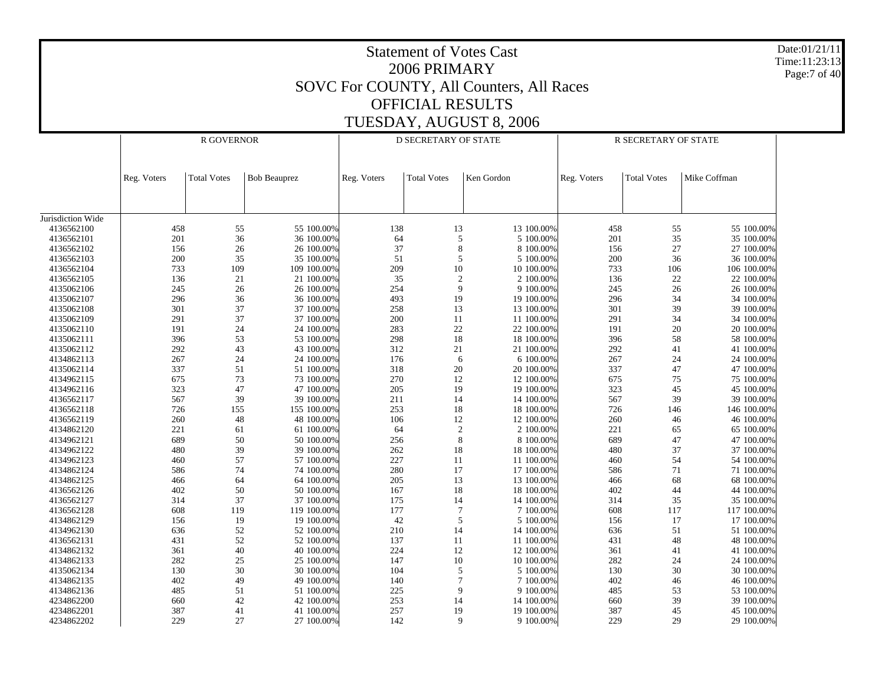# Statement of Votes Cast
## 2006 PRIMARY
## SOVC For COUNTY, All Counters, All Races
## OFFICIAL RESULTS
## TUESDAY, AUGUST 8, 2006

Date:01/21/11
Time:11:23:13

| | R GOVERNOR | | | | D SECRETARY OF STATE | | | | R SECRETARY OF STATE | | | |
|---|---|---|---|---|---|---|---|---|---|---|---|---|
| | Reg. Voters | Total Votes | Bob Beauprez | | Reg. Voters | Total Votes | Ken Gordon | | Reg. Voters | Total Votes | Mike Coffman | |
| Jurisdiction Wide | | | | | | | | | | | | |
| 4136562100 | 458 | 55 | 55 | 100.00% | 138 | 13 | 13 | 100.00% | 458 | 55 | 55 | 100.00% |
| 4136562101 | 201 | 36 | 36 | 100.00% | 64 | 5 | 5 | 100.00% | 201 | 35 | 35 | 100.00% |
| 4136562102 | 156 | 26 | 26 | 100.00% | 37 | 8 | 8 | 100.00% | 156 | 27 | 27 | 100.00% |
| 4136562103 | 200 | 35 | 35 | 100.00% | 51 | 5 | 5 | 100.00% | 200 | 36 | 36 | 100.00% |
| 4136562104 | 733 | 109 | 109 | 100.00% | 209 | 10 | 10 | 100.00% | 733 | 106 | 106 | 100.00% |
| 4136562105 | 136 | 21 | 21 | 100.00% | 35 | 2 | 2 | 100.00% | 136 | 22 | 22 | 100.00% |
| 4135062106 | 245 | 26 | 26 | 100.00% | 254 | 9 | 9 | 100.00% | 245 | 26 | 26 | 100.00% |
| 4135062107 | 296 | 36 | 36 | 100.00% | 493 | 19 | 19 | 100.00% | 296 | 34 | 34 | 100.00% |
| 4135062108 | 301 | 37 | 37 | 100.00% | 258 | 13 | 13 | 100.00% | 301 | 39 | 39 | 100.00% |
| 4135062109 | 291 | 37 | 37 | 100.00% | 200 | 11 | 11 | 100.00% | 291 | 34 | 34 | 100.00% |
| 4135062110 | 191 | 24 | 24 | 100.00% | 283 | 22 | 22 | 100.00% | 191 | 20 | 20 | 100.00% |
| 4135062111 | 396 | 53 | 53 | 100.00% | 298 | 18 | 18 | 100.00% | 396 | 58 | 58 | 100.00% |
| 4135062112 | 292 | 43 | 43 | 100.00% | 312 | 21 | 21 | 100.00% | 292 | 41 | 41 | 100.00% |
| 4134862113 | 267 | 24 | 24 | 100.00% | 176 | 6 | 6 | 100.00% | 267 | 24 | 24 | 100.00% |
| 4135062114 | 337 | 51 | 51 | 100.00% | 318 | 20 | 20 | 100.00% | 337 | 47 | 47 | 100.00% |
| 4134962115 | 675 | 73 | 73 | 100.00% | 270 | 12 | 12 | 100.00% | 675 | 75 | 75 | 100.00% |
| 4134962116 | 323 | 47 | 47 | 100.00% | 205 | 19 | 19 | 100.00% | 323 | 45 | 45 | 100.00% |
| 4136562117 | 567 | 39 | 39 | 100.00% | 211 | 14 | 14 | 100.00% | 567 | 39 | 39 | 100.00% |
| 4136562118 | 726 | 155 | 155 | 100.00% | 253 | 18 | 18 | 100.00% | 726 | 146 | 146 | 100.00% |
| 4136562119 | 260 | 48 | 48 | 100.00% | 106 | 12 | 12 | 100.00% | 260 | 46 | 46 | 100.00% |
| 4134862120 | 221 | 61 | 61 | 100.00% | 64 | 2 | 2 | 100.00% | 221 | 65 | 65 | 100.00% |
| 4134962121 | 689 | 50 | 50 | 100.00% | 256 | 8 | 8 | 100.00% | 689 | 47 | 47 | 100.00% |
| 4134962122 | 480 | 39 | 39 | 100.00% | 262 | 18 | 18 | 100.00% | 480 | 37 | 37 | 100.00% |
| 4134962123 | 460 | 57 | 57 | 100.00% | 227 | 11 | 11 | 100.00% | 460 | 54 | 54 | 100.00% |
| 4134862124 | 586 | 74 | 74 | 100.00% | 280 | 17 | 17 | 100.00% | 586 | 71 | 71 | 100.00% |
| 4134862125 | 466 | 64 | 64 | 100.00% | 205 | 13 | 13 | 100.00% | 466 | 68 | 68 | 100.00% |
| 4136562126 | 402 | 50 | 50 | 100.00% | 167 | 18 | 18 | 100.00% | 402 | 44 | 44 | 100.00% |
| 4136562127 | 314 | 37 | 37 | 100.00% | 175 | 14 | 14 | 100.00% | 314 | 35 | 35 | 100.00% |
| 4136562128 | 608 | 119 | 119 | 100.00% | 177 | 7 | 7 | 100.00% | 608 | 117 | 117 | 100.00% |
| 4134862129 | 156 | 19 | 19 | 100.00% | 42 | 5 | 5 | 100.00% | 156 | 17 | 17 | 100.00% |
| 4134962130 | 636 | 52 | 52 | 100.00% | 210 | 14 | 14 | 100.00% | 636 | 51 | 51 | 100.00% |
| 4136562131 | 431 | 52 | 52 | 100.00% | 137 | 11 | 11 | 100.00% | 431 | 48 | 48 | 100.00% |
| 4134862132 | 361 | 40 | 40 | 100.00% | 224 | 12 | 12 | 100.00% | 361 | 41 | 41 | 100.00% |
| 4134862133 | 282 | 25 | 25 | 100.00% | 147 | 10 | 10 | 100.00% | 282 | 24 | 24 | 100.00% |
| 4135062134 | 130 | 30 | 30 | 100.00% | 104 | 5 | 5 | 100.00% | 130 | 30 | 30 | 100.00% |
| 4134862135 | 402 | 49 | 49 | 100.00% | 140 | 7 | 7 | 100.00% | 402 | 46 | 46 | 100.00% |
| 4134862136 | 485 | 51 | 51 | 100.00% | 225 | 9 | 9 | 100.00% | 485 | 53 | 53 | 100.00% |
| 4234862200 | 660 | 42 | 42 | 100.00% | 253 | 14 | 14 | 100.00% | 660 | 39 | 39 | 100.00% |
| 4234862201 | 387 | 41 | 41 | 100.00% | 257 | 19 | 19 | 100.00% | 387 | 45 | 45 | 100.00% |
| 4234862202 | 229 | 27 | 27 | 100.00% | 142 | 9 | 9 | 100.00% | 229 | 29 | 29 | 100.00% |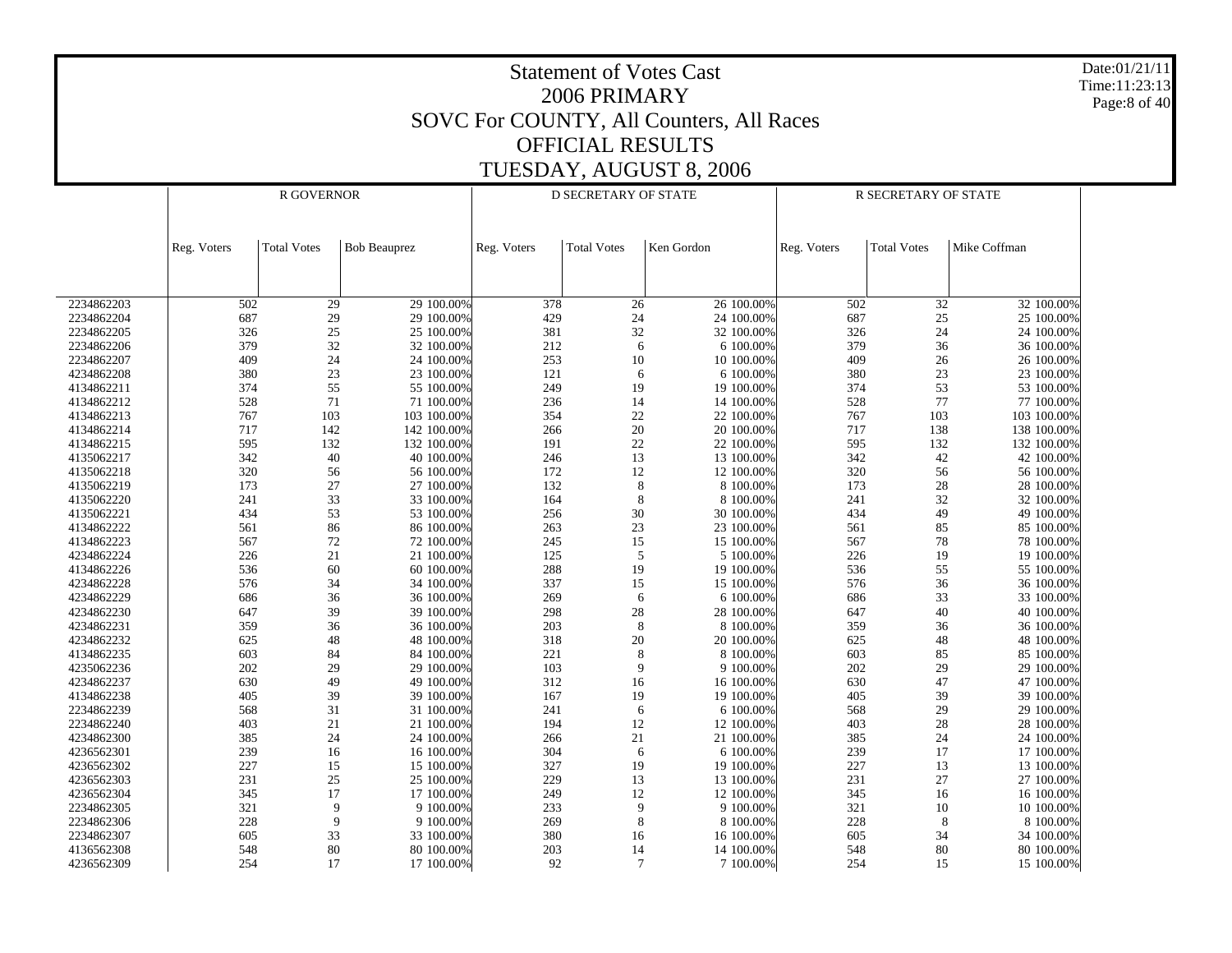# Statement of Votes Cast
## 2006 PRIMARY
## SOVC For COUNTY, All Counters, All Races
## OFFICIAL RESULTS
## TUESDAY, AUGUST 8, 2006

Date:01/21/11
Time:11:23:13

| | R GOVERNOR | | | | D SECRETARY OF STATE | | | | R SECRETARY OF STATE | | | |
|---|---|---|---|---|---|---|---|---|---|---|---|---|
| | Reg. Voters | Total Votes | Bob Beauprez | | Reg. Voters | Total Votes | Ken Gordon | | Reg. Voters | Total Votes | Mike Coffman | |
| 2234862203 | 502 | 29 | 29 | 100.00% | 378 | 26 | 26 | 100.00% | 502 | 32 | 32 | 100.00% |
| 2234862204 | 687 | 29 | 29 | 100.00% | 429 | 24 | 24 | 100.00% | 687 | 25 | 25 | 100.00% |
| 2234862205 | 326 | 25 | 25 | 100.00% | 381 | 32 | 32 | 100.00% | 326 | 24 | 24 | 100.00% |
| 2234862206 | 379 | 32 | 32 | 100.00% | 212 | 6 | 6 | 100.00% | 379 | 36 | 36 | 100.00% |
| 2234862207 | 409 | 24 | 24 | 100.00% | 253 | 10 | 10 | 100.00% | 409 | 26 | 26 | 100.00% |
| 4234862208 | 380 | 23 | 23 | 100.00% | 121 | 6 | 6 | 100.00% | 380 | 23 | 23 | 100.00% |
| 4134862211 | 374 | 55 | 55 | 100.00% | 249 | 19 | 19 | 100.00% | 374 | 53 | 53 | 100.00% |
| 4134862212 | 528 | 71 | 71 | 100.00% | 236 | 14 | 14 | 100.00% | 528 | 77 | 77 | 100.00% |
| 4134862213 | 767 | 103 | 103 | 100.00% | 354 | 22 | 22 | 100.00% | 767 | 103 | 103 | 100.00% |
| 4134862214 | 717 | 142 | 142 | 100.00% | 266 | 20 | 20 | 100.00% | 717 | 138 | 138 | 100.00% |
| 4134862215 | 595 | 132 | 132 | 100.00% | 191 | 22 | 22 | 100.00% | 595 | 132 | 132 | 100.00% |
| 4135062217 | 342 | 40 | 40 | 100.00% | 246 | 13 | 13 | 100.00% | 342 | 42 | 42 | 100.00% |
| 4135062218 | 320 | 56 | 56 | 100.00% | 172 | 12 | 12 | 100.00% | 320 | 56 | 56 | 100.00% |
| 4135062219 | 173 | 27 | 27 | 100.00% | 132 | 8 | 8 | 100.00% | 173 | 28 | 28 | 100.00% |
| 4135062220 | 241 | 33 | 33 | 100.00% | 164 | 8 | 8 | 100.00% | 241 | 32 | 32 | 100.00% |
| 4135062221 | 434 | 53 | 53 | 100.00% | 256 | 30 | 30 | 100.00% | 434 | 49 | 49 | 100.00% |
| 4134862222 | 561 | 86 | 86 | 100.00% | 263 | 23 | 23 | 100.00% | 561 | 85 | 85 | 100.00% |
| 4134862223 | 567 | 72 | 72 | 100.00% | 245 | 15 | 15 | 100.00% | 567 | 78 | 78 | 100.00% |
| 4234862224 | 226 | 21 | 21 | 100.00% | 125 | 5 | 5 | 100.00% | 226 | 19 | 19 | 100.00% |
| 4134862226 | 536 | 60 | 60 | 100.00% | 288 | 19 | 19 | 100.00% | 536 | 55 | 55 | 100.00% |
| 4234862228 | 576 | 34 | 34 | 100.00% | 337 | 15 | 15 | 100.00% | 576 | 36 | 36 | 100.00% |
| 4234862229 | 686 | 36 | 36 | 100.00% | 269 | 6 | 6 | 100.00% | 686 | 33 | 33 | 100.00% |
| 4234862230 | 647 | 39 | 39 | 100.00% | 298 | 28 | 28 | 100.00% | 647 | 40 | 40 | 100.00% |
| 4234862231 | 359 | 36 | 36 | 100.00% | 203 | 8 | 8 | 100.00% | 359 | 36 | 36 | 100.00% |
| 4234862232 | 625 | 48 | 48 | 100.00% | 318 | 20 | 20 | 100.00% | 625 | 48 | 48 | 100.00% |
| 4134862235 | 603 | 84 | 84 | 100.00% | 221 | 8 | 8 | 100.00% | 603 | 85 | 85 | 100.00% |
| 4235062236 | 202 | 29 | 29 | 100.00% | 103 | 9 | 9 | 100.00% | 202 | 29 | 29 | 100.00% |
| 4234862237 | 630 | 49 | 49 | 100.00% | 312 | 16 | 16 | 100.00% | 630 | 47 | 47 | 100.00% |
| 4134862238 | 405 | 39 | 39 | 100.00% | 167 | 19 | 19 | 100.00% | 405 | 39 | 39 | 100.00% |
| 2234862239 | 568 | 31 | 31 | 100.00% | 241 | 6 | 6 | 100.00% | 568 | 29 | 29 | 100.00% |
| 2234862240 | 403 | 21 | 21 | 100.00% | 194 | 12 | 12 | 100.00% | 403 | 28 | 28 | 100.00% |
| 4234862300 | 385 | 24 | 24 | 100.00% | 266 | 21 | 21 | 100.00% | 385 | 24 | 24 | 100.00% |
| 4236562301 | 239 | 16 | 16 | 100.00% | 304 | 6 | 6 | 100.00% | 239 | 17 | 17 | 100.00% |
| 4236562302 | 227 | 15 | 15 | 100.00% | 327 | 19 | 19 | 100.00% | 227 | 13 | 13 | 100.00% |
| 4236562303 | 231 | 25 | 25 | 100.00% | 229 | 13 | 13 | 100.00% | 231 | 27 | 27 | 100.00% |
| 4236562304 | 345 | 17 | 17 | 100.00% | 249 | 12 | 12 | 100.00% | 345 | 16 | 16 | 100.00% |
| 2234862305 | 321 | 9 | 9 | 100.00% | 233 | 9 | 9 | 100.00% | 321 | 10 | 10 | 100.00% |
| 2234862306 | 228 | 9 | 9 | 100.00% | 269 | 8 | 8 | 100.00% | 228 | 8 | 8 | 100.00% |
| 2234862307 | 605 | 33 | 33 | 100.00% | 380 | 16 | 16 | 100.00% | 605 | 34 | 34 | 100.00% |
| 4136562308 | 548 | 80 | 80 | 100.00% | 203 | 14 | 14 | 100.00% | 548 | 80 | 80 | 100.00% |
| 4236562309 | 254 | 17 | 17 | 100.00% | 92 | 7 | 7 | 100.00% | 254 | 15 | 15 | 100.00% |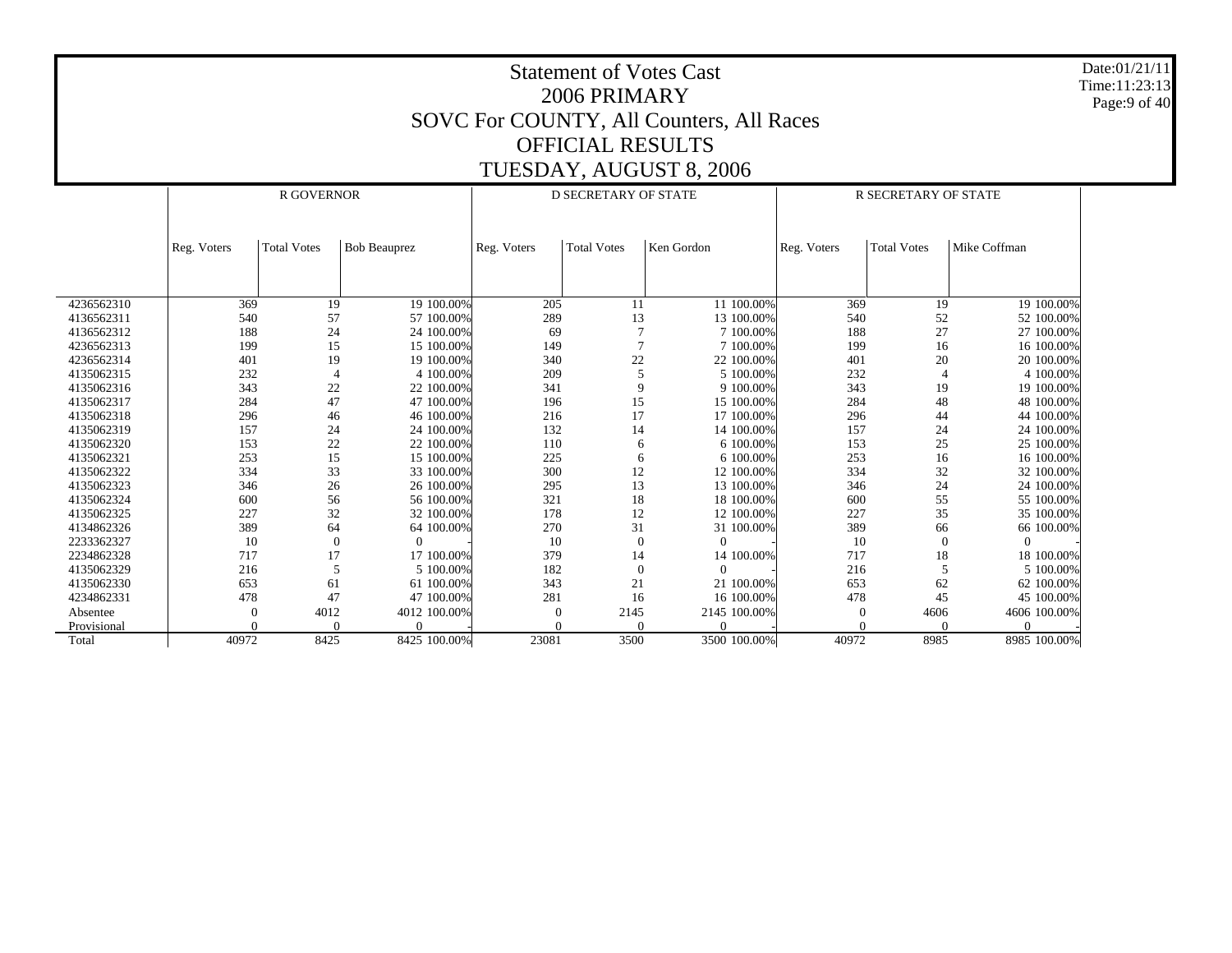# Statement of Votes Cast

## 2006 PRIMARY

## SOVC For COUNTY, All Counters, All Races

## OFFICIAL RESULTS

## TUESDAY, AUGUST 8, 2006

Date:01/21/11
Time:11:23:13

| | R GOVERNOR | | | | D SECRETARY OF STATE | | | | R SECRETARY OF STATE | | | |
|---|---|---|---|---|---|---|---|---|---|---|---|---|
| | Reg. Voters | Total Votes | Bob Beauprez | | Reg. Voters | Total Votes | Ken Gordon | | Reg. Voters | Total Votes | Mike Coffman | |
| 4236562310 | 369 | 19 | 19 | 100.00% | 205 | 11 | 11 | 100.00% | 369 | 19 | 19 | 100.00% |
| 4136562311 | 540 | 57 | 57 | 100.00% | 289 | 13 | 13 | 100.00% | 540 | 52 | 52 | 100.00% |
| 4136562312 | 188 | 24 | 24 | 100.00% | 69 | 7 | 7 | 100.00% | 188 | 27 | 27 | 100.00% |
| 4236562313 | 199 | 15 | 15 | 100.00% | 149 | 7 | 7 | 100.00% | 199 | 16 | 16 | 100.00% |
| 4236562314 | 401 | 19 | 19 | 100.00% | 340 | 22 | 22 | 100.00% | 401 | 20 | 20 | 100.00% |
| 4135062315 | 232 | 4 | 4 | 100.00% | 209 | 5 | 5 | 100.00% | 232 | 4 | 4 | 100.00% |
| 4135062316 | 343 | 22 | 22 | 100.00% | 341 | 9 | 9 | 100.00% | 343 | 19 | 19 | 100.00% |
| 4135062317 | 284 | 47 | 47 | 100.00% | 196 | 15 | 15 | 100.00% | 284 | 48 | 48 | 100.00% |
| 4135062318 | 296 | 46 | 46 | 100.00% | 216 | 17 | 17 | 100.00% | 296 | 44 | 44 | 100.00% |
| 4135062319 | 157 | 24 | 24 | 100.00% | 132 | 14 | 14 | 100.00% | 157 | 24 | 24 | 100.00% |
| 4135062320 | 153 | 22 | 22 | 100.00% | 110 | 6 | 6 | 100.00% | 153 | 25 | 25 | 100.00% |
| 4135062321 | 253 | 15 | 15 | 100.00% | 225 | 6 | 6 | 100.00% | 253 | 16 | 16 | 100.00% |
| 4135062322 | 334 | 33 | 33 | 100.00% | 300 | 12 | 12 | 100.00% | 334 | 32 | 32 | 100.00% |
| 4135062323 | 346 | 26 | 26 | 100.00% | 295 | 13 | 13 | 100.00% | 346 | 24 | 24 | 100.00% |
| 4135062324 | 600 | 56 | 56 | 100.00% | 321 | 18 | 18 | 100.00% | 600 | 55 | 55 | 100.00% |
| 4135062325 | 227 | 32 | 32 | 100.00% | 178 | 12 | 12 | 100.00% | 227 | 35 | 35 | 100.00% |
| 4134862326 | 389 | 64 | 64 | 100.00% | 270 | 31 | 31 | 100.00% | 389 | 66 | 66 | 100.00% |
| 2233362327 | 10 | 0 | 0 | - | 10 | 0 | 0 | - | 10 | 0 | 0 | - |
| 2234862328 | 717 | 17 | 17 | 100.00% | 379 | 14 | 14 | 100.00% | 717 | 18 | 18 | 100.00% |
| 4135062329 | 216 | 5 | 5 | 100.00% | 182 | 0 | 0 | - | 216 | 5 | 5 | 100.00% |
| 4135062330 | 653 | 61 | 61 | 100.00% | 343 | 21 | 21 | 100.00% | 653 | 62 | 62 | 100.00% |
| 4234862331 | 478 | 47 | 47 | 100.00% | 281 | 16 | 16 | 100.00% | 478 | 45 | 45 | 100.00% |
| Absentee | 0 | 4012 | 4012 | 100.00% | 0 | 2145 | 2145 | 100.00% | 0 | 4606 | 4606 | 100.00% |
| Provisional | 0 | 0 | 0 | - | 0 | 0 | 0 | - | 0 | 0 | 0 | - |
| Total | 40972 | 8425 | 8425 | 100.00% | 23081 | 3500 | 3500 | 100.00% | 40972 | 8985 | 8985 | 100.00% |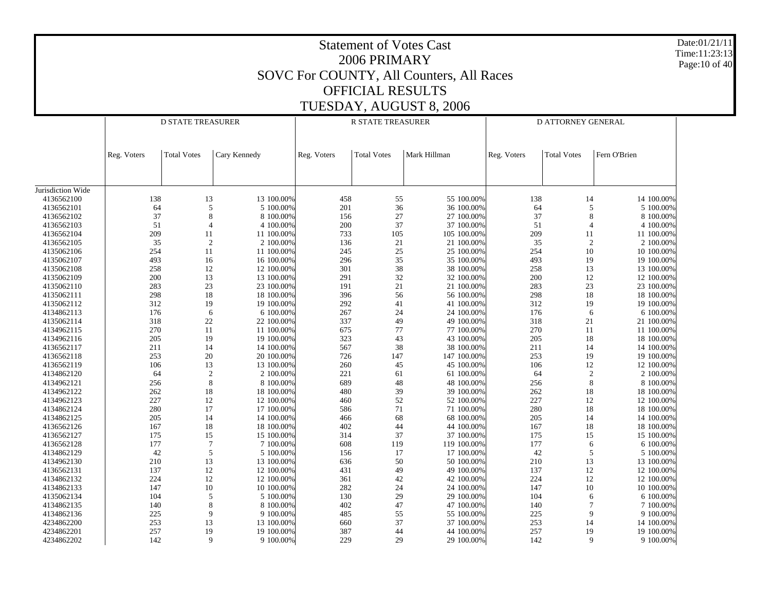# Statement of Votes Cast
## 2006 PRIMARY
## SOVC For COUNTY, All Counters, All Races
## OFFICIAL RESULTS
## TUESDAY, AUGUST 8, 2006

Date:01/21/11
Time:11:23:13

| | D STATE TREASURER | | | | R STATE TREASURER | | | | D ATTORNEY GENERAL | | | |
|---|---|---|---|---|---|---|---|---|---|---|---|---|
| | Reg. Voters | Total Votes | Cary Kennedy | | Reg. Voters | Total Votes | Mark Hillman | | Reg. Voters | Total Votes | Fern O'Brien | |
| Jurisdiction Wide | | | | | | | | | | | | |
| 4136562100 | 138 | 13 | 13 | 100.00% | 458 | 55 | 55 | 100.00% | 138 | 14 | 14 | 100.00% |
| 4136562101 | 64 | 5 | 5 | 100.00% | 201 | 36 | 36 | 100.00% | 64 | 5 | 5 | 100.00% |
| 4136562102 | 37 | 8 | 8 | 100.00% | 156 | 27 | 27 | 100.00% | 37 | 8 | 8 | 100.00% |
| 4136562103 | 51 | 4 | 4 | 100.00% | 200 | 37 | 37 | 100.00% | 51 | 4 | 4 | 100.00% |
| 4136562104 | 209 | 11 | 11 | 100.00% | 733 | 105 | 105 | 100.00% | 209 | 11 | 11 | 100.00% |
| 4136562105 | 35 | 2 | 2 | 100.00% | 136 | 21 | 21 | 100.00% | 35 | 2 | 2 | 100.00% |
| 4135062106 | 254 | 11 | 11 | 100.00% | 245 | 25 | 25 | 100.00% | 254 | 10 | 10 | 100.00% |
| 4135062107 | 493 | 16 | 16 | 100.00% | 296 | 35 | 35 | 100.00% | 493 | 19 | 19 | 100.00% |
| 4135062108 | 258 | 12 | 12 | 100.00% | 301 | 38 | 38 | 100.00% | 258 | 13 | 13 | 100.00% |
| 4135062109 | 200 | 13 | 13 | 100.00% | 291 | 32 | 32 | 100.00% | 200 | 12 | 12 | 100.00% |
| 4135062110 | 283 | 23 | 23 | 100.00% | 191 | 21 | 21 | 100.00% | 283 | 23 | 23 | 100.00% |
| 4135062111 | 298 | 18 | 18 | 100.00% | 396 | 56 | 56 | 100.00% | 298 | 18 | 18 | 100.00% |
| 4135062112 | 312 | 19 | 19 | 100.00% | 292 | 41 | 41 | 100.00% | 312 | 19 | 19 | 100.00% |
| 4134862113 | 176 | 6 | 6 | 100.00% | 267 | 24 | 24 | 100.00% | 176 | 6 | 6 | 100.00% |
| 4135062114 | 318 | 22 | 22 | 100.00% | 337 | 49 | 49 | 100.00% | 318 | 21 | 21 | 100.00% |
| 4134962115 | 270 | 11 | 11 | 100.00% | 675 | 77 | 77 | 100.00% | 270 | 11 | 11 | 100.00% |
| 4134962116 | 205 | 19 | 19 | 100.00% | 323 | 43 | 43 | 100.00% | 205 | 18 | 18 | 100.00% |
| 4136562117 | 211 | 14 | 14 | 100.00% | 567 | 38 | 38 | 100.00% | 211 | 14 | 14 | 100.00% |
| 4136562118 | 253 | 20 | 20 | 100.00% | 726 | 147 | 147 | 100.00% | 253 | 19 | 19 | 100.00% |
| 4136562119 | 106 | 13 | 13 | 100.00% | 260 | 45 | 45 | 100.00% | 106 | 12 | 12 | 100.00% |
| 4134862120 | 64 | 2 | 2 | 100.00% | 221 | 61 | 61 | 100.00% | 64 | 2 | 2 | 100.00% |
| 4134962121 | 256 | 8 | 8 | 100.00% | 689 | 48 | 48 | 100.00% | 256 | 8 | 8 | 100.00% |
| 4134962122 | 262 | 18 | 18 | 100.00% | 480 | 39 | 39 | 100.00% | 262 | 18 | 18 | 100.00% |
| 4134962123 | 227 | 12 | 12 | 100.00% | 460 | 52 | 52 | 100.00% | 227 | 12 | 12 | 100.00% |
| 4134862124 | 280 | 17 | 17 | 100.00% | 586 | 71 | 71 | 100.00% | 280 | 18 | 18 | 100.00% |
| 4134862125 | 205 | 14 | 14 | 100.00% | 466 | 68 | 68 | 100.00% | 205 | 14 | 14 | 100.00% |
| 4136562126 | 167 | 18 | 18 | 100.00% | 402 | 44 | 44 | 100.00% | 167 | 18 | 18 | 100.00% |
| 4136562127 | 175 | 15 | 15 | 100.00% | 314 | 37 | 37 | 100.00% | 175 | 15 | 15 | 100.00% |
| 4136562128 | 177 | 7 | 7 | 100.00% | 608 | 119 | 119 | 100.00% | 177 | 6 | 6 | 100.00% |
| 4134862129 | 42 | 5 | 5 | 100.00% | 156 | 17 | 17 | 100.00% | 42 | 5 | 5 | 100.00% |
| 4134962130 | 210 | 13 | 13 | 100.00% | 636 | 50 | 50 | 100.00% | 210 | 13 | 13 | 100.00% |
| 4136562131 | 137 | 12 | 12 | 100.00% | 431 | 49 | 49 | 100.00% | 137 | 12 | 12 | 100.00% |
| 4134862132 | 224 | 12 | 12 | 100.00% | 361 | 42 | 42 | 100.00% | 224 | 12 | 12 | 100.00% |
| 4134862133 | 147 | 10 | 10 | 100.00% | 282 | 24 | 24 | 100.00% | 147 | 10 | 10 | 100.00% |
| 4135062134 | 104 | 5 | 5 | 100.00% | 130 | 29 | 29 | 100.00% | 104 | 6 | 6 | 100.00% |
| 4134862135 | 140 | 8 | 8 | 100.00% | 402 | 47 | 47 | 100.00% | 140 | 7 | 7 | 100.00% |
| 4134862136 | 225 | 9 | 9 | 100.00% | 485 | 55 | 55 | 100.00% | 225 | 9 | 9 | 100.00% |
| 4234862200 | 253 | 13 | 13 | 100.00% | 660 | 37 | 37 | 100.00% | 253 | 14 | 14 | 100.00% |
| 4234862201 | 257 | 19 | 19 | 100.00% | 387 | 44 | 44 | 100.00% | 257 | 19 | 19 | 100.00% |
| 4234862202 | 142 | 9 | 9 | 100.00% | 229 | 29 | 29 | 100.00% | 142 | 9 | 9 | 100.00% |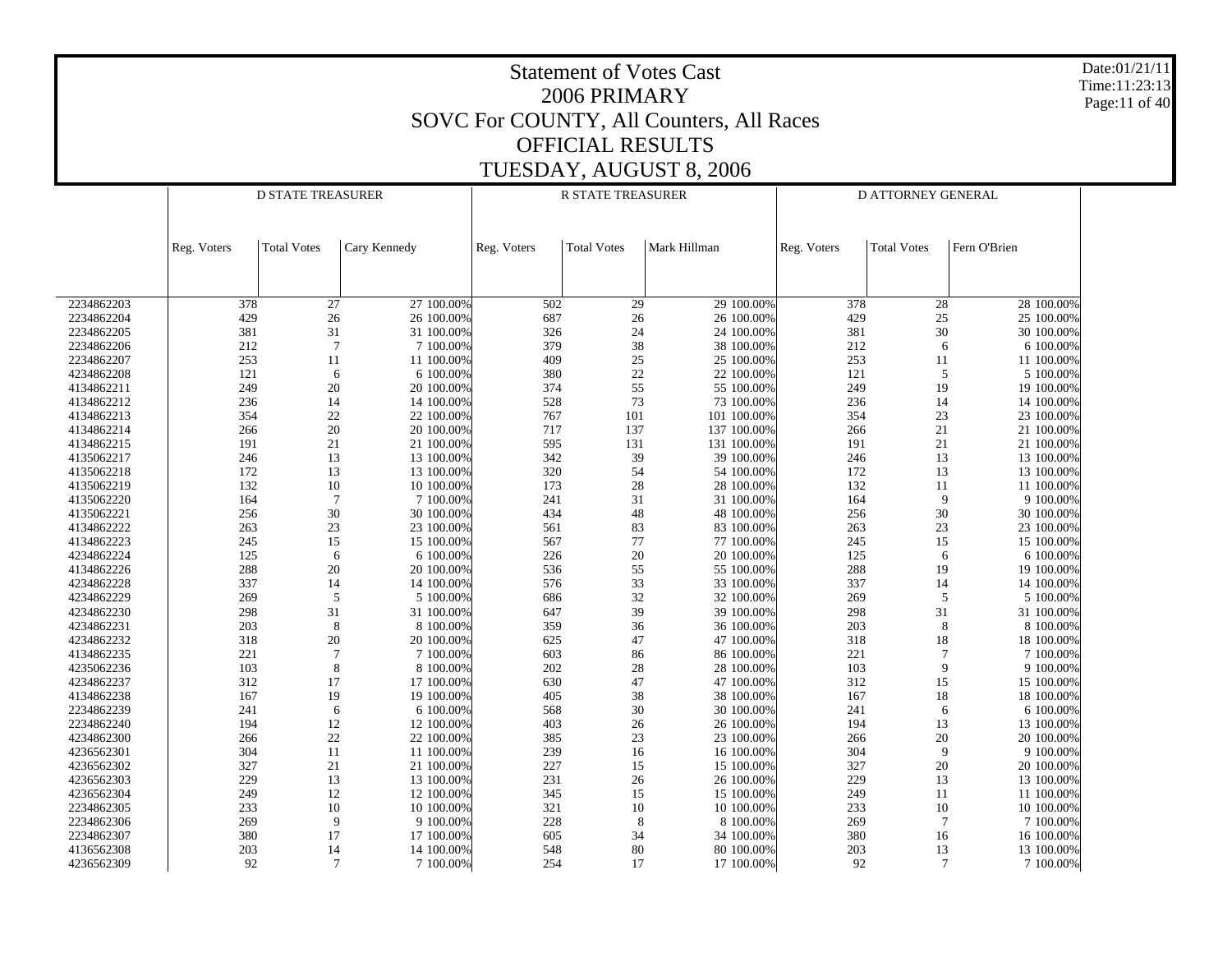# Statement of Votes Cast
## 2006 PRIMARY
## SOVC For COUNTY, All Counters, All Races
## OFFICIAL RESULTS
## TUESDAY, AUGUST 8, 2006

Date:01/21/11
Time:11:23:13

| | D STATE TREASURER | | | | R STATE TREASURER | | | | D ATTORNEY GENERAL | | | |
|---|---|---|---|---|---|---|---|---|---|---|---|---|
| | Reg. Voters | Total Votes | Cary Kennedy | | Reg. Voters | Total Votes | Mark Hillman | | Reg. Voters | Total Votes | Fern O'Brien | |
| 2234862203 | 378 | 27 | 27 | 100.00% | 502 | 29 | 29 | 100.00% | 378 | 28 | 28 | 100.00% |
| 2234862204 | 429 | 26 | 26 | 100.00% | 687 | 26 | 26 | 100.00% | 429 | 25 | 25 | 100.00% |
| 2234862205 | 381 | 31 | 31 | 100.00% | 326 | 24 | 24 | 100.00% | 381 | 30 | 30 | 100.00% |
| 2234862206 | 212 | 7 | 7 | 100.00% | 379 | 38 | 38 | 100.00% | 212 | 6 | 6 | 100.00% |
| 2234862207 | 253 | 11 | 11 | 100.00% | 409 | 25 | 25 | 100.00% | 253 | 11 | 11 | 100.00% |
| 4234862208 | 121 | 6 | 6 | 100.00% | 380 | 22 | 22 | 100.00% | 121 | 5 | 5 | 100.00% |
| 4134862211 | 249 | 20 | 20 | 100.00% | 374 | 55 | 55 | 100.00% | 249 | 19 | 19 | 100.00% |
| 4134862212 | 236 | 14 | 14 | 100.00% | 528 | 73 | 73 | 100.00% | 236 | 14 | 14 | 100.00% |
| 4134862213 | 354 | 22 | 22 | 100.00% | 767 | 101 | 101 | 100.00% | 354 | 23 | 23 | 100.00% |
| 4134862214 | 266 | 20 | 20 | 100.00% | 717 | 137 | 137 | 100.00% | 266 | 21 | 21 | 100.00% |
| 4134862215 | 191 | 21 | 21 | 100.00% | 595 | 131 | 131 | 100.00% | 191 | 21 | 21 | 100.00% |
| 4135062217 | 246 | 13 | 13 | 100.00% | 342 | 39 | 39 | 100.00% | 246 | 13 | 13 | 100.00% |
| 4135062218 | 172 | 13 | 13 | 100.00% | 320 | 54 | 54 | 100.00% | 172 | 13 | 13 | 100.00% |
| 4135062219 | 132 | 10 | 10 | 100.00% | 173 | 28 | 28 | 100.00% | 132 | 11 | 11 | 100.00% |
| 4135062220 | 164 | 7 | 7 | 100.00% | 241 | 31 | 31 | 100.00% | 164 | 9 | 9 | 100.00% |
| 4135062221 | 256 | 30 | 30 | 100.00% | 434 | 48 | 48 | 100.00% | 256 | 30 | 30 | 100.00% |
| 4134862222 | 263 | 23 | 23 | 100.00% | 561 | 83 | 83 | 100.00% | 263 | 23 | 23 | 100.00% |
| 4134862223 | 245 | 15 | 15 | 100.00% | 567 | 77 | 77 | 100.00% | 245 | 15 | 15 | 100.00% |
| 4234862224 | 125 | 6 | 6 | 100.00% | 226 | 20 | 20 | 100.00% | 125 | 6 | 6 | 100.00% |
| 4134862226 | 288 | 20 | 20 | 100.00% | 536 | 55 | 55 | 100.00% | 288 | 19 | 19 | 100.00% |
| 4234862228 | 337 | 14 | 14 | 100.00% | 576 | 33 | 33 | 100.00% | 337 | 14 | 14 | 100.00% |
| 4234862229 | 269 | 5 | 5 | 100.00% | 686 | 32 | 32 | 100.00% | 269 | 5 | 5 | 100.00% |
| 4234862230 | 298 | 31 | 31 | 100.00% | 647 | 39 | 39 | 100.00% | 298 | 31 | 31 | 100.00% |
| 4234862231 | 203 | 8 | 8 | 100.00% | 359 | 36 | 36 | 100.00% | 203 | 8 | 8 | 100.00% |
| 4234862232 | 318 | 20 | 20 | 100.00% | 625 | 47 | 47 | 100.00% | 318 | 18 | 18 | 100.00% |
| 4134862235 | 221 | 7 | 7 | 100.00% | 603 | 86 | 86 | 100.00% | 221 | 7 | 7 | 100.00% |
| 4235062236 | 103 | 8 | 8 | 100.00% | 202 | 28 | 28 | 100.00% | 103 | 9 | 9 | 100.00% |
| 4234862237 | 312 | 17 | 17 | 100.00% | 630 | 47 | 47 | 100.00% | 312 | 15 | 15 | 100.00% |
| 4134862238 | 167 | 19 | 19 | 100.00% | 405 | 38 | 38 | 100.00% | 167 | 18 | 18 | 100.00% |
| 2234862239 | 241 | 6 | 6 | 100.00% | 568 | 30 | 30 | 100.00% | 241 | 6 | 6 | 100.00% |
| 2234862240 | 194 | 12 | 12 | 100.00% | 403 | 26 | 26 | 100.00% | 194 | 13 | 13 | 100.00% |
| 4234862300 | 266 | 22 | 22 | 100.00% | 385 | 23 | 23 | 100.00% | 266 | 20 | 20 | 100.00% |
| 4236562301 | 304 | 11 | 11 | 100.00% | 239 | 16 | 16 | 100.00% | 304 | 9 | 9 | 100.00% |
| 4236562302 | 327 | 21 | 21 | 100.00% | 227 | 15 | 15 | 100.00% | 327 | 20 | 20 | 100.00% |
| 4236562303 | 229 | 13 | 13 | 100.00% | 231 | 26 | 26 | 100.00% | 229 | 13 | 13 | 100.00% |
| 4236562304 | 249 | 12 | 12 | 100.00% | 345 | 15 | 15 | 100.00% | 249 | 11 | 11 | 100.00% |
| 2234862305 | 233 | 10 | 10 | 100.00% | 321 | 10 | 10 | 100.00% | 233 | 10 | 10 | 100.00% |
| 2234862306 | 269 | 9 | 9 | 100.00% | 228 | 8 | 8 | 100.00% | 269 | 7 | 7 | 100.00% |
| 2234862307 | 380 | 17 | 17 | 100.00% | 605 | 34 | 34 | 100.00% | 380 | 16 | 16 | 100.00% |
| 4136562308 | 203 | 14 | 14 | 100.00% | 548 | 80 | 80 | 100.00% | 203 | 13 | 13 | 100.00% |
| 4236562309 | 92 | 7 | 7 | 100.00% | 254 | 17 | 17 | 100.00% | 92 | 7 | 7 | 100.00% |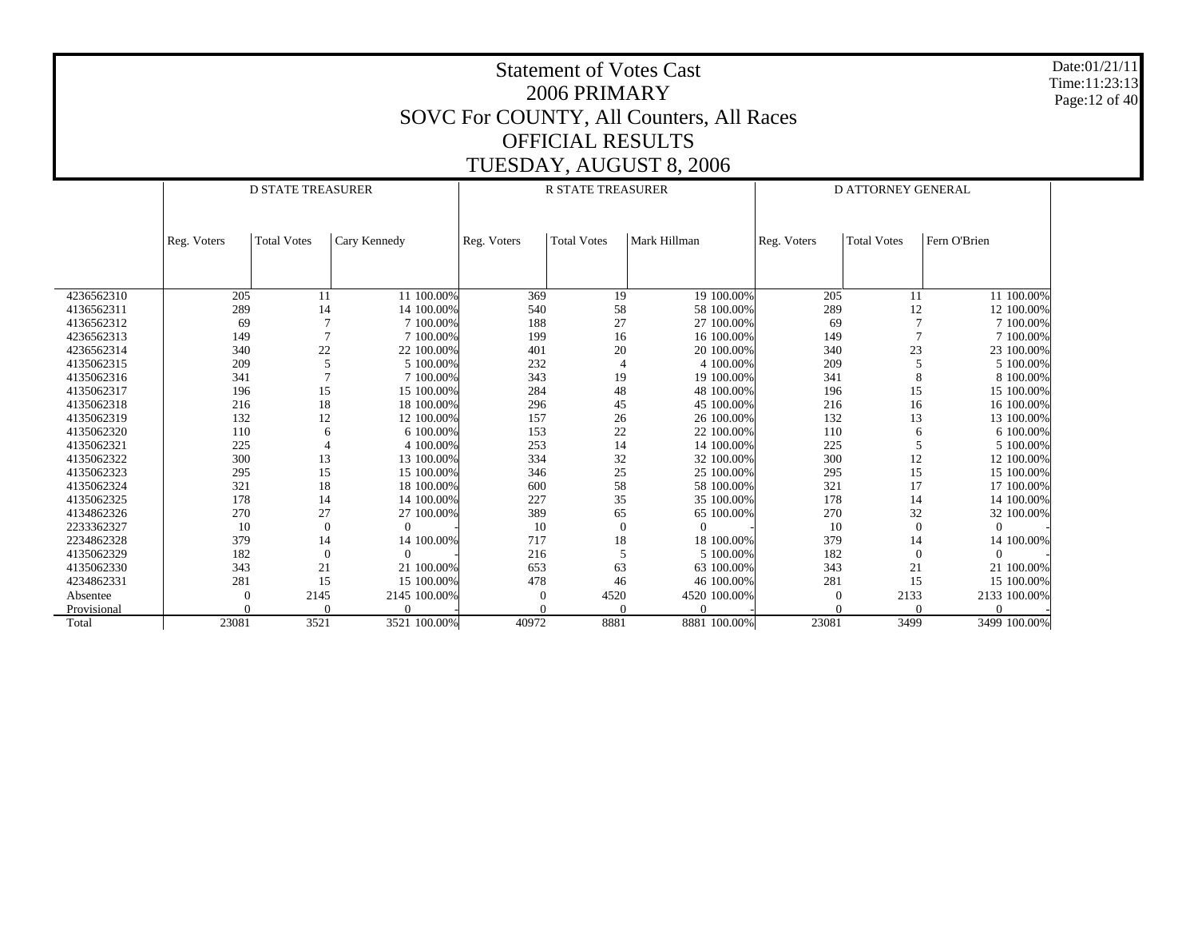# Statement of Votes Cast
## 2006 PRIMARY
## SOVC For COUNTY, All Counters, All Races
## OFFICIAL RESULTS
## TUESDAY, AUGUST 8, 2006

Date:01/21/11
Time:11:23:13

| | D STATE TREASURER | | | | R STATE TREASURER | | | | D ATTORNEY GENERAL | | | |
|---|---|---|---|---|---|---|---|---|---|---|---|---|
| | Reg. Voters | Total Votes | Cary Kennedy | | Reg. Voters | Total Votes | Mark Hillman | | Reg. Voters | Total Votes | Fern O'Brien | |
| 4236562310 | 205 | 11 | 11 | 100.00% | 369 | 19 | 19 | 100.00% | 205 | 11 | 11 | 100.00% |
| 4136562311 | 289 | 14 | 14 | 100.00% | 540 | 58 | 58 | 100.00% | 289 | 12 | 12 | 100.00% |
| 4136562312 | 69 | 7 | 7 | 100.00% | 188 | 27 | 27 | 100.00% | 69 | 7 | 7 | 100.00% |
| 4236562313 | 149 | 7 | 7 | 100.00% | 199 | 16 | 16 | 100.00% | 149 | 7 | 7 | 100.00% |
| 4236562314 | 340 | 22 | 22 | 100.00% | 401 | 20 | 20 | 100.00% | 340 | 23 | 23 | 100.00% |
| 4135062315 | 209 | 5 | 5 | 100.00% | 232 | 4 | 4 | 100.00% | 209 | 5 | 5 | 100.00% |
| 4135062316 | 341 | 7 | 7 | 100.00% | 343 | 19 | 19 | 100.00% | 341 | 8 | 8 | 100.00% |
| 4135062317 | 196 | 15 | 15 | 100.00% | 284 | 48 | 48 | 100.00% | 196 | 15 | 15 | 100.00% |
| 4135062318 | 216 | 18 | 18 | 100.00% | 296 | 45 | 45 | 100.00% | 216 | 16 | 16 | 100.00% |
| 4135062319 | 132 | 12 | 12 | 100.00% | 157 | 26 | 26 | 100.00% | 132 | 13 | 13 | 100.00% |
| 4135062320 | 110 | 6 | 6 | 100.00% | 153 | 22 | 22 | 100.00% | 110 | 6 | 6 | 100.00% |
| 4135062321 | 225 | 4 | 4 | 100.00% | 253 | 14 | 14 | 100.00% | 225 | 5 | 5 | 100.00% |
| 4135062322 | 300 | 13 | 13 | 100.00% | 334 | 32 | 32 | 100.00% | 300 | 12 | 12 | 100.00% |
| 4135062323 | 295 | 15 | 15 | 100.00% | 346 | 25 | 25 | 100.00% | 295 | 15 | 15 | 100.00% |
| 4135062324 | 321 | 18 | 18 | 100.00% | 600 | 58 | 58 | 100.00% | 321 | 17 | 17 | 100.00% |
| 4135062325 | 178 | 14 | 14 | 100.00% | 227 | 35 | 35 | 100.00% | 178 | 14 | 14 | 100.00% |
| 4134862326 | 270 | 27 | 27 | 100.00% | 389 | 65 | 65 | 100.00% | 270 | 32 | 32 | 100.00% |
| 2233362327 | 10 | 0 | 0 | - | 10 | 0 | 0 | - | 10 | 0 | 0 | - |
| 2234862328 | 379 | 14 | 14 | 100.00% | 717 | 18 | 18 | 100.00% | 379 | 14 | 14 | 100.00% |
| 4135062329 | 182 | 0 | 0 | - | 216 | 5 | 5 | 100.00% | 182 | 0 | 0 | - |
| 4135062330 | 343 | 21 | 21 | 100.00% | 653 | 63 | 63 | 100.00% | 343 | 21 | 21 | 100.00% |
| 4234862331 | 281 | 15 | 15 | 100.00% | 478 | 46 | 46 | 100.00% | 281 | 15 | 15 | 100.00% |
| Absentee | 0 | 2145 | 2145 | 100.00% | 0 | 4520 | 4520 | 100.00% | 0 | 2133 | 2133 | 100.00% |
| Provisional | 0 | 0 | 0 | - | 0 | 0 | 0 | - | 0 | 0 | 0 | - |
| Total | 23081 | 3521 | 3521 | 100.00% | 40972 | 8881 | 8881 | 100.00% | 23081 | 3499 | 3499 | 100.00% |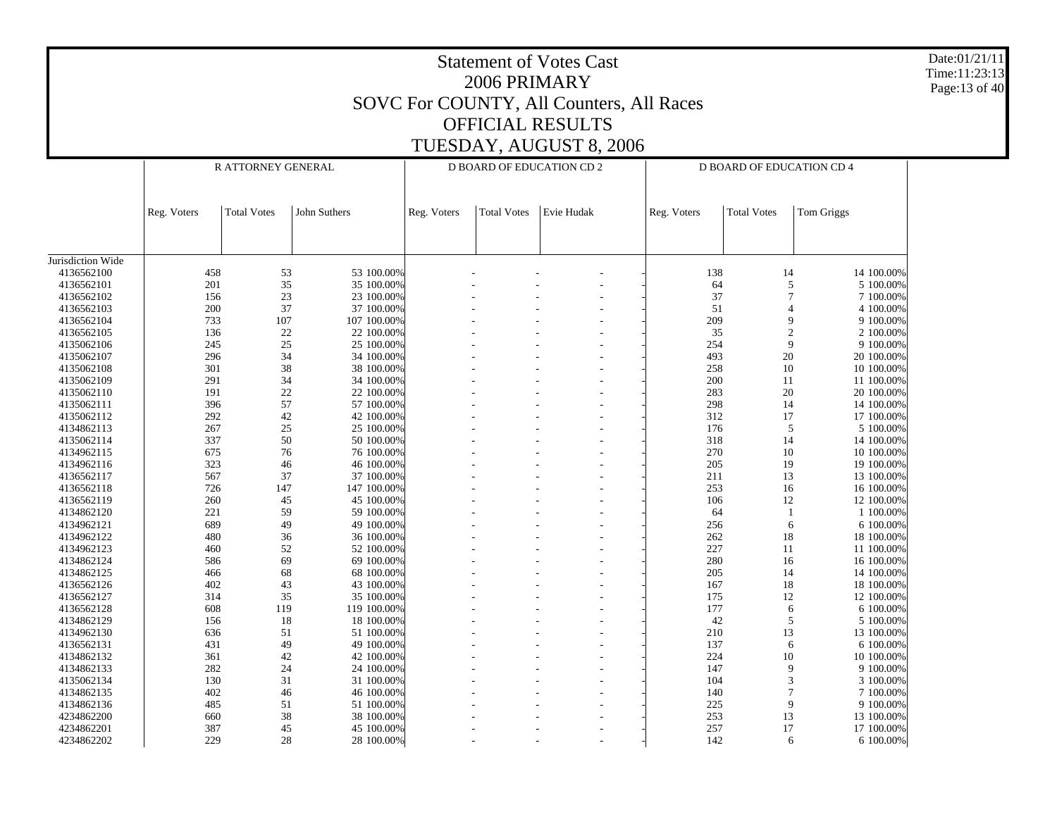# Statement of Votes Cast
## 2006 PRIMARY
## SOVC For COUNTY, All Counters, All Races
## OFFICIAL RESULTS
## TUESDAY, AUGUST 8, 2006

Date:01/21/11
Time:11:23:13

| | R ATTORNEY GENERAL | | | | D BOARD OF EDUCATION CD 2 | | | | D BOARD OF EDUCATION CD 4 | | | |
|---|---|---|---|---|---|---|---|---|---|---|---|---|
| | Reg. Voters | Total Votes | John Suthers | | Reg. Voters | Total Votes | Evie Hudak | | Reg. Voters | Total Votes | Tom Griggs | |
| Jurisdiction Wide | | | | | | | | | | | | |
| 4136562100 | 458 | 53 | 53 | 100.00% | - | - | - | - | 138 | 14 | 14 | 100.00% |
| 4136562101 | 201 | 35 | 35 | 100.00% | - | - | - | - | 64 | 5 | 5 | 100.00% |
| 4136562102 | 156 | 23 | 23 | 100.00% | - | - | - | - | 37 | 7 | 7 | 100.00% |
| 4136562103 | 200 | 37 | 37 | 100.00% | - | - | - | - | 51 | 4 | 4 | 100.00% |
| 4136562104 | 733 | 107 | 107 | 100.00% | - | - | - | - | 209 | 9 | 9 | 100.00% |
| 4136562105 | 136 | 22 | 22 | 100.00% | - | - | - | - | 35 | 2 | 2 | 100.00% |
| 4135062106 | 245 | 25 | 25 | 100.00% | - | - | - | - | 254 | 9 | 9 | 100.00% |
| 4135062107 | 296 | 34 | 34 | 100.00% | - | - | - | - | 493 | 20 | 20 | 100.00% |
| 4135062108 | 301 | 38 | 38 | 100.00% | - | - | - | - | 258 | 10 | 10 | 100.00% |
| 4135062109 | 291 | 34 | 34 | 100.00% | - | - | - | - | 200 | 11 | 11 | 100.00% |
| 4135062110 | 191 | 22 | 22 | 100.00% | - | - | - | - | 283 | 20 | 20 | 100.00% |
| 4135062111 | 396 | 57 | 57 | 100.00% | - | - | - | - | 298 | 14 | 14 | 100.00% |
| 4135062112 | 292 | 42 | 42 | 100.00% | - | - | - | - | 312 | 17 | 17 | 100.00% |
| 4134862113 | 267 | 25 | 25 | 100.00% | - | - | - | - | 176 | 5 | 5 | 100.00% |
| 4135062114 | 337 | 50 | 50 | 100.00% | - | - | - | - | 318 | 14 | 14 | 100.00% |
| 4134962115 | 675 | 76 | 76 | 100.00% | - | - | - | - | 270 | 10 | 10 | 100.00% |
| 4134962116 | 323 | 46 | 46 | 100.00% | - | - | - | - | 205 | 19 | 19 | 100.00% |
| 4136562117 | 567 | 37 | 37 | 100.00% | - | - | - | - | 211 | 13 | 13 | 100.00% |
| 4136562118 | 726 | 147 | 147 | 100.00% | - | - | - | - | 253 | 16 | 16 | 100.00% |
| 4136562119 | 260 | 45 | 45 | 100.00% | - | - | - | - | 106 | 12 | 12 | 100.00% |
| 4134862120 | 221 | 59 | 59 | 100.00% | - | - | - | - | 64 | 1 | 1 | 100.00% |
| 4134962121 | 689 | 49 | 49 | 100.00% | - | - | - | - | 256 | 6 | 6 | 100.00% |
| 4134962122 | 480 | 36 | 36 | 100.00% | - | - | - | - | 262 | 18 | 18 | 100.00% |
| 4134962123 | 460 | 52 | 52 | 100.00% | - | - | - | - | 227 | 11 | 11 | 100.00% |
| 4134862124 | 586 | 69 | 69 | 100.00% | - | - | - | - | 280 | 16 | 16 | 100.00% |
| 4134862125 | 466 | 68 | 68 | 100.00% | - | - | - | - | 205 | 14 | 14 | 100.00% |
| 4136562126 | 402 | 43 | 43 | 100.00% | - | - | - | - | 167 | 18 | 18 | 100.00% |
| 4136562127 | 314 | 35 | 35 | 100.00% | - | - | - | - | 175 | 12 | 12 | 100.00% |
| 4136562128 | 608 | 119 | 119 | 100.00% | - | - | - | - | 177 | 6 | 6 | 100.00% |
| 4134862129 | 156 | 18 | 18 | 100.00% | - | - | - | - | 42 | 5 | 5 | 100.00% |
| 4134962130 | 636 | 51 | 51 | 100.00% | - | - | - | - | 210 | 13 | 13 | 100.00% |
| 4136562131 | 431 | 49 | 49 | 100.00% | - | - | - | - | 137 | 6 | 6 | 100.00% |
| 4134862132 | 361 | 42 | 42 | 100.00% | - | - | - | - | 224 | 10 | 10 | 100.00% |
| 4134862133 | 282 | 24 | 24 | 100.00% | - | - | - | - | 147 | 9 | 9 | 100.00% |
| 4135062134 | 130 | 31 | 31 | 100.00% | - | - | - | - | 104 | 3 | 3 | 100.00% |
| 4134862135 | 402 | 46 | 46 | 100.00% | - | - | - | - | 140 | 7 | 7 | 100.00% |
| 4134862136 | 485 | 51 | 51 | 100.00% | - | - | - | - | 225 | 9 | 9 | 100.00% |
| 4234862200 | 660 | 38 | 38 | 100.00% | - | - | - | - | 253 | 13 | 13 | 100.00% |
| 4234862201 | 387 | 45 | 45 | 100.00% | - | - | - | - | 257 | 17 | 17 | 100.00% |
| 4234862202 | 229 | 28 | 28 | 100.00% | - | - | - | - | 142 | 6 | 6 | 100.00% |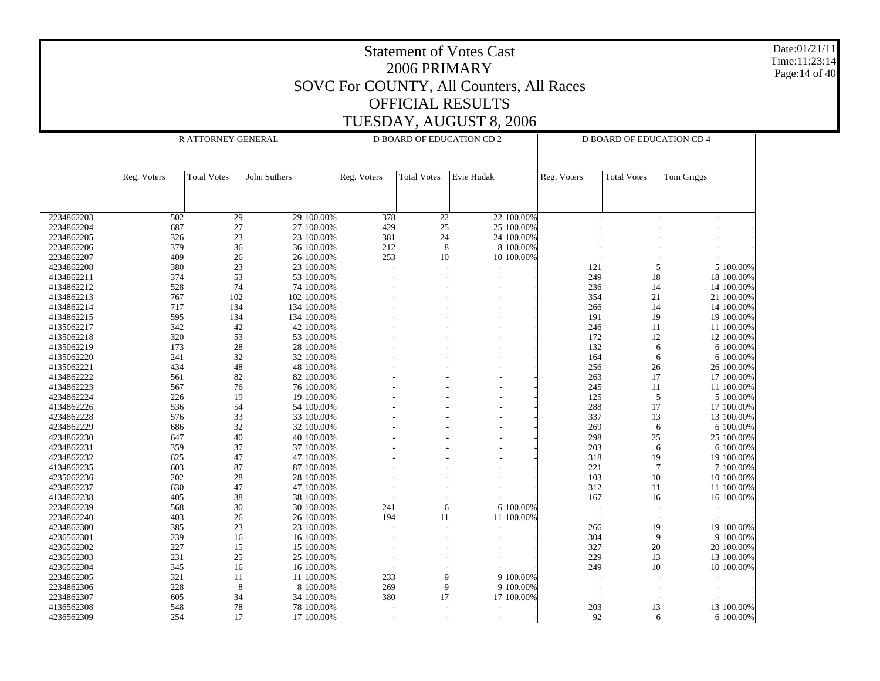# Statement of Votes Cast
## 2006 PRIMARY
## SOVC For COUNTY, All Counters, All Races
## OFFICIAL RESULTS
## TUESDAY, AUGUST 8, 2006

Date:01/21/11
Time:11:23:14

| | R ATTORNEY GENERAL | | | | D BOARD OF EDUCATION CD 2 | | | | D BOARD OF EDUCATION CD 4 | | | |
|---|---|---|---|---|---|---|---|---|---|---|---|---|
| | Reg. Voters | Total Votes | John Suthers | | Reg. Voters | Total Votes | Evie Hudak | | Reg. Voters | Total Votes | Tom Griggs | |
| 2234862203 | 502 | 29 | 29 | 100.00% | 378 | 22 | 22 | 100.00% | - | - | - | - |
| 2234862204 | 687 | 27 | 27 | 100.00% | 429 | 25 | 25 | 100.00% | - | - | - | - |
| 2234862205 | 326 | 23 | 23 | 100.00% | 381 | 24 | 24 | 100.00% | - | - | - | - |
| 2234862206 | 379 | 36 | 36 | 100.00% | 212 | 8 | 8 | 100.00% | - | - | - | - |
| 2234862207 | 409 | 26 | 26 | 100.00% | 253 | 10 | 10 | 100.00% | - | - | - | - |
| 4234862208 | 380 | 23 | 23 | 100.00% | - | - | - | - | 121 | 5 | 5 | 100.00% |
| 4134862211 | 374 | 53 | 53 | 100.00% | - | - | - | - | 249 | 18 | 18 | 100.00% |
| 4134862212 | 528 | 74 | 74 | 100.00% | - | - | - | - | 236 | 14 | 14 | 100.00% |
| 4134862213 | 767 | 102 | 102 | 100.00% | - | - | - | - | 354 | 21 | 21 | 100.00% |
| 4134862214 | 717 | 134 | 134 | 100.00% | - | - | - | - | 266 | 14 | 14 | 100.00% |
| 4134862215 | 595 | 134 | 134 | 100.00% | - | - | - | - | 191 | 19 | 19 | 100.00% |
| 4135062217 | 342 | 42 | 42 | 100.00% | - | - | - | - | 246 | 11 | 11 | 100.00% |
| 4135062218 | 320 | 53 | 53 | 100.00% | - | - | - | - | 172 | 12 | 12 | 100.00% |
| 4135062219 | 173 | 28 | 28 | 100.00% | - | - | - | - | 132 | 6 | 6 | 100.00% |
| 4135062220 | 241 | 32 | 32 | 100.00% | - | - | - | - | 164 | 6 | 6 | 100.00% |
| 4135062221 | 434 | 48 | 48 | 100.00% | - | - | - | - | 256 | 26 | 26 | 100.00% |
| 4134862222 | 561 | 82 | 82 | 100.00% | - | - | - | - | 263 | 17 | 17 | 100.00% |
| 4134862223 | 567 | 76 | 76 | 100.00% | - | - | - | - | 245 | 11 | 11 | 100.00% |
| 4234862224 | 226 | 19 | 19 | 100.00% | - | - | - | - | 125 | 5 | 5 | 100.00% |
| 4134862226 | 536 | 54 | 54 | 100.00% | - | - | - | - | 288 | 17 | 17 | 100.00% |
| 4234862228 | 576 | 33 | 33 | 100.00% | - | - | - | - | 337 | 13 | 13 | 100.00% |
| 4234862229 | 686 | 32 | 32 | 100.00% | - | - | - | - | 269 | 6 | 6 | 100.00% |
| 4234862230 | 647 | 40 | 40 | 100.00% | - | - | - | - | 298 | 25 | 25 | 100.00% |
| 4234862231 | 359 | 37 | 37 | 100.00% | - | - | - | - | 203 | 6 | 6 | 100.00% |
| 4234862232 | 625 | 47 | 47 | 100.00% | - | - | - | - | 318 | 19 | 19 | 100.00% |
| 4134862235 | 603 | 87 | 87 | 100.00% | - | - | - | - | 221 | 7 | 7 | 100.00% |
| 4235062236 | 202 | 28 | 28 | 100.00% | - | - | - | - | 103 | 10 | 10 | 100.00% |
| 4234862237 | 630 | 47 | 47 | 100.00% | - | - | - | - | 312 | 11 | 11 | 100.00% |
| 4134862238 | 405 | 38 | 38 | 100.00% | - | - | - | - | 167 | 16 | 16 | 100.00% |
| 2234862239 | 568 | 30 | 30 | 100.00% | 241 | 6 | 6 | 100.00% | - | - | - | - |
| 2234862240 | 403 | 26 | 26 | 100.00% | 194 | 11 | 11 | 100.00% | - | - | - | - |
| 4234862300 | 385 | 23 | 23 | 100.00% | - | - | - | - | 266 | 19 | 19 | 100.00% |
| 4236562301 | 239 | 16 | 16 | 100.00% | - | - | - | - | 304 | 9 | 9 | 100.00% |
| 4236562302 | 227 | 15 | 15 | 100.00% | - | - | - | - | 327 | 20 | 20 | 100.00% |
| 4236562303 | 231 | 25 | 25 | 100.00% | - | - | - | - | 229 | 13 | 13 | 100.00% |
| 4236562304 | 345 | 16 | 16 | 100.00% | - | - | - | - | 249 | 10 | 10 | 100.00% |
| 2234862305 | 321 | 11 | 11 | 100.00% | 233 | 9 | 9 | 100.00% | - | - | - | - |
| 2234862306 | 228 | 8 | 8 | 100.00% | 269 | 9 | 9 | 100.00% | - | - | - | - |
| 2234862307 | 605 | 34 | 34 | 100.00% | 380 | 17 | 17 | 100.00% | - | - | - | - |
| 4136562308 | 548 | 78 | 78 | 100.00% | - | - | - | - | 203 | 13 | 13 | 100.00% |
| 4236562309 | 254 | 17 | 17 | 100.00% | - | - | - | - | 92 | 6 | 6 | 100.00% |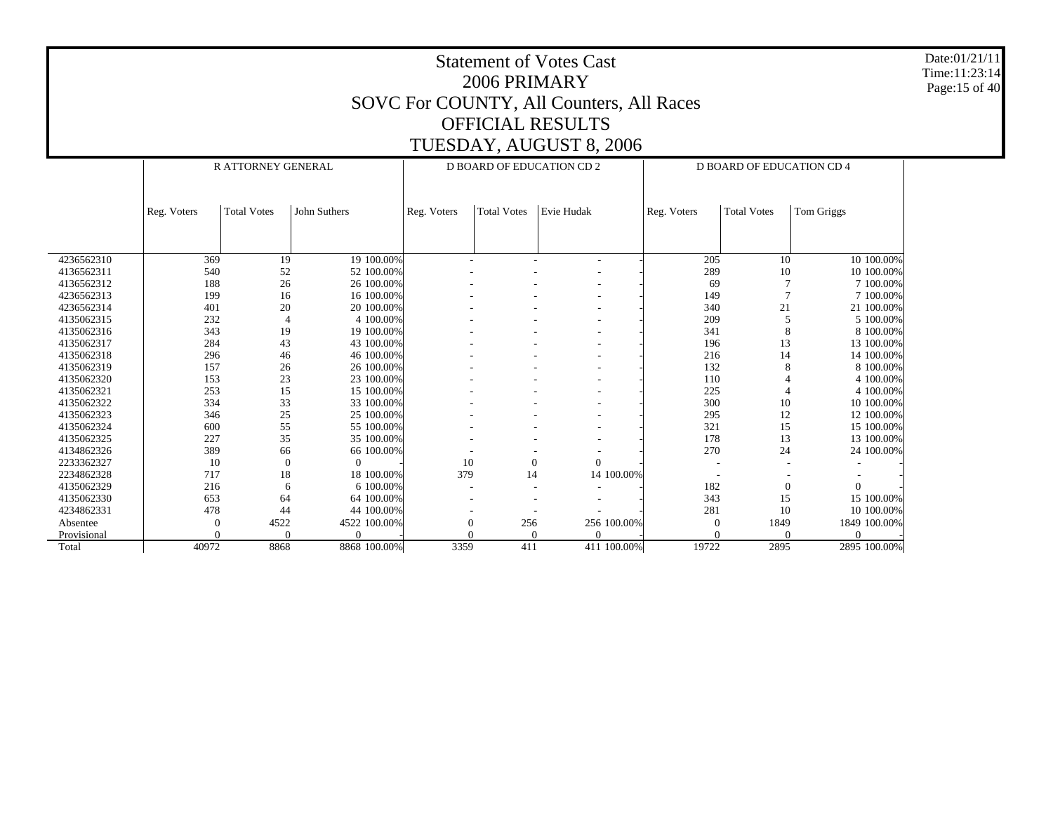# Statement of Votes Cast
## 2006 PRIMARY
## SOVC For COUNTY, All Counters, All Races
## OFFICIAL RESULTS
## TUESDAY, AUGUST 8, 2006

Date:01/21/11
Time:11:23:14

| | R ATTORNEY GENERAL | | | | D BOARD OF EDUCATION CD 2 | | | | D BOARD OF EDUCATION CD 4 | | | |
|---|---|---|---|---|---|---|---|---|---|---|---|---|
| | Reg. Voters | Total Votes | John Suthers | | Reg. Voters | Total Votes | Evie Hudak | | Reg. Voters | Total Votes | Tom Griggs | |
| 4236562310 | 369 | 19 | 19 | 100.00% | - | - | - | - | 205 | 10 | 10 | 100.00% |
| 4136562311 | 540 | 52 | 52 | 100.00% | - | - | - | - | 289 | 10 | 10 | 100.00% |
| 4136562312 | 188 | 26 | 26 | 100.00% | - | - | - | - | 69 | 7 | 7 | 100.00% |
| 4236562313 | 199 | 16 | 16 | 100.00% | - | - | - | - | 149 | 7 | 7 | 100.00% |
| 4236562314 | 401 | 20 | 20 | 100.00% | - | - | - | - | 340 | 21 | 21 | 100.00% |
| 4135062315 | 232 | 4 | 4 | 100.00% | - | - | - | - | 209 | 5 | 5 | 100.00% |
| 4135062316 | 343 | 19 | 19 | 100.00% | - | - | - | - | 341 | 8 | 8 | 100.00% |
| 4135062317 | 284 | 43 | 43 | 100.00% | - | - | - | - | 196 | 13 | 13 | 100.00% |
| 4135062318 | 296 | 46 | 46 | 100.00% | - | - | - | - | 216 | 14 | 14 | 100.00% |
| 4135062319 | 157 | 26 | 26 | 100.00% | - | - | - | - | 132 | 8 | 8 | 100.00% |
| 4135062320 | 153 | 23 | 23 | 100.00% | - | - | - | - | 110 | 4 | 4 | 100.00% |
| 4135062321 | 253 | 15 | 15 | 100.00% | - | - | - | - | 225 | 4 | 4 | 100.00% |
| 4135062322 | 334 | 33 | 33 | 100.00% | - | - | - | - | 300 | 10 | 10 | 100.00% |
| 4135062323 | 346 | 25 | 25 | 100.00% | - | - | - | - | 295 | 12 | 12 | 100.00% |
| 4135062324 | 600 | 55 | 55 | 100.00% | - | - | - | - | 321 | 15 | 15 | 100.00% |
| 4135062325 | 227 | 35 | 35 | 100.00% | - | - | - | - | 178 | 13 | 13 | 100.00% |
| 4134862326 | 389 | 66 | 66 | 100.00% | - | - | - | - | 270 | 24 | 24 | 100.00% |
| 2233362327 | 10 | 0 | 0 | - | 10 | 0 | 0 | - | - | - | - | - |
| 2234862328 | 717 | 18 | 18 | 100.00% | 379 | 14 | 14 | 100.00% | - | - | - | - |
| 4135062329 | 216 | 6 | 6 | 100.00% | - | - | - | - | 182 | 0 | 0 | - |
| 4135062330 | 653 | 64 | 64 | 100.00% | - | - | - | - | 343 | 15 | 15 | 100.00% |
| 4234862331 | 478 | 44 | 44 | 100.00% | - | - | - | - | 281 | 10 | 10 | 100.00% |
| Absentee | 0 | 4522 | 4522 | 100.00% | 0 | 256 | 256 | 100.00% | 0 | 1849 | 1849 | 100.00% |
| Provisional | 0 | 0 | 0 | - | 0 | 0 | 0 | - | 0 | 0 | 0 | - |
| Total | 40972 | 8868 | 8868 | 100.00% | 3359 | 411 | 411 | 100.00% | 19722 | 2895 | 2895 | 100.00% |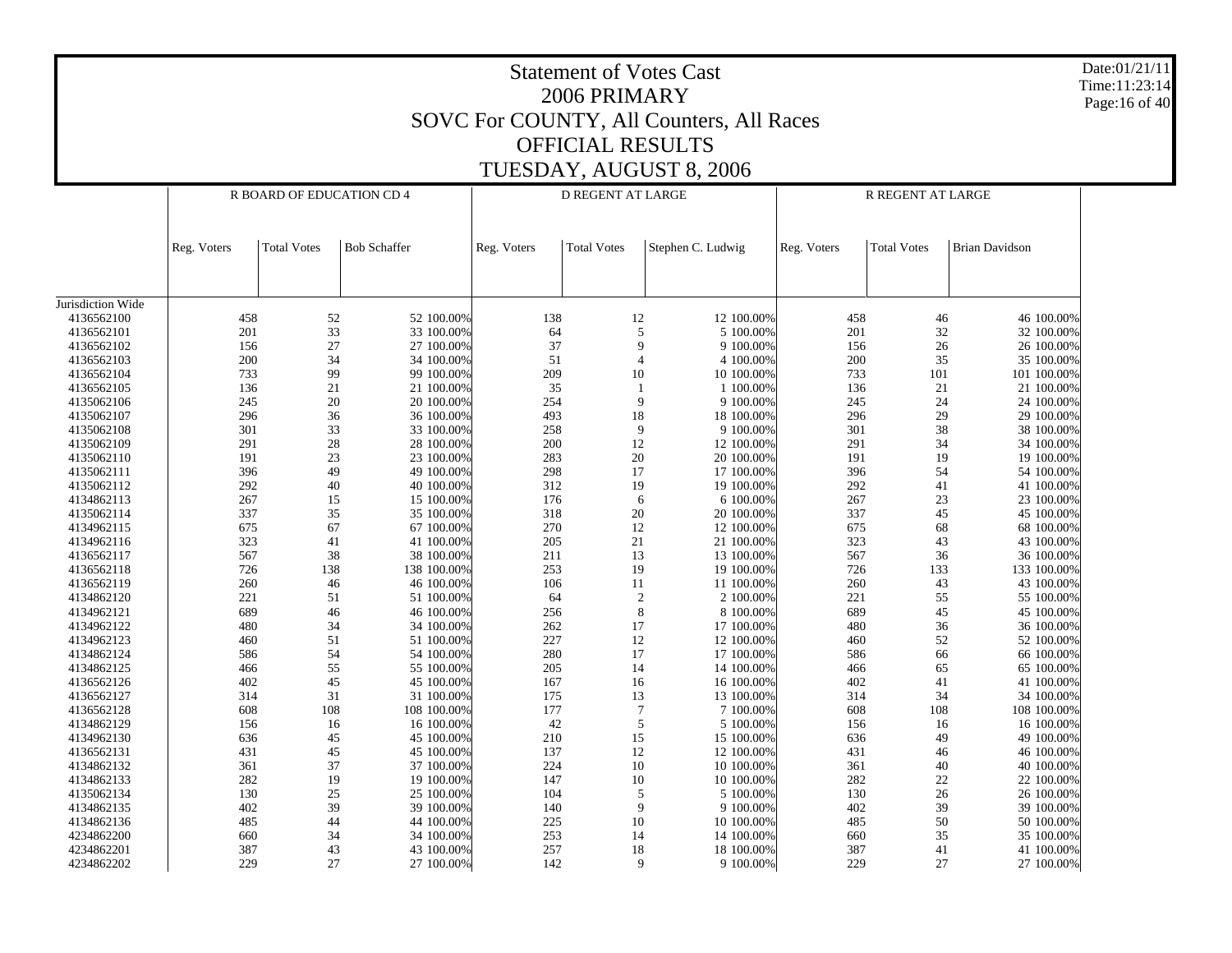# Statement of Votes Cast
## 2006 PRIMARY
## SOVC For COUNTY, All Counters, All Races
## OFFICIAL RESULTS
## TUESDAY, AUGUST 8, 2006

Date:01/21/11
Time:11:23:14

| | R BOARD OF EDUCATION CD 4 | | | | D REGENT AT LARGE | | | | R REGENT AT LARGE | | | |
|---|---|---|---|---|---|---|---|---|---|---|---|---|
| | Reg. Voters | Total Votes | Bob Schaffer | | Reg. Voters | Total Votes | Stephen C. Ludwig | | Reg. Voters | Total Votes | Brian Davidson | |
| Jurisdiction Wide | | | | | | | | | | | | |
| 4136562100 | 458 | 52 | 52 | 100.00% | 138 | 12 | 12 | 100.00% | 458 | 46 | 46 | 100.00% |
| 4136562101 | 201 | 33 | 33 | 100.00% | 64 | 5 | 5 | 100.00% | 201 | 32 | 32 | 100.00% |
| 4136562102 | 156 | 27 | 27 | 100.00% | 37 | 9 | 9 | 100.00% | 156 | 26 | 26 | 100.00% |
| 4136562103 | 200 | 34 | 34 | 100.00% | 51 | 4 | 4 | 100.00% | 200 | 35 | 35 | 100.00% |
| 4136562104 | 733 | 99 | 99 | 100.00% | 209 | 10 | 10 | 100.00% | 733 | 101 | 101 | 100.00% |
| 4136562105 | 136 | 21 | 21 | 100.00% | 35 | 1 | 1 | 100.00% | 136 | 21 | 21 | 100.00% |
| 4135062106 | 245 | 20 | 20 | 100.00% | 254 | 9 | 9 | 100.00% | 245 | 24 | 24 | 100.00% |
| 4135062107 | 296 | 36 | 36 | 100.00% | 493 | 18 | 18 | 100.00% | 296 | 29 | 29 | 100.00% |
| 4135062108 | 301 | 33 | 33 | 100.00% | 258 | 9 | 9 | 100.00% | 301 | 38 | 38 | 100.00% |
| 4135062109 | 291 | 28 | 28 | 100.00% | 200 | 12 | 12 | 100.00% | 291 | 34 | 34 | 100.00% |
| 4135062110 | 191 | 23 | 23 | 100.00% | 283 | 20 | 20 | 100.00% | 191 | 19 | 19 | 100.00% |
| 4135062111 | 396 | 49 | 49 | 100.00% | 298 | 17 | 17 | 100.00% | 396 | 54 | 54 | 100.00% |
| 4135062112 | 292 | 40 | 40 | 100.00% | 312 | 19 | 19 | 100.00% | 292 | 41 | 41 | 100.00% |
| 4134862113 | 267 | 15 | 15 | 100.00% | 176 | 6 | 6 | 100.00% | 267 | 23 | 23 | 100.00% |
| 4135062114 | 337 | 35 | 35 | 100.00% | 318 | 20 | 20 | 100.00% | 337 | 45 | 45 | 100.00% |
| 4134962115 | 675 | 67 | 67 | 100.00% | 270 | 12 | 12 | 100.00% | 675 | 68 | 68 | 100.00% |
| 4134962116 | 323 | 41 | 41 | 100.00% | 205 | 21 | 21 | 100.00% | 323 | 43 | 43 | 100.00% |
| 4136562117 | 567 | 38 | 38 | 100.00% | 211 | 13 | 13 | 100.00% | 567 | 36 | 36 | 100.00% |
| 4136562118 | 726 | 138 | 138 | 100.00% | 253 | 19 | 19 | 100.00% | 726 | 133 | 133 | 100.00% |
| 4136562119 | 260 | 46 | 46 | 100.00% | 106 | 11 | 11 | 100.00% | 260 | 43 | 43 | 100.00% |
| 4134862120 | 221 | 51 | 51 | 100.00% | 64 | 2 | 2 | 100.00% | 221 | 55 | 55 | 100.00% |
| 4134962121 | 689 | 46 | 46 | 100.00% | 256 | 8 | 8 | 100.00% | 689 | 45 | 45 | 100.00% |
| 4134962122 | 480 | 34 | 34 | 100.00% | 262 | 17 | 17 | 100.00% | 480 | 36 | 36 | 100.00% |
| 4134962123 | 460 | 51 | 51 | 100.00% | 227 | 12 | 12 | 100.00% | 460 | 52 | 52 | 100.00% |
| 4134862124 | 586 | 54 | 54 | 100.00% | 280 | 17 | 17 | 100.00% | 586 | 66 | 66 | 100.00% |
| 4134862125 | 466 | 55 | 55 | 100.00% | 205 | 14 | 14 | 100.00% | 466 | 65 | 65 | 100.00% |
| 4136562126 | 402 | 45 | 45 | 100.00% | 167 | 16 | 16 | 100.00% | 402 | 41 | 41 | 100.00% |
| 4136562127 | 314 | 31 | 31 | 100.00% | 175 | 13 | 13 | 100.00% | 314 | 34 | 34 | 100.00% |
| 4136562128 | 608 | 108 | 108 | 100.00% | 177 | 7 | 7 | 100.00% | 608 | 108 | 108 | 100.00% |
| 4134862129 | 156 | 16 | 16 | 100.00% | 42 | 5 | 5 | 100.00% | 156 | 16 | 16 | 100.00% |
| 4134962130 | 636 | 45 | 45 | 100.00% | 210 | 15 | 15 | 100.00% | 636 | 49 | 49 | 100.00% |
| 4136562131 | 431 | 45 | 45 | 100.00% | 137 | 12 | 12 | 100.00% | 431 | 46 | 46 | 100.00% |
| 4134862132 | 361 | 37 | 37 | 100.00% | 224 | 10 | 10 | 100.00% | 361 | 40 | 40 | 100.00% |
| 4134862133 | 282 | 19 | 19 | 100.00% | 147 | 10 | 10 | 100.00% | 282 | 22 | 22 | 100.00% |
| 4135062134 | 130 | 25 | 25 | 100.00% | 104 | 5 | 5 | 100.00% | 130 | 26 | 26 | 100.00% |
| 4134862135 | 402 | 39 | 39 | 100.00% | 140 | 9 | 9 | 100.00% | 402 | 39 | 39 | 100.00% |
| 4134862136 | 485 | 44 | 44 | 100.00% | 225 | 10 | 10 | 100.00% | 485 | 50 | 50 | 100.00% |
| 4234862200 | 660 | 34 | 34 | 100.00% | 253 | 14 | 14 | 100.00% | 660 | 35 | 35 | 100.00% |
| 4234862201 | 387 | 43 | 43 | 100.00% | 257 | 18 | 18 | 100.00% | 387 | 41 | 41 | 100.00% |
| 4234862202 | 229 | 27 | 27 | 100.00% | 142 | 9 | 9 | 100.00% | 229 | 27 | 27 | 100.00% |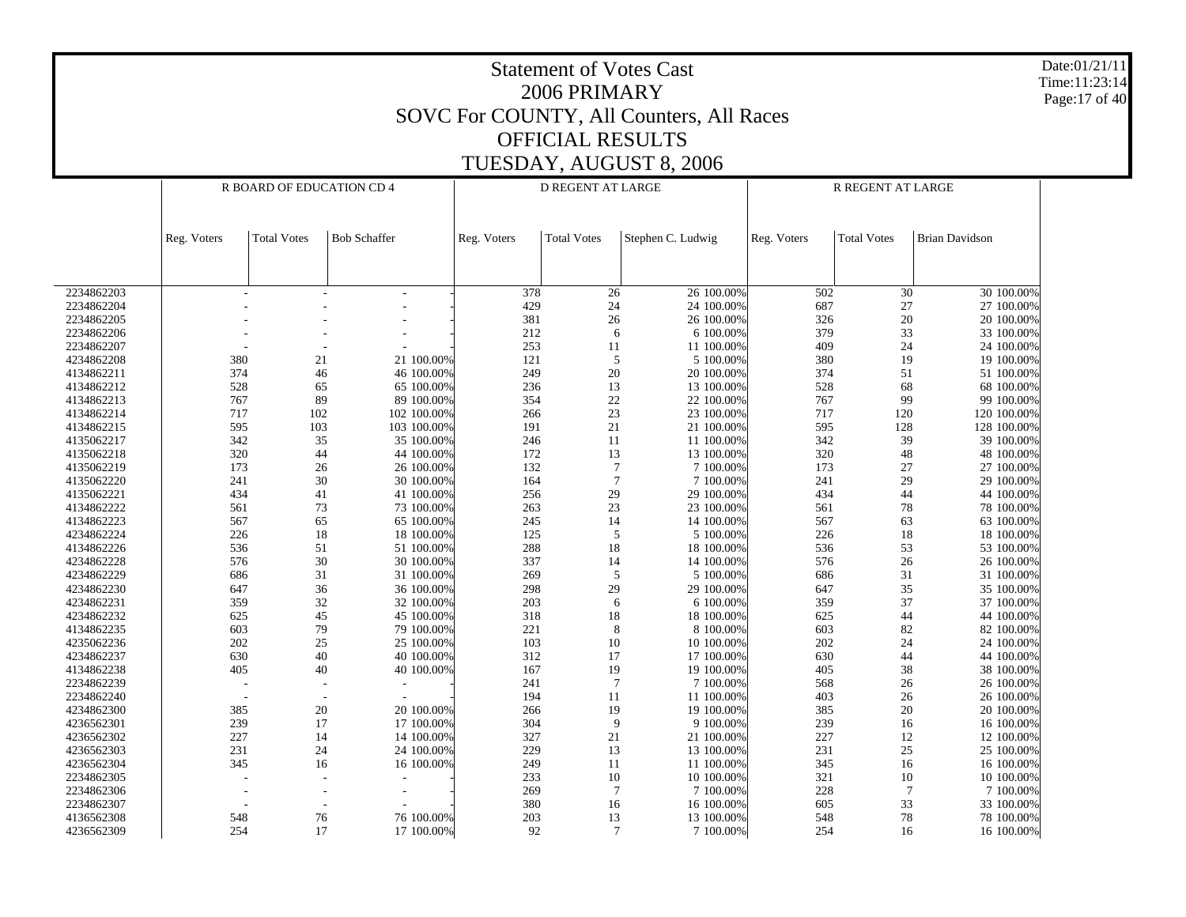# Statement of Votes Cast
## 2006 PRIMARY
## SOVC For COUNTY, All Counters, All Races
## OFFICIAL RESULTS
## TUESDAY, AUGUST 8, 2006

Date:01/21/11
Time:11:23:14

| | R BOARD OF EDUCATION CD 4 | | | | D REGENT AT LARGE | | | | R REGENT AT LARGE | | | |
|---|---|---|---|---|---|---|---|---|---|---|---|---|
| | Reg. Voters | Total Votes | Bob Schaffer | | Reg. Voters | Total Votes | Stephen C. Ludwig | | Reg. Voters | Total Votes | Brian Davidson | |
| 2234862203 | - | - | - | - | 378 | 26 | 26 | 100.00% | 502 | 30 | 30 | 100.00% |
| 2234862204 | - | - | - | - | 429 | 24 | 24 | 100.00% | 687 | 27 | 27 | 100.00% |
| 2234862205 | - | - | - | - | 381 | 26 | 26 | 100.00% | 326 | 20 | 20 | 100.00% |
| 2234862206 | - | - | - | - | 212 | 6 | 6 | 100.00% | 379 | 33 | 33 | 100.00% |
| 2234862207 | - | - | - | - | 253 | 11 | 11 | 100.00% | 409 | 24 | 24 | 100.00% |
| 4234862208 | 380 | 21 | 21 | 100.00% | 121 | 5 | 5 | 100.00% | 380 | 19 | 19 | 100.00% |
| 4134862211 | 374 | 46 | 46 | 100.00% | 249 | 20 | 20 | 100.00% | 374 | 51 | 51 | 100.00% |
| 4134862212 | 528 | 65 | 65 | 100.00% | 236 | 13 | 13 | 100.00% | 528 | 68 | 68 | 100.00% |
| 4134862213 | 767 | 89 | 89 | 100.00% | 354 | 22 | 22 | 100.00% | 767 | 99 | 99 | 100.00% |
| 4134862214 | 717 | 102 | 102 | 100.00% | 266 | 23 | 23 | 100.00% | 717 | 120 | 120 | 100.00% |
| 4134862215 | 595 | 103 | 103 | 100.00% | 191 | 21 | 21 | 100.00% | 595 | 128 | 128 | 100.00% |
| 4135062217 | 342 | 35 | 35 | 100.00% | 246 | 11 | 11 | 100.00% | 342 | 39 | 39 | 100.00% |
| 4135062218 | 320 | 44 | 44 | 100.00% | 172 | 13 | 13 | 100.00% | 320 | 48 | 48 | 100.00% |
| 4135062219 | 173 | 26 | 26 | 100.00% | 132 | 7 | 7 | 100.00% | 173 | 27 | 27 | 100.00% |
| 4135062220 | 241 | 30 | 30 | 100.00% | 164 | 7 | 7 | 100.00% | 241 | 29 | 29 | 100.00% |
| 4135062221 | 434 | 41 | 41 | 100.00% | 256 | 29 | 29 | 100.00% | 434 | 44 | 44 | 100.00% |
| 4134862222 | 561 | 73 | 73 | 100.00% | 263 | 23 | 23 | 100.00% | 561 | 78 | 78 | 100.00% |
| 4134862223 | 567 | 65 | 65 | 100.00% | 245 | 14 | 14 | 100.00% | 567 | 63 | 63 | 100.00% |
| 4234862224 | 226 | 18 | 18 | 100.00% | 125 | 5 | 5 | 100.00% | 226 | 18 | 18 | 100.00% |
| 4134862226 | 536 | 51 | 51 | 100.00% | 288 | 18 | 18 | 100.00% | 536 | 53 | 53 | 100.00% |
| 4234862228 | 576 | 30 | 30 | 100.00% | 337 | 14 | 14 | 100.00% | 576 | 26 | 26 | 100.00% |
| 4234862229 | 686 | 31 | 31 | 100.00% | 269 | 5 | 5 | 100.00% | 686 | 31 | 31 | 100.00% |
| 4234862230 | 647 | 36 | 36 | 100.00% | 298 | 29 | 29 | 100.00% | 647 | 35 | 35 | 100.00% |
| 4234862231 | 359 | 32 | 32 | 100.00% | 203 | 6 | 6 | 100.00% | 359 | 37 | 37 | 100.00% |
| 4234862232 | 625 | 45 | 45 | 100.00% | 318 | 18 | 18 | 100.00% | 625 | 44 | 44 | 100.00% |
| 4134862235 | 603 | 79 | 79 | 100.00% | 221 | 8 | 8 | 100.00% | 603 | 82 | 82 | 100.00% |
| 4235062236 | 202 | 25 | 25 | 100.00% | 103 | 10 | 10 | 100.00% | 202 | 24 | 24 | 100.00% |
| 4234862237 | 630 | 40 | 40 | 100.00% | 312 | 17 | 17 | 100.00% | 630 | 44 | 44 | 100.00% |
| 4134862238 | 405 | 40 | 40 | 100.00% | 167 | 19 | 19 | 100.00% | 405 | 38 | 38 | 100.00% |
| 2234862239 | - | - | - | - | 241 | 7 | 7 | 100.00% | 568 | 26 | 26 | 100.00% |
| 2234862240 | - | - | - | - | 194 | 11 | 11 | 100.00% | 403 | 26 | 26 | 100.00% |
| 4234862300 | 385 | 20 | 20 | 100.00% | 266 | 19 | 19 | 100.00% | 385 | 20 | 20 | 100.00% |
| 4236562301 | 239 | 17 | 17 | 100.00% | 304 | 9 | 9 | 100.00% | 239 | 16 | 16 | 100.00% |
| 4236562302 | 227 | 14 | 14 | 100.00% | 327 | 21 | 21 | 100.00% | 227 | 12 | 12 | 100.00% |
| 4236562303 | 231 | 24 | 24 | 100.00% | 229 | 13 | 13 | 100.00% | 231 | 25 | 25 | 100.00% |
| 4236562304 | 345 | 16 | 16 | 100.00% | 249 | 11 | 11 | 100.00% | 345 | 16 | 16 | 100.00% |
| 2234862305 | - | - | - | - | 233 | 10 | 10 | 100.00% | 321 | 10 | 10 | 100.00% |
| 2234862306 | - | - | - | - | 269 | 7 | 7 | 100.00% | 228 | 7 | 7 | 100.00% |
| 2234862307 | - | - | - | - | 380 | 16 | 16 | 100.00% | 605 | 33 | 33 | 100.00% |
| 4136562308 | 548 | 76 | 76 | 100.00% | 203 | 13 | 13 | 100.00% | 548 | 78 | 78 | 100.00% |
| 4236562309 | 254 | 17 | 17 | 100.00% | 92 | 7 | 7 | 100.00% | 254 | 16 | 16 | 100.00% |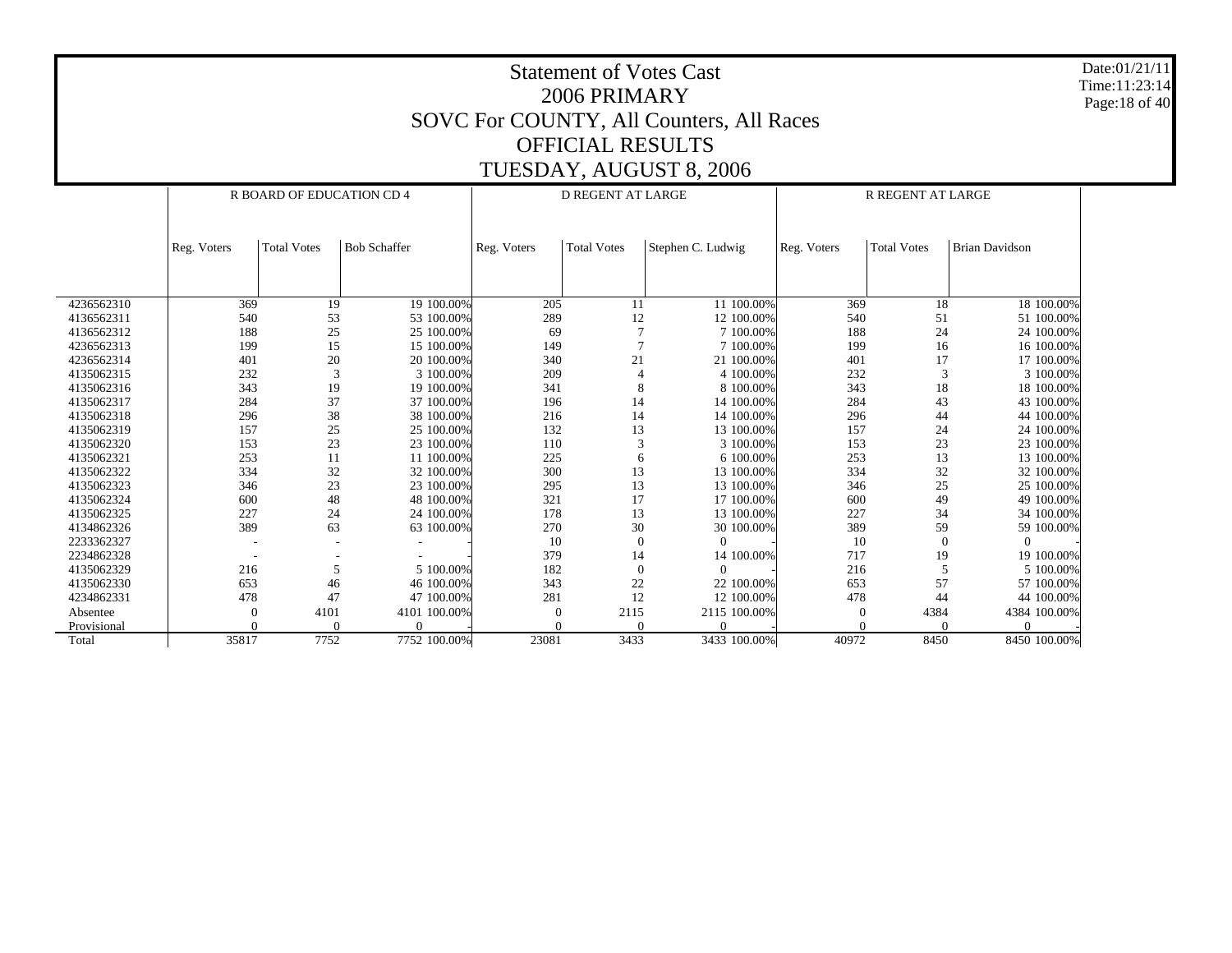# Statement of Votes Cast
# 2006 PRIMARY
# SOVC For COUNTY, All Counters, All Races
# OFFICIAL RESULTS
# TUESDAY, AUGUST 8, 2006

Date:01/21/11
Time:11:23:14

| | R BOARD OF EDUCATION CD 4 | | | | D REGENT AT LARGE | | | | R REGENT AT LARGE | | | |
|---|---|---|---|---|---|---|---|---|---|---|---|---|
| | Reg. Voters | Total Votes | Bob Schaffer | | Reg. Voters | Total Votes | Stephen C. Ludwig | | Reg. Voters | Total Votes | Brian Davidson | |
| 4236562310 | 369 | 19 | 19 | 100.00% | 205 | 11 | 11 | 100.00% | 369 | 18 | 18 | 100.00% |
| 4136562311 | 540 | 53 | 53 | 100.00% | 289 | 12 | 12 | 100.00% | 540 | 51 | 51 | 100.00% |
| 4136562312 | 188 | 25 | 25 | 100.00% | 69 | 7 | 7 | 100.00% | 188 | 24 | 24 | 100.00% |
| 4236562313 | 199 | 15 | 15 | 100.00% | 149 | 7 | 7 | 100.00% | 199 | 16 | 16 | 100.00% |
| 4236562314 | 401 | 20 | 20 | 100.00% | 340 | 21 | 21 | 100.00% | 401 | 17 | 17 | 100.00% |
| 4135062315 | 232 | 3 | 3 | 100.00% | 209 | 4 | 4 | 100.00% | 232 | 3 | 3 | 100.00% |
| 4135062316 | 343 | 19 | 19 | 100.00% | 341 | 8 | 8 | 100.00% | 343 | 18 | 18 | 100.00% |
| 4135062317 | 284 | 37 | 37 | 100.00% | 196 | 14 | 14 | 100.00% | 284 | 43 | 43 | 100.00% |
| 4135062318 | 296 | 38 | 38 | 100.00% | 216 | 14 | 14 | 100.00% | 296 | 44 | 44 | 100.00% |
| 4135062319 | 157 | 25 | 25 | 100.00% | 132 | 13 | 13 | 100.00% | 157 | 24 | 24 | 100.00% |
| 4135062320 | 153 | 23 | 23 | 100.00% | 110 | 3 | 3 | 100.00% | 153 | 23 | 23 | 100.00% |
| 4135062321 | 253 | 11 | 11 | 100.00% | 225 | 6 | 6 | 100.00% | 253 | 13 | 13 | 100.00% |
| 4135062322 | 334 | 32 | 32 | 100.00% | 300 | 13 | 13 | 100.00% | 334 | 32 | 32 | 100.00% |
| 4135062323 | 346 | 23 | 23 | 100.00% | 295 | 13 | 13 | 100.00% | 346 | 25 | 25 | 100.00% |
| 4135062324 | 600 | 48 | 48 | 100.00% | 321 | 17 | 17 | 100.00% | 600 | 49 | 49 | 100.00% |
| 4135062325 | 227 | 24 | 24 | 100.00% | 178 | 13 | 13 | 100.00% | 227 | 34 | 34 | 100.00% |
| 4134862326 | 389 | 63 | 63 | 100.00% | 270 | 30 | 30 | 100.00% | 389 | 59 | 59 | 100.00% |
| 2233362327 | - | - | - | - | 10 | 0 | 0 | - | 10 | 0 | 0 | - |
| 2234862328 | - | - | - | - | 379 | 14 | 14 | 100.00% | 717 | 19 | 19 | 100.00% |
| 4135062329 | 216 | 5 | 5 | 100.00% | 182 | 0 | 0 | - | 216 | 5 | 5 | 100.00% |
| 4135062330 | 653 | 46 | 46 | 100.00% | 343 | 22 | 22 | 100.00% | 653 | 57 | 57 | 100.00% |
| 4234862331 | 478 | 47 | 47 | 100.00% | 281 | 12 | 12 | 100.00% | 478 | 44 | 44 | 100.00% |
| Absentee | 0 | 4101 | 4101 | 100.00% | 0 | 2115 | 2115 | 100.00% | 0 | 4384 | 4384 | 100.00% |
| Provisional | 0 | 0 | 0 | - | 0 | 0 | 0 | - | 0 | 0 | 0 | - |
| Total | 35817 | 7752 | 7752 | 100.00% | 23081 | 3433 | 3433 | 100.00% | 40972 | 8450 | 8450 | 100.00% |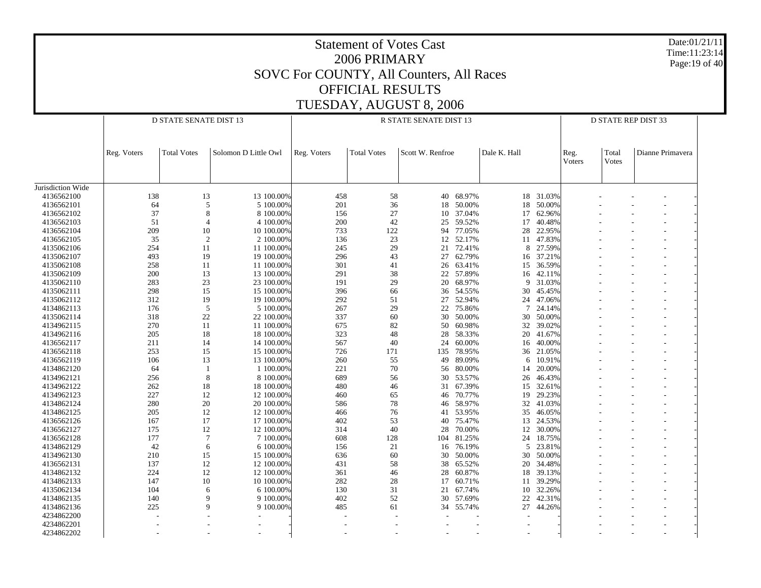# Statement of Votes Cast
## 2006 PRIMARY
## SOVC For COUNTY, All Counters, All Races
## OFFICIAL RESULTS
## TUESDAY, AUGUST 8, 2006

Date:01/21/11
Time:11:23:14

| | D STATE SENATE DIST 13 | | | | R STATE SENATE DIST 13 | | | | | | D STATE REP DIST 33 | | | |
|---|---|---|---|---|---|---|---|---|---|---|---|---|---|---|
| | Reg. Voters | Total Votes | Solomon D Little Owl | | Reg. Voters | Total Votes | Scott W. Renfroe | | Dale K. Hall | | Reg. Voters | Total Votes | Dianne Primavera | |
| Jurisdiction Wide | | | | | | | | | | | | | | |
| 4136562100 | 138 | 13 | 13 | 100.00% | 458 | 58 | 40 | 68.97% | 18 | 31.03% | - | - | - | - |
| 4136562101 | 64 | 5 | 5 | 100.00% | 201 | 36 | 18 | 50.00% | 18 | 50.00% | - | - | - | - |
| 4136562102 | 37 | 8 | 8 | 100.00% | 156 | 27 | 10 | 37.04% | 17 | 62.96% | - | - | - | - |
| 4136562103 | 51 | 4 | 4 | 100.00% | 200 | 42 | 25 | 59.52% | 17 | 40.48% | - | - | - | - |
| 4136562104 | 209 | 10 | 10 | 100.00% | 733 | 122 | 94 | 77.05% | 28 | 22.95% | - | - | - | - |
| 4136562105 | 35 | 2 | 2 | 100.00% | 136 | 23 | 12 | 52.17% | 11 | 47.83% | - | - | - | - |
| 4135062106 | 254 | 11 | 11 | 100.00% | 245 | 29 | 21 | 72.41% | 8 | 27.59% | - | - | - | - |
| 4135062107 | 493 | 19 | 19 | 100.00% | 296 | 43 | 27 | 62.79% | 16 | 37.21% | - | - | - | - |
| 4135062108 | 258 | 11 | 11 | 100.00% | 301 | 41 | 26 | 63.41% | 15 | 36.59% | - | - | - | - |
| 4135062109 | 200 | 13 | 13 | 100.00% | 291 | 38 | 22 | 57.89% | 16 | 42.11% | - | - | - | - |
| 4135062110 | 283 | 23 | 23 | 100.00% | 191 | 29 | 20 | 68.97% | 9 | 31.03% | - | - | - | - |
| 4135062111 | 298 | 15 | 15 | 100.00% | 396 | 66 | 36 | 54.55% | 30 | 45.45% | - | - | - | - |
| 4135062112 | 312 | 19 | 19 | 100.00% | 292 | 51 | 27 | 52.94% | 24 | 47.06% | - | - | - | - |
| 4134862113 | 176 | 5 | 5 | 100.00% | 267 | 29 | 22 | 75.86% | 7 | 24.14% | - | - | - | - |
| 4135062114 | 318 | 22 | 22 | 100.00% | 337 | 60 | 30 | 50.00% | 30 | 50.00% | - | - | - | - |
| 4134962115 | 270 | 11 | 11 | 100.00% | 675 | 82 | 50 | 60.98% | 32 | 39.02% | - | - | - | - |
| 4134962116 | 205 | 18 | 18 | 100.00% | 323 | 48 | 28 | 58.33% | 20 | 41.67% | - | - | - | - |
| 4136562117 | 211 | 14 | 14 | 100.00% | 567 | 40 | 24 | 60.00% | 16 | 40.00% | - | - | - | - |
| 4136562118 | 253 | 15 | 15 | 100.00% | 726 | 171 | 135 | 78.95% | 36 | 21.05% | - | - | - | - |
| 4136562119 | 106 | 13 | 13 | 100.00% | 260 | 55 | 49 | 89.09% | 6 | 10.91% | - | - | - | - |
| 4134862120 | 64 | 1 | 1 | 100.00% | 221 | 70 | 56 | 80.00% | 14 | 20.00% | - | - | - | - |
| 4134962121 | 256 | 8 | 8 | 100.00% | 689 | 56 | 30 | 53.57% | 26 | 46.43% | - | - | - | - |
| 4134962122 | 262 | 18 | 18 | 100.00% | 480 | 46 | 31 | 67.39% | 15 | 32.61% | - | - | - | - |
| 4134962123 | 227 | 12 | 12 | 100.00% | 460 | 65 | 46 | 70.77% | 19 | 29.23% | - | - | - | - |
| 4134862124 | 280 | 20 | 20 | 100.00% | 586 | 78 | 46 | 58.97% | 32 | 41.03% | - | - | - | - |
| 4134862125 | 205 | 12 | 12 | 100.00% | 466 | 76 | 41 | 53.95% | 35 | 46.05% | - | - | - | - |
| 4136562126 | 167 | 17 | 17 | 100.00% | 402 | 53 | 40 | 75.47% | 13 | 24.53% | - | - | - | - |
| 4136562127 | 175 | 12 | 12 | 100.00% | 314 | 40 | 28 | 70.00% | 12 | 30.00% | - | - | - | - |
| 4136562128 | 177 | 7 | 7 | 100.00% | 608 | 128 | 104 | 81.25% | 24 | 18.75% | - | - | - | - |
| 4134862129 | 42 | 6 | 6 | 100.00% | 156 | 21 | 16 | 76.19% | 5 | 23.81% | - | - | - | - |
| 4134962130 | 210 | 15 | 15 | 100.00% | 636 | 60 | 30 | 50.00% | 30 | 50.00% | - | - | - | - |
| 4136562131 | 137 | 12 | 12 | 100.00% | 431 | 58 | 38 | 65.52% | 20 | 34.48% | - | - | - | - |
| 4134862132 | 224 | 12 | 12 | 100.00% | 361 | 46 | 28 | 60.87% | 18 | 39.13% | - | - | - | - |
| 4134862133 | 147 | 10 | 10 | 100.00% | 282 | 28 | 17 | 60.71% | 11 | 39.29% | - | - | - | - |
| 4135062134 | 104 | 6 | 6 | 100.00% | 130 | 31 | 21 | 67.74% | 10 | 32.26% | - | - | - | - |
| 4134862135 | 140 | 9 | 9 | 100.00% | 402 | 52 | 30 | 57.69% | 22 | 42.31% | - | - | - | - |
| 4134862136 | 225 | 9 | 9 | 100.00% | 485 | 61 | 34 | 55.74% | 27 | 44.26% | - | - | - | - |
| 4234862200 | - | - | - | - | - | - | - | - | - | - | - | - | - | - |
| 4234862201 | - | - | - | - | - | - | - | - | - | - | - | - | - | - |
| 4234862202 | - | - | - | - | - | - | - | - | - | - | - | - | - | - |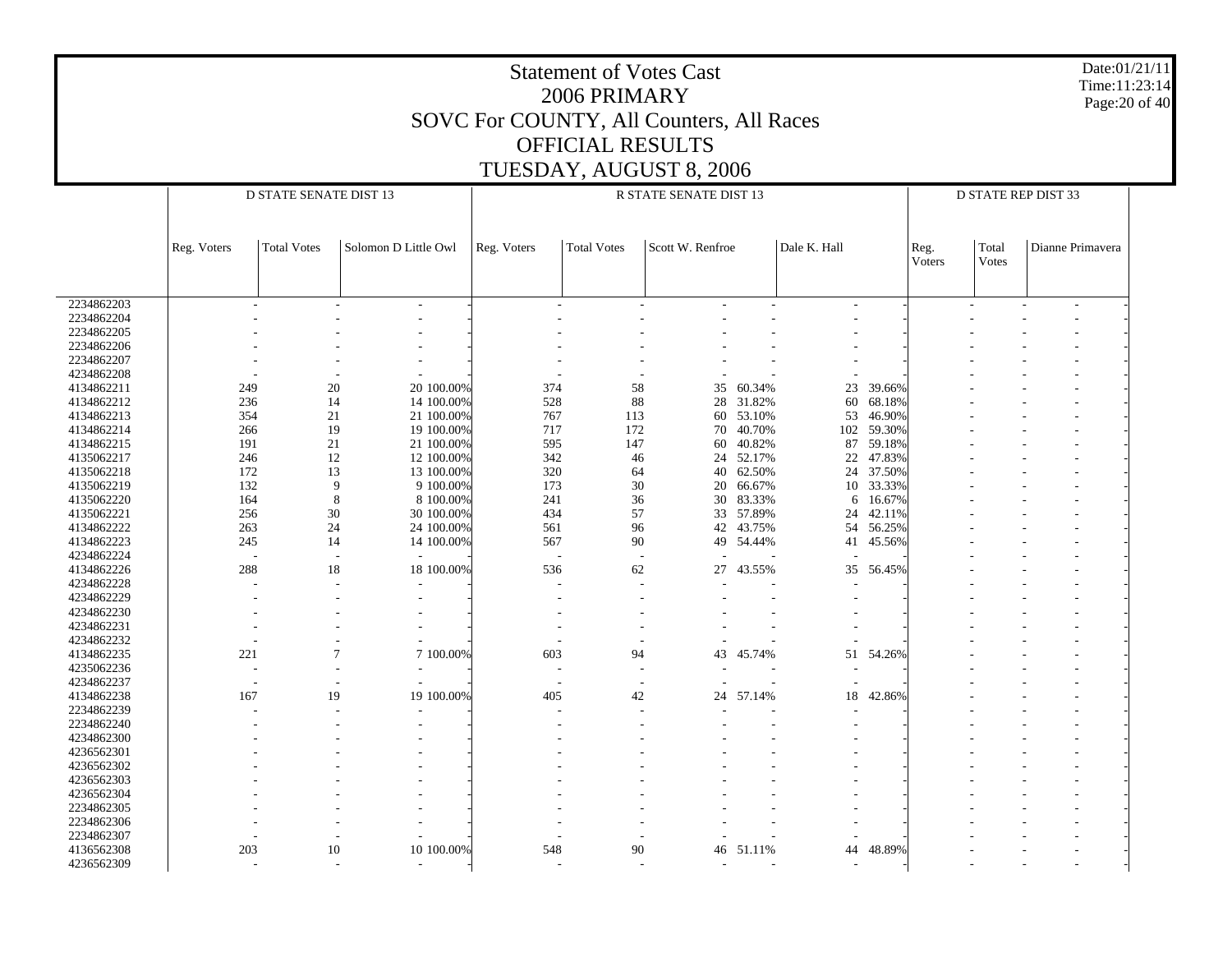# Statement of Votes Cast
## 2006 PRIMARY
## SOVC For COUNTY, All Counters, All Races
## OFFICIAL RESULTS
## TUESDAY, AUGUST 8, 2006

Date:01/21/11
Time:11:23:14

| | D STATE SENATE DIST 13 | | | | R STATE SENATE DIST 13 | | | | | | D STATE REP DIST 33 | | | |
|---|---|---|---|---|---|---|---|---|---|---|---|---|---|---|
| | Reg. Voters | Total Votes | Solomon D Little Owl | | Reg. Voters | Total Votes | Scott W. Renfroe | | Dale K. Hall | | Reg. Voters | Total Votes | Dianne Primavera | |
| 2234862203 | - | - | - | - | - | - | - | - | - | - | - | - | - | - |
| 2234862204 | - | - | - | - | - | - | - | - | - | - | - | - | - | - |
| 2234862205 | - | - | - | - | - | - | - | - | - | - | - | - | - | - |
| 2234862206 | - | - | - | - | - | - | - | - | - | - | - | - | - | - |
| 2234862207 | - | - | - | - | - | - | - | - | - | - | - | - | - | - |
| 4234862208 | - | - | - | - | - | - | - | - | - | - | - | - | - | - |
| 4134862211 | 249 | 20 | 20 | 100.00% | 374 | 58 | 35 | 60.34% | 23 | 39.66% | - | - | - | - |
| 4134862212 | 236 | 14 | 14 | 100.00% | 528 | 88 | 28 | 31.82% | 60 | 68.18% | - | - | - | - |
| 4134862213 | 354 | 21 | 21 | 100.00% | 767 | 113 | 60 | 53.10% | 53 | 46.90% | - | - | - | - |
| 4134862214 | 266 | 19 | 19 | 100.00% | 717 | 172 | 70 | 40.70% | 102 | 59.30% | - | - | - | - |
| 4134862215 | 191 | 21 | 21 | 100.00% | 595 | 147 | 60 | 40.82% | 87 | 59.18% | - | - | - | - |
| 4135062217 | 246 | 12 | 12 | 100.00% | 342 | 46 | 24 | 52.17% | 22 | 47.83% | - | - | - | - |
| 4135062218 | 172 | 13 | 13 | 100.00% | 320 | 64 | 40 | 62.50% | 24 | 37.50% | - | - | - | - |
| 4135062219 | 132 | 9 | 9 | 100.00% | 173 | 30 | 20 | 66.67% | 10 | 33.33% | - | - | - | - |
| 4135062220 | 164 | 8 | 8 | 100.00% | 241 | 36 | 30 | 83.33% | 6 | 16.67% | - | - | - | - |
| 4135062221 | 256 | 30 | 30 | 100.00% | 434 | 57 | 33 | 57.89% | 24 | 42.11% | - | - | - | - |
| 4134862222 | 263 | 24 | 24 | 100.00% | 561 | 96 | 42 | 43.75% | 54 | 56.25% | - | - | - | - |
| 4134862223 | 245 | 14 | 14 | 100.00% | 567 | 90 | 49 | 54.44% | 41 | 45.56% | - | - | - | - |
| 4234862224 | - | - | - | - | - | - | - | - | - | - | - | - | - | - |
| 4134862226 | 288 | 18 | 18 | 100.00% | 536 | 62 | 27 | 43.55% | 35 | 56.45% | - | - | - | - |
| 4234862228 | - | - | - | - | - | - | - | - | - | - | - | - | - | - |
| 4234862229 | - | - | - | - | - | - | - | - | - | - | - | - | - | - |
| 4234862230 | - | - | - | - | - | - | - | - | - | - | - | - | - | - |
| 4234862231 | - | - | - | - | - | - | - | - | - | - | - | - | - | - |
| 4234862232 | - | - | - | - | - | - | - | - | - | - | - | - | - | - |
| 4134862235 | 221 | 7 | 7 | 100.00% | 603 | 94 | 43 | 45.74% | 51 | 54.26% | - | - | - | - |
| 4235062236 | - | - | - | - | - | - | - | - | - | - | - | - | - | - |
| 4234862237 | - | - | - | - | - | - | - | - | - | - | - | - | - | - |
| 4134862238 | 167 | 19 | 19 | 100.00% | 405 | 42 | 24 | 57.14% | 18 | 42.86% | - | - | - | - |
| 2234862239 | - | - | - | - | - | - | - | - | - | - | - | - | - | - |
| 2234862240 | - | - | - | - | - | - | - | - | - | - | - | - | - | - |
| 4234862300 | - | - | - | - | - | - | - | - | - | - | - | - | - | - |
| 4236562301 | - | - | - | - | - | - | - | - | - | - | - | - | - | - |
| 4236562302 | - | - | - | - | - | - | - | - | - | - | - | - | - | - |
| 4236562303 | - | - | - | - | - | - | - | - | - | - | - | - | - | - |
| 4236562304 | - | - | - | - | - | - | - | - | - | - | - | - | - | - |
| 2234862305 | - | - | - | - | - | - | - | - | - | - | - | - | - | - |
| 2234862306 | - | - | - | - | - | - | - | - | - | - | - | - | - | - |
| 2234862307 | - | - | - | - | - | - | - | - | - | - | - | - | - | - |
| 4136562308 | 203 | 10 | 10 | 100.00% | 548 | 90 | 46 | 51.11% | 44 | 48.89% | - | - | - | - |
| 4236562309 | - | - | - | - | - | - | - | - | - | - | - | - | - | - |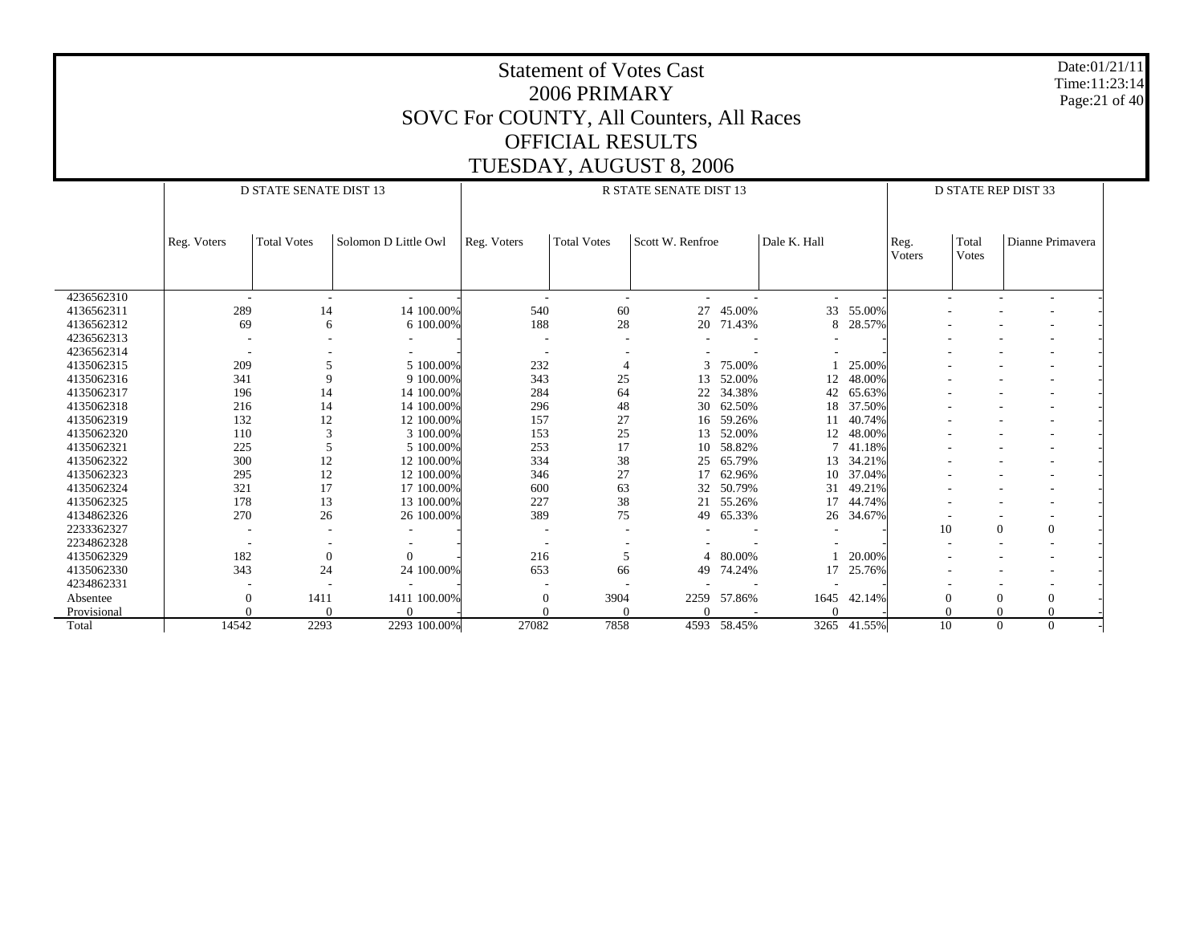# Statement of Votes Cast
# 2006 PRIMARY
# SOVC For COUNTY, All Counters, All Races
# OFFICIAL RESULTS
# TUESDAY, AUGUST 8, 2006

Date:01/21/11
Time:11:23:14

| | D STATE SENATE DIST 13 | | | | R STATE SENATE DIST 13 | | | | | | D STATE REP DIST 33 | | | |
|---|---|---|---|---|---|---|---|---|---|---|---|---|---|---|
| | Reg. Voters | Total Votes | Solomon D Little Owl | | Reg. Voters | Total Votes | Scott W. Renfroe | | Dale K. Hall | | Reg. Voters | Total Votes | Dianne Primavera | |
| 4236562310 | - | - | - | - | - | - | - | - | - | - | - | - | - | - |
| 4136562311 | 289 | 14 | 14 | 100.00% | 540 | 60 | 27 | 45.00% | 33 | 55.00% | - | - | - | - |
| 4136562312 | 69 | 6 | 6 | 100.00% | 188 | 28 | 20 | 71.43% | 8 | 28.57% | - | - | - | - |
| 4236562313 | - | - | - | - | - | - | - | - | - | - | - | - | - | - |
| 4236562314 | - | - | - | - | - | - | - | - | - | - | - | - | - | - |
| 4135062315 | 209 | 5 | 5 | 100.00% | 232 | 4 | 3 | 75.00% | 1 | 25.00% | - | - | - | - |
| 4135062316 | 341 | 9 | 9 | 100.00% | 343 | 25 | 13 | 52.00% | 12 | 48.00% | - | - | - | - |
| 4135062317 | 196 | 14 | 14 | 100.00% | 284 | 64 | 22 | 34.38% | 42 | 65.63% | - | - | - | - |
| 4135062318 | 216 | 14 | 14 | 100.00% | 296 | 48 | 30 | 62.50% | 18 | 37.50% | - | - | - | - |
| 4135062319 | 132 | 12 | 12 | 100.00% | 157 | 27 | 16 | 59.26% | 11 | 40.74% | - | - | - | - |
| 4135062320 | 110 | 3 | 3 | 100.00% | 153 | 25 | 13 | 52.00% | 12 | 48.00% | - | - | - | - |
| 4135062321 | 225 | 5 | 5 | 100.00% | 253 | 17 | 10 | 58.82% | 7 | 41.18% | - | - | - | - |
| 4135062322 | 300 | 12 | 12 | 100.00% | 334 | 38 | 25 | 65.79% | 13 | 34.21% | - | - | - | - |
| 4135062323 | 295 | 12 | 12 | 100.00% | 346 | 27 | 17 | 62.96% | 10 | 37.04% | - | - | - | - |
| 4135062324 | 321 | 17 | 17 | 100.00% | 600 | 63 | 32 | 50.79% | 31 | 49.21% | - | - | - | - |
| 4135062325 | 178 | 13 | 13 | 100.00% | 227 | 38 | 21 | 55.26% | 17 | 44.74% | - | - | - | - |
| 4134862326 | 270 | 26 | 26 | 100.00% | 389 | 75 | 49 | 65.33% | 26 | 34.67% | - | - | - | - |
| 2233362327 | - | - | - | - | - | - | - | - | - | - | 10 | 0 | 0 | - |
| 2234862328 | - | - | - | - | - | - | - | - | - | - | - | - | - | - |
| 4135062329 | 182 | 0 | 0 | - | 216 | 5 | 4 | 80.00% | 1 | 20.00% | - | - | - | - |
| 4135062330 | 343 | 24 | 24 | 100.00% | 653 | 66 | 49 | 74.24% | 17 | 25.76% | - | - | - | - |
| 4234862331 | - | - | - | - | - | - | - | - | - | - | - | - | - | - |
| Absentee | 0 | 1411 | 1411 | 100.00% | 0 | 3904 | 2259 | 57.86% | 1645 | 42.14% | 0 | 0 | 0 | - |
| Provisional | 0 | 0 | 0 | - | 0 | 0 | 0 | - | 0 | - | 0 | 0 | 0 | - |
| Total | 14542 | 2293 | 2293 | 100.00% | 27082 | 7858 | 4593 | 58.45% | 3265 | 41.55% | 10 | 0 | 0 | - |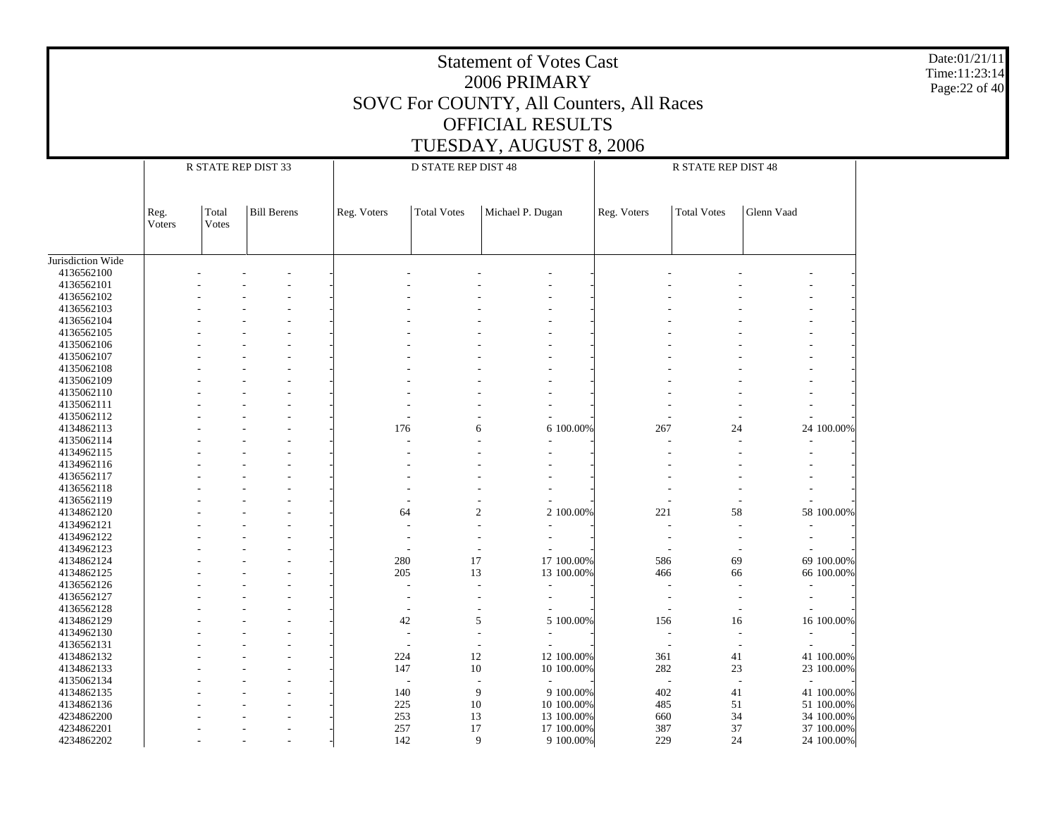# Statement of Votes Cast
## 2006 PRIMARY
## SOVC For COUNTY, All Counters, All Races
## OFFICIAL RESULTS
## TUESDAY, AUGUST 8, 2006

| | R STATE REP DIST 33 | | | | D STATE REP DIST 48 | | | | R STATE REP DIST 48 | | | |
|---|---|---|---|---|---|---|---|---|---|---|---|---|
| | Reg. Voters | Total Votes | Bill Berens | | Reg. Voters | Total Votes | Michael P. Dugan | | Reg. Voters | Total Votes | Glenn Vaad | |
| Jurisdiction Wide | | | | | | | | | | | | |
| 4136562100 | - | - | - | - | - | - | - | - | - | - | - | - |
| 4136562101 | - | - | - | - | - | - | - | - | - | - | - | - |
| 4136562102 | - | - | - | - | - | - | - | - | - | - | - | - |
| 4136562103 | - | - | - | - | - | - | - | - | - | - | - | - |
| 4136562104 | - | - | - | - | - | - | - | - | - | - | - | - |
| 4136562105 | - | - | - | - | - | - | - | - | - | - | - | - |
| 4135062106 | - | - | - | - | - | - | - | - | - | - | - | - |
| 4135062107 | - | - | - | - | - | - | - | - | - | - | - | - |
| 4135062108 | - | - | - | - | - | - | - | - | - | - | - | - |
| 4135062109 | - | - | - | - | - | - | - | - | - | - | - | - |
| 4135062110 | - | - | - | - | - | - | - | - | - | - | - | - |
| 4135062111 | - | - | - | - | - | - | - | - | - | - | - | - |
| 4135062112 | - | - | - | - | - | - | - | - | - | - | - | - |
| 4134862113 | - | - | - | - | 176 | 6 | 6 | 100.00% | 267 | 24 | 24 | 100.00% |
| 4135062114 | - | - | - | - | - | - | - | - | - | - | - | - |
| 4134962115 | - | - | - | - | - | - | - | - | - | - | - | - |
| 4134962116 | - | - | - | - | - | - | - | - | - | - | - | - |
| 4136562117 | - | - | - | - | - | - | - | - | - | - | - | - |
| 4136562118 | - | - | - | - | - | - | - | - | - | - | - | - |
| 4136562119 | - | - | - | - | - | - | - | - | - | - | - | - |
| 4134862120 | - | - | - | - | 64 | 2 | 2 | 100.00% | 221 | 58 | 58 | 100.00% |
| 4134962121 | - | - | - | - | - | - | - | - | - | - | - | - |
| 4134962122 | - | - | - | - | - | - | - | - | - | - | - | - |
| 4134962123 | - | - | - | - | - | - | - | - | - | - | - | - |
| 4134862124 | - | - | - | - | 280 | 17 | 17 | 100.00% | 586 | 69 | 69 | 100.00% |
| 4134862125 | - | - | - | - | 205 | 13 | 13 | 100.00% | 466 | 66 | 66 | 100.00% |
| 4136562126 | - | - | - | - | - | - | - | - | - | - | - | - |
| 4136562127 | - | - | - | - | - | - | - | - | - | - | - | - |
| 4136562128 | - | - | - | - | - | - | - | - | - | - | - | - |
| 4134862129 | - | - | - | - | 42 | 5 | 5 | 100.00% | 156 | 16 | 16 | 100.00% |
| 4134962130 | - | - | - | - | - | - | - | - | - | - | - | - |
| 4136562131 | - | - | - | - | - | - | - | - | - | - | - | - |
| 4134862132 | - | - | - | - | 224 | 12 | 12 | 100.00% | 361 | 41 | 41 | 100.00% |
| 4134862133 | - | - | - | - | 147 | 10 | 10 | 100.00% | 282 | 23 | 23 | 100.00% |
| 4135062134 | - | - | - | - | - | - | - | - | - | - | - | - |
| 4134862135 | - | - | - | - | 140 | 9 | 9 | 100.00% | 402 | 41 | 41 | 100.00% |
| 4134862136 | - | - | - | - | 225 | 10 | 10 | 100.00% | 485 | 51 | 51 | 100.00% |
| 4234862200 | - | - | - | - | 253 | 13 | 13 | 100.00% | 660 | 34 | 34 | 100.00% |
| 4234862201 | - | - | - | - | 257 | 17 | 17 | 100.00% | 387 | 37 | 37 | 100.00% |
| 4234862202 | - | - | - | - | 142 | 9 | 9 | 100.00% | 229 | 24 | 24 | 100.00% |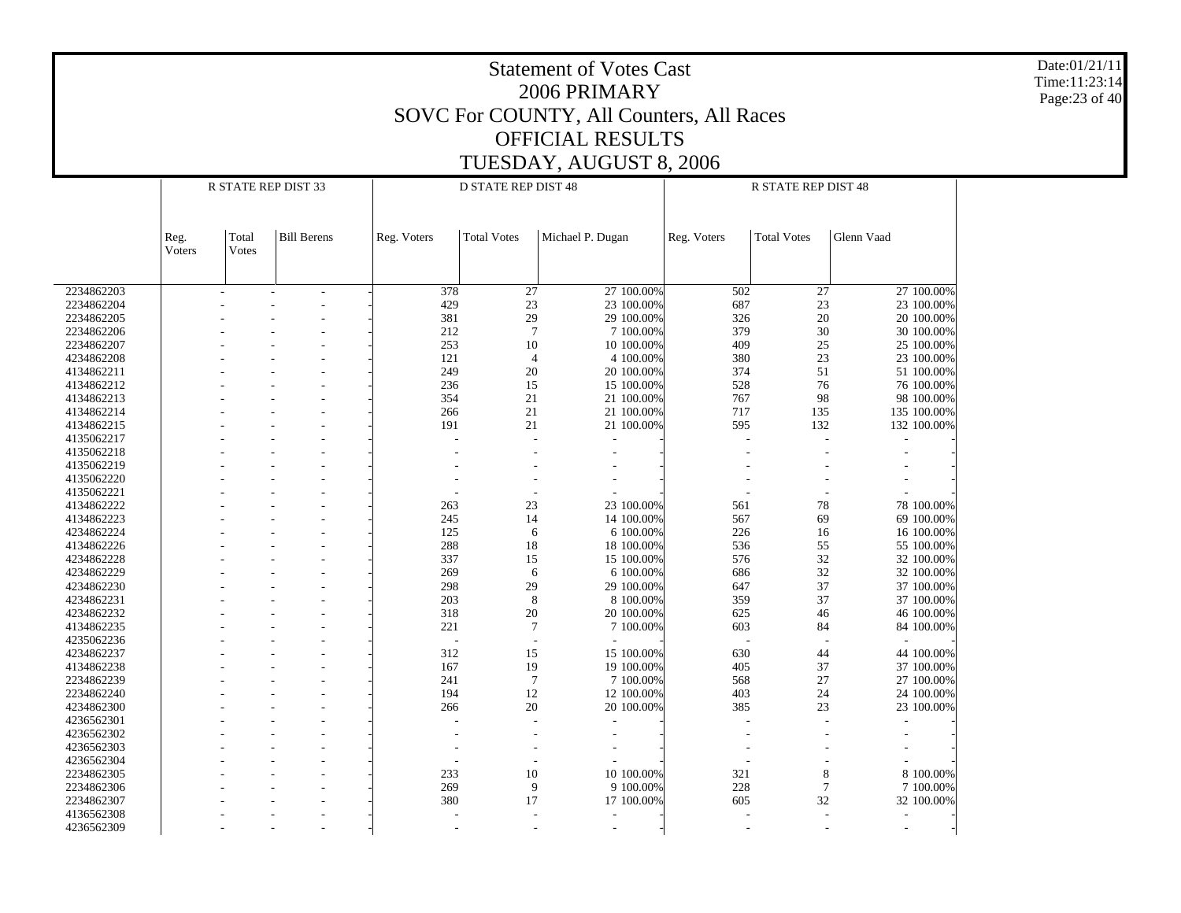# Statement of Votes Cast

## 2006 PRIMARY

## SOVC For COUNTY, All Counters, All Races

## OFFICIAL RESULTS

## TUESDAY, AUGUST 8, 2006

Date:01/21/11
Time:11:23:14

| | R STATE REP DIST 33 | | | | D STATE REP DIST 48 | | | | R STATE REP DIST 48 | | | |
|---|---|---|---|---|---|---|---|---|---|---|---|---|
| | Reg. Voters | Total Votes | Bill Berens | | Reg. Voters | Total Votes | Michael P. Dugan | | Reg. Voters | Total Votes | Glenn Vaad | |
| 2234862203 | - | - | - | - | 378 | 27 | 27 | 100.00% | 502 | 27 | 27 | 100.00% |
| 2234862204 | - | - | - | - | 429 | 23 | 23 | 100.00% | 687 | 23 | 23 | 100.00% |
| 2234862205 | - | - | - | - | 381 | 29 | 29 | 100.00% | 326 | 20 | 20 | 100.00% |
| 2234862206 | - | - | - | - | 212 | 7 | 7 | 100.00% | 379 | 30 | 30 | 100.00% |
| 2234862207 | - | - | - | - | 253 | 10 | 10 | 100.00% | 409 | 25 | 25 | 100.00% |
| 4234862208 | - | - | - | - | 121 | 4 | 4 | 100.00% | 380 | 23 | 23 | 100.00% |
| 4134862211 | - | - | - | - | 249 | 20 | 20 | 100.00% | 374 | 51 | 51 | 100.00% |
| 4134862212 | - | - | - | - | 236 | 15 | 15 | 100.00% | 528 | 76 | 76 | 100.00% |
| 4134862213 | - | - | - | - | 354 | 21 | 21 | 100.00% | 767 | 98 | 98 | 100.00% |
| 4134862214 | - | - | - | - | 266 | 21 | 21 | 100.00% | 717 | 135 | 135 | 100.00% |
| 4134862215 | - | - | - | - | 191 | 21 | 21 | 100.00% | 595 | 132 | 132 | 100.00% |
| 4135062217 | - | - | - | - | - | - | - | - | - | - | - | - |
| 4135062218 | - | - | - | - | - | - | - | - | - | - | - | - |
| 4135062219 | - | - | - | - | - | - | - | - | - | - | - | - |
| 4135062220 | - | - | - | - | - | - | - | - | - | - | - | - |
| 4135062221 | - | - | - | - | - | - | - | - | - | - | - | - |
| 4134862222 | - | - | - | - | 263 | 23 | 23 | 100.00% | 561 | 78 | 78 | 100.00% |
| 4134862223 | - | - | - | - | 245 | 14 | 14 | 100.00% | 567 | 69 | 69 | 100.00% |
| 4234862224 | - | - | - | - | 125 | 6 | 6 | 100.00% | 226 | 16 | 16 | 100.00% |
| 4134862226 | - | - | - | - | 288 | 18 | 18 | 100.00% | 536 | 55 | 55 | 100.00% |
| 4234862228 | - | - | - | - | 337 | 15 | 15 | 100.00% | 576 | 32 | 32 | 100.00% |
| 4234862229 | - | - | - | - | 269 | 6 | 6 | 100.00% | 686 | 32 | 32 | 100.00% |
| 4234862230 | - | - | - | - | 298 | 29 | 29 | 100.00% | 647 | 37 | 37 | 100.00% |
| 4234862231 | - | - | - | - | 203 | 8 | 8 | 100.00% | 359 | 37 | 37 | 100.00% |
| 4234862232 | - | - | - | - | 318 | 20 | 20 | 100.00% | 625 | 46 | 46 | 100.00% |
| 4134862235 | - | - | - | - | 221 | 7 | 7 | 100.00% | 603 | 84 | 84 | 100.00% |
| 4235062236 | - | - | - | - | - | - | - | - | - | - | - | - |
| 4234862237 | - | - | - | - | 312 | 15 | 15 | 100.00% | 630 | 44 | 44 | 100.00% |
| 4134862238 | - | - | - | - | 167 | 19 | 19 | 100.00% | 405 | 37 | 37 | 100.00% |
| 2234862239 | - | - | - | - | 241 | 7 | 7 | 100.00% | 568 | 27 | 27 | 100.00% |
| 2234862240 | - | - | - | - | 194 | 12 | 12 | 100.00% | 403 | 24 | 24 | 100.00% |
| 4234862300 | - | - | - | - | 266 | 20 | 20 | 100.00% | 385 | 23 | 23 | 100.00% |
| 4236562301 | - | - | - | - | - | - | - | - | - | - | - | - |
| 4236562302 | - | - | - | - | - | - | - | - | - | - | - | - |
| 4236562303 | - | - | - | - | - | - | - | - | - | - | - | - |
| 4236562304 | - | - | - | - | - | - | - | - | - | - | - | - |
| 2234862305 | - | - | - | - | 233 | 10 | 10 | 100.00% | 321 | 8 | 8 | 100.00% |
| 2234862306 | - | - | - | - | 269 | 9 | 9 | 100.00% | 228 | 7 | 7 | 100.00% |
| 2234862307 | - | - | - | - | 380 | 17 | 17 | 100.00% | 605 | 32 | 32 | 100.00% |
| 4136562308 | - | - | - | - | - | - | - | - | - | - | - | - |
| 4236562309 | - | - | - | - | - | - | - | - | - | - | - | - |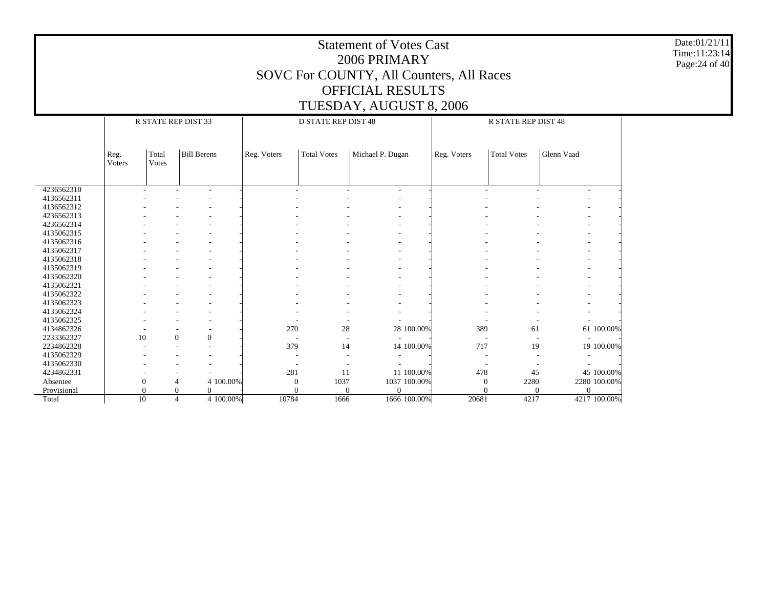# Statement of Votes Cast
## 2006 PRIMARY
## SOVC For COUNTY, All Counters, All Races
## OFFICIAL RESULTS
## TUESDAY, AUGUST 8, 2006

| | R STATE REP DIST 33 | | | | D STATE REP DIST 48 | | | | R STATE REP DIST 48 | | | |
|---|---|---|---|---|---|---|---|---|---|---|---|---|
| | Reg. Voters | Total Votes | Bill Berens | | Reg. Voters | Total Votes | Michael P. Dugan | | Reg. Voters | Total Votes | Glenn Vaad | |
| 4236562310 | - | - | - | - | - | - | - | - | - | - | - | - |
| 4136562311 | - | - | - | - | - | - | - | - | - | - | - | - |
| 4136562312 | - | - | - | - | - | - | - | - | - | - | - | - |
| 4236562313 | - | - | - | - | - | - | - | - | - | - | - | - |
| 4236562314 | - | - | - | - | - | - | - | - | - | - | - | - |
| 4135062315 | - | - | - | - | - | - | - | - | - | - | - | - |
| 4135062316 | - | - | - | - | - | - | - | - | - | - | - | - |
| 4135062317 | - | - | - | - | - | - | - | - | - | - | - | - |
| 4135062318 | - | - | - | - | - | - | - | - | - | - | - | - |
| 4135062319 | - | - | - | - | - | - | - | - | - | - | - | - |
| 4135062320 | - | - | - | - | - | - | - | - | - | - | - | - |
| 4135062321 | - | - | - | - | - | - | - | - | - | - | - | - |
| 4135062322 | - | - | - | - | - | - | - | - | - | - | - | - |
| 4135062323 | - | - | - | - | - | - | - | - | - | - | - | - |
| 4135062324 | - | - | - | - | - | - | - | - | - | - | - | - |
| 4135062325 | - | - | - | - | - | - | - | - | - | - | - | - |
| 4134862326 | - | - | - | - | 270 | 28 | 28 | 100.00% | 389 | 61 | 61 | 100.00% |
| 2233362327 | 10 | 0 | 0 | - | - | - | - | - | - | - | - | - |
| 2234862328 | - | - | - | - | 379 | 14 | 14 | 100.00% | 717 | 19 | 19 | 100.00% |
| 4135062329 | - | - | - | - | - | - | - | - | - | - | - | - |
| 4135062330 | - | - | - | - | - | - | - | - | - | - | - | - |
| 4234862331 | - | - | - | - | 281 | 11 | 11 | 100.00% | 478 | 45 | 45 | 100.00% |
| Absentee | 0 | 4 | 4 | 100.00% | 0 | 1037 | 1037 | 100.00% | 0 | 2280 | 2280 | 100.00% |
| Provisional | 0 | 0 | 0 | - | 0 | 0 | 0 | - | 0 | 0 | 0 | - |
| Total | 10 | 4 | 4 | 100.00% | 10784 | 1666 | 1666 | 100.00% | 20681 | 4217 | 4217 | 100.00% |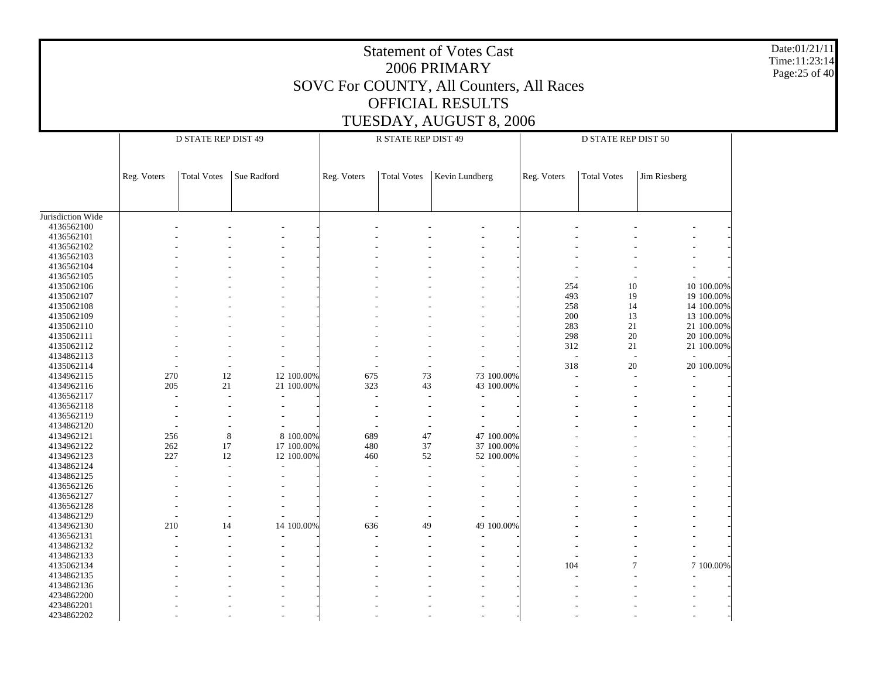# Statement of Votes Cast
## 2006 PRIMARY
## SOVC For COUNTY, All Counters, All Races
## OFFICIAL RESULTS
## TUESDAY, AUGUST 8, 2006

| | D STATE REP DIST 49 | | | | R STATE REP DIST 49 | | | | D STATE REP DIST 50 | | | |
|---|---|---|---|---|---|---|---|---|---|---|---|---|
| | Reg. Voters | Total Votes | Sue Radford | | Reg. Voters | Total Votes | Kevin Lundberg | | Reg. Voters | Total Votes | Jim Riesberg | |
| Jurisdiction Wide | | | | | | | | | | | | |
| 4136562100 | - | - | - | - | - | - | - | - | - | - | - | - |
| 4136562101 | - | - | - | - | - | - | - | - | - | - | - | - |
| 4136562102 | - | - | - | - | - | - | - | - | - | - | - | - |
| 4136562103 | - | - | - | - | - | - | - | - | - | - | - | - |
| 4136562104 | - | - | - | - | - | - | - | - | - | - | - | - |
| 4136562105 | - | - | - | - | - | - | - | - | - | - | - | - |
| 4135062106 | - | - | - | - | - | - | - | - | 254 | 10 | 10 | 100.00% |
| 4135062107 | - | - | - | - | - | - | - | - | 493 | 19 | 19 | 100.00% |
| 4135062108 | - | - | - | - | - | - | - | - | 258 | 14 | 14 | 100.00% |
| 4135062109 | - | - | - | - | - | - | - | - | 200 | 13 | 13 | 100.00% |
| 4135062110 | - | - | - | - | - | - | - | - | 283 | 21 | 21 | 100.00% |
| 4135062111 | - | - | - | - | - | - | - | - | 298 | 20 | 20 | 100.00% |
| 4135062112 | - | - | - | - | - | - | - | - | 312 | 21 | 21 | 100.00% |
| 4134862113 | - | - | - | - | - | - | - | - | - | - | - | - |
| 4135062114 | - | - | - | - | - | - | - | - | 318 | 20 | 20 | 100.00% |
| 4134962115 | 270 | 12 | 12 | 100.00% | 675 | 73 | 73 | 100.00% | - | - | - | - |
| 4134962116 | 205 | 21 | 21 | 100.00% | 323 | 43 | 43 | 100.00% | - | - | - | - |
| 4136562117 | - | - | - | - | - | - | - | - | - | - | - | - |
| 4136562118 | - | - | - | - | - | - | - | - | - | - | - | - |
| 4136562119 | - | - | - | - | - | - | - | - | - | - | - | - |
| 4134862120 | - | - | - | - | - | - | - | - | - | - | - | - |
| 4134962121 | 256 | 8 | 8 | 100.00% | 689 | 47 | 47 | 100.00% | - | - | - | - |
| 4134962122 | 262 | 17 | 17 | 100.00% | 480 | 37 | 37 | 100.00% | - | - | - | - |
| 4134962123 | 227 | 12 | 12 | 100.00% | 460 | 52 | 52 | 100.00% | - | - | - | - |
| 4134862124 | - | - | - | - | - | - | - | - | - | - | - | - |
| 4134862125 | - | - | - | - | - | - | - | - | - | - | - | - |
| 4136562126 | - | - | - | - | - | - | - | - | - | - | - | - |
| 4136562127 | - | - | - | - | - | - | - | - | - | - | - | - |
| 4136562128 | - | - | - | - | - | - | - | - | - | - | - | - |
| 4134862129 | - | - | - | - | - | - | - | - | - | - | - | - |
| 4134962130 | 210 | 14 | 14 | 100.00% | 636 | 49 | 49 | 100.00% | - | - | - | - |
| 4136562131 | - | - | - | - | - | - | - | - | - | - | - | - |
| 4134862132 | - | - | - | - | - | - | - | - | - | - | - | - |
| 4134862133 | - | - | - | - | - | - | - | - | - | - | - | - |
| 4135062134 | - | - | - | - | - | - | - | - | 104 | 7 | 7 | 100.00% |
| 4134862135 | - | - | - | - | - | - | - | - | - | - | - | - |
| 4134862136 | - | - | - | - | - | - | - | - | - | - | - | - |
| 4234862200 | - | - | - | - | - | - | - | - | - | - | - | - |
| 4234862201 | - | - | - | - | - | - | - | - | - | - | - | - |
| 4234862202 | - | - | - | - | - | - | - | - | - | - | - | - |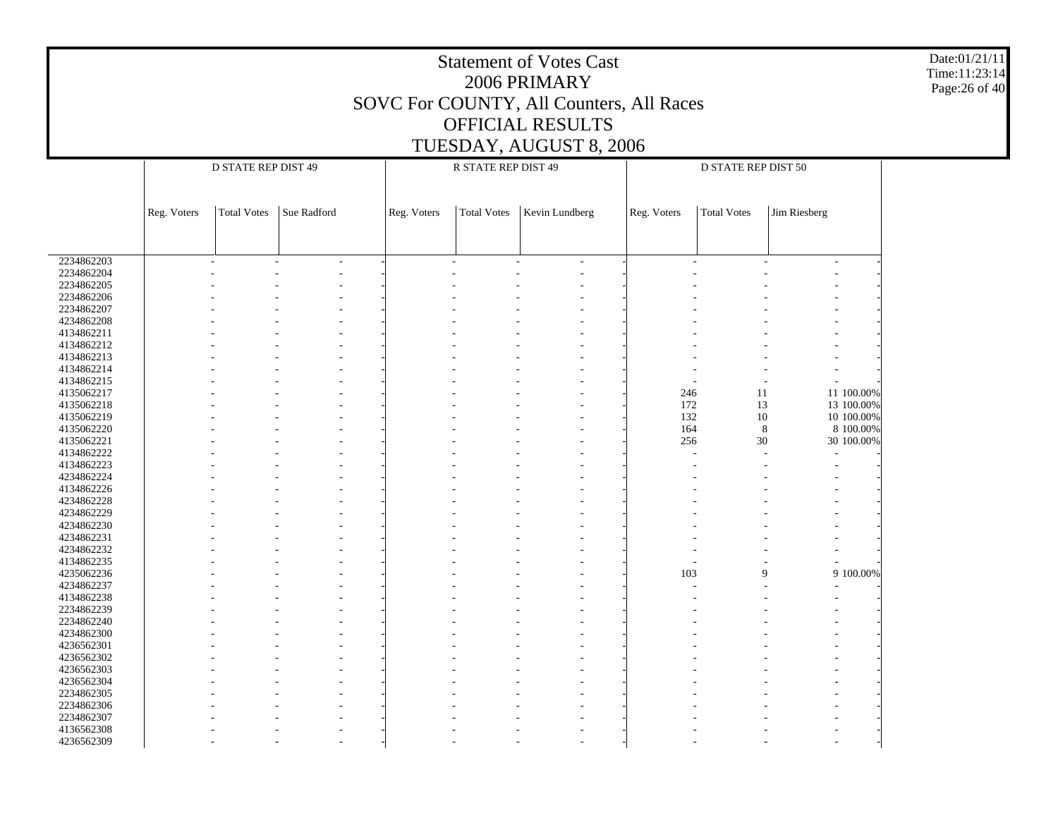# Statement of Votes Cast
## 2006 PRIMARY
## SOVC For COUNTY, All Counters, All Races
## OFFICIAL RESULTS
## TUESDAY, AUGUST 8, 2006

Date:01/21/11
Time:11:23:14

| | D STATE REP DIST 49 | | | | R STATE REP DIST 49 | | | | D STATE REP DIST 50 | | | |
|---|---|---|---|---|---|---|---|---|---|---|---|---|
| | Reg. Voters | Total Votes | Sue Radford | | Reg. Voters | Total Votes | Kevin Lundberg | | Reg. Voters | Total Votes | Jim Riesberg | |
| 2234862203 | - | - | - | - | - | - | - | - | - | - | - | - |
| 2234862204 | - | - | - | - | - | - | - | - | - | - | - | - |
| 2234862205 | - | - | - | - | - | - | - | - | - | - | - | - |
| 2234862206 | - | - | - | - | - | - | - | - | - | - | - | - |
| 2234862207 | - | - | - | - | - | - | - | - | - | - | - | - |
| 4234862208 | - | - | - | - | - | - | - | - | - | - | - | - |
| 4134862211 | - | - | - | - | - | - | - | - | - | - | - | - |
| 4134862212 | - | - | - | - | - | - | - | - | - | - | - | - |
| 4134862213 | - | - | - | - | - | - | - | - | - | - | - | - |
| 4134862214 | - | - | - | - | - | - | - | - | - | - | - | - |
| 4134862215 | - | - | - | - | - | - | - | - | - | - | - | - |
| 4135062217 | - | - | - | - | - | - | - | - | 246 | 11 | 11 | 100.00% |
| 4135062218 | - | - | - | - | - | - | - | - | 172 | 13 | 13 | 100.00% |
| 4135062219 | - | - | - | - | - | - | - | - | 132 | 10 | 10 | 100.00% |
| 4135062220 | - | - | - | - | - | - | - | - | 164 | 8 | 8 | 100.00% |
| 4135062221 | - | - | - | - | - | - | - | - | 256 | 30 | 30 | 100.00% |
| 4134862222 | - | - | - | - | - | - | - | - | - | - | - | - |
| 4134862223 | - | - | - | - | - | - | - | - | - | - | - | - |
| 4234862224 | - | - | - | - | - | - | - | - | - | - | - | - |
| 4134862226 | - | - | - | - | - | - | - | - | - | - | - | - |
| 4234862228 | - | - | - | - | - | - | - | - | - | - | - | - |
| 4234862229 | - | - | - | - | - | - | - | - | - | - | - | - |
| 4234862230 | - | - | - | - | - | - | - | - | - | - | - | - |
| 4234862231 | - | - | - | - | - | - | - | - | - | - | - | - |
| 4234862232 | - | - | - | - | - | - | - | - | - | - | - | - |
| 4134862235 | - | - | - | - | - | - | - | - | - | - | - | - |
| 4235062236 | - | - | - | - | - | - | - | - | 103 | 9 | 9 | 100.00% |
| 4234862237 | - | - | - | - | - | - | - | - | - | - | - | - |
| 4134862238 | - | - | - | - | - | - | - | - | - | - | - | - |
| 2234862239 | - | - | - | - | - | - | - | - | - | - | - | - |
| 2234862240 | - | - | - | - | - | - | - | - | - | - | - | - |
| 4234862300 | - | - | - | - | - | - | - | - | - | - | - | - |
| 4236562301 | - | - | - | - | - | - | - | - | - | - | - | - |
| 4236562302 | - | - | - | - | - | - | - | - | - | - | - | - |
| 4236562303 | - | - | - | - | - | - | - | - | - | - | - | - |
| 4236562304 | - | - | - | - | - | - | - | - | - | - | - | - |
| 2234862305 | - | - | - | - | - | - | - | - | - | - | - | - |
| 2234862306 | - | - | - | - | - | - | - | - | - | - | - | - |
| 2234862307 | - | - | - | - | - | - | - | - | - | - | - | - |
| 4136562308 | - | - | - | - | - | - | - | - | - | - | - | - |
| 4236562309 | - | - | - | - | - | - | - | - | - | - | - | - |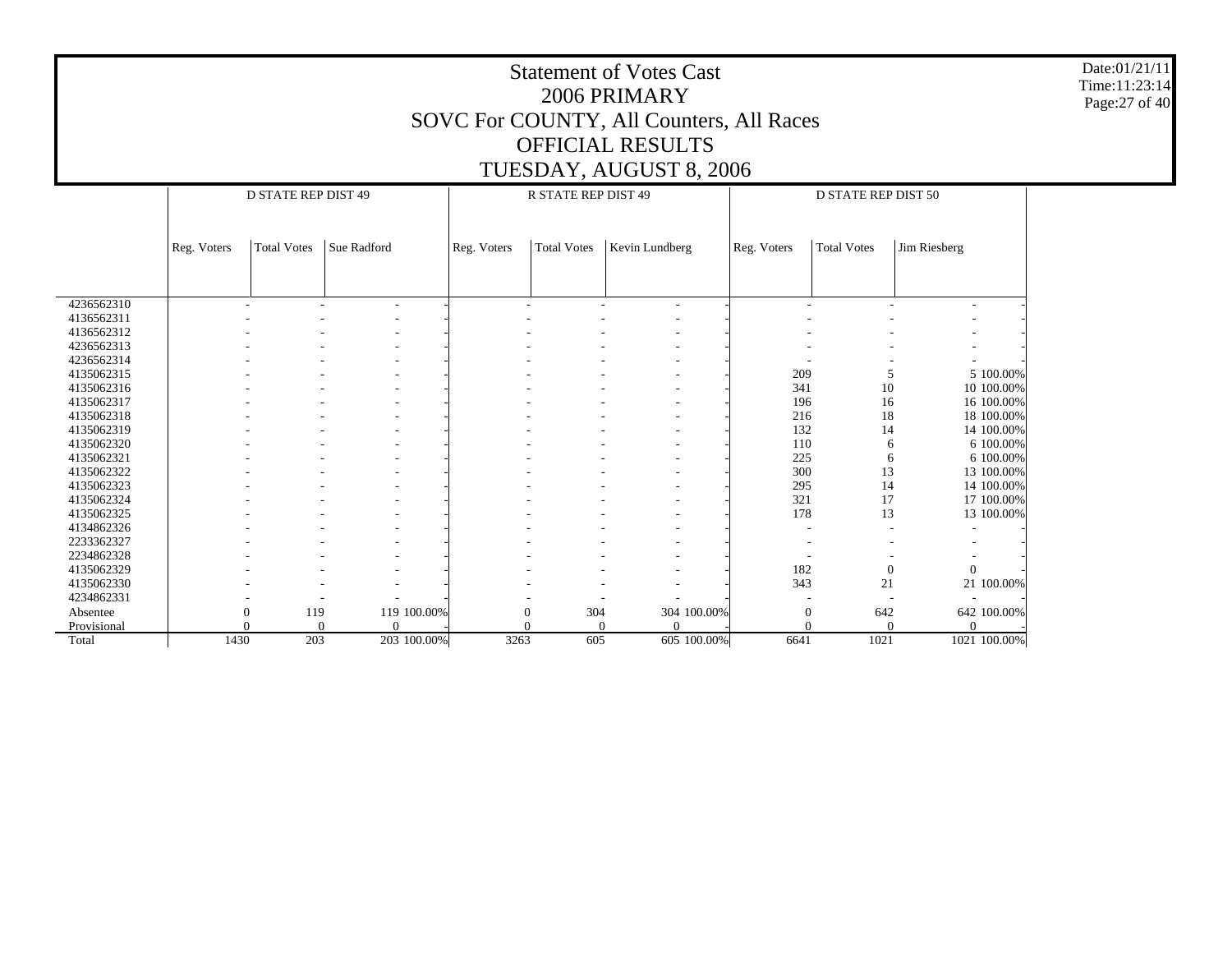# Statement of Votes Cast
## 2006 PRIMARY
## SOVC For COUNTY, All Counters, All Races
## OFFICIAL RESULTS
## TUESDAY, AUGUST 8, 2006

Date:01/21/11
Time:11:23:14

| | D STATE REP DIST 49 | | | | R STATE REP DIST 49 | | | | D STATE REP DIST 50 | | | |
|---|---|---|---|---|---|---|---|---|---|---|---|---|
| | Reg. Voters | Total Votes | Sue Radford | | Reg. Voters | Total Votes | Kevin Lundberg | | Reg. Voters | Total Votes | Jim Riesberg | |
| 4236562310 | - | - | - | - | - | - | - | - | - | - | - | - |
| 4136562311 | - | - | - | - | - | - | - | - | - | - | - | - |
| 4136562312 | - | - | - | - | - | - | - | - | - | - | - | - |
| 4236562313 | - | - | - | - | - | - | - | - | - | - | - | - |
| 4236562314 | - | - | - | - | - | - | - | - | - | - | - | - |
| 4135062315 | - | - | - | - | - | - | - | - | 209 | 5 | 5 | 100.00% |
| 4135062316 | - | - | - | - | - | - | - | - | 341 | 10 | 10 | 100.00% |
| 4135062317 | - | - | - | - | - | - | - | - | 196 | 16 | 16 | 100.00% |
| 4135062318 | - | - | - | - | - | - | - | - | 216 | 18 | 18 | 100.00% |
| 4135062319 | - | - | - | - | - | - | - | - | 132 | 14 | 14 | 100.00% |
| 4135062320 | - | - | - | - | - | - | - | - | 110 | 6 | 6 | 100.00% |
| 4135062321 | - | - | - | - | - | - | - | - | 225 | 6 | 6 | 100.00% |
| 4135062322 | - | - | - | - | - | - | - | - | 300 | 13 | 13 | 100.00% |
| 4135062323 | - | - | - | - | - | - | - | - | 295 | 14 | 14 | 100.00% |
| 4135062324 | - | - | - | - | - | - | - | - | 321 | 17 | 17 | 100.00% |
| 4135062325 | - | - | - | - | - | - | - | - | 178 | 13 | 13 | 100.00% |
| 4134862326 | - | - | - | - | - | - | - | - | - | - | - | - |
| 2233362327 | - | - | - | - | - | - | - | - | - | - | - | - |
| 2234862328 | - | - | - | - | - | - | - | - | - | - | - | - |
| 4135062329 | - | - | - | - | - | - | - | - | 182 | 0 | 0 | - |
| 4135062330 | - | - | - | - | - | - | - | - | 343 | 21 | 21 | 100.00% |
| 4234862331 | - | - | - | - | - | - | - | - | - | - | - | - |
| Absentee | 0 | 119 | 119 | 100.00% | 0 | 304 | 304 | 100.00% | 0 | 642 | 642 | 100.00% |
| Provisional | 0 | 0 | 0 | - | 0 | 0 | 0 | - | 0 | 0 | 0 | - |
| Total | 1430 | 203 | 203 | 100.00% | 3263 | 605 | 605 | 100.00% | 6641 | 1021 | 1021 | 100.00% |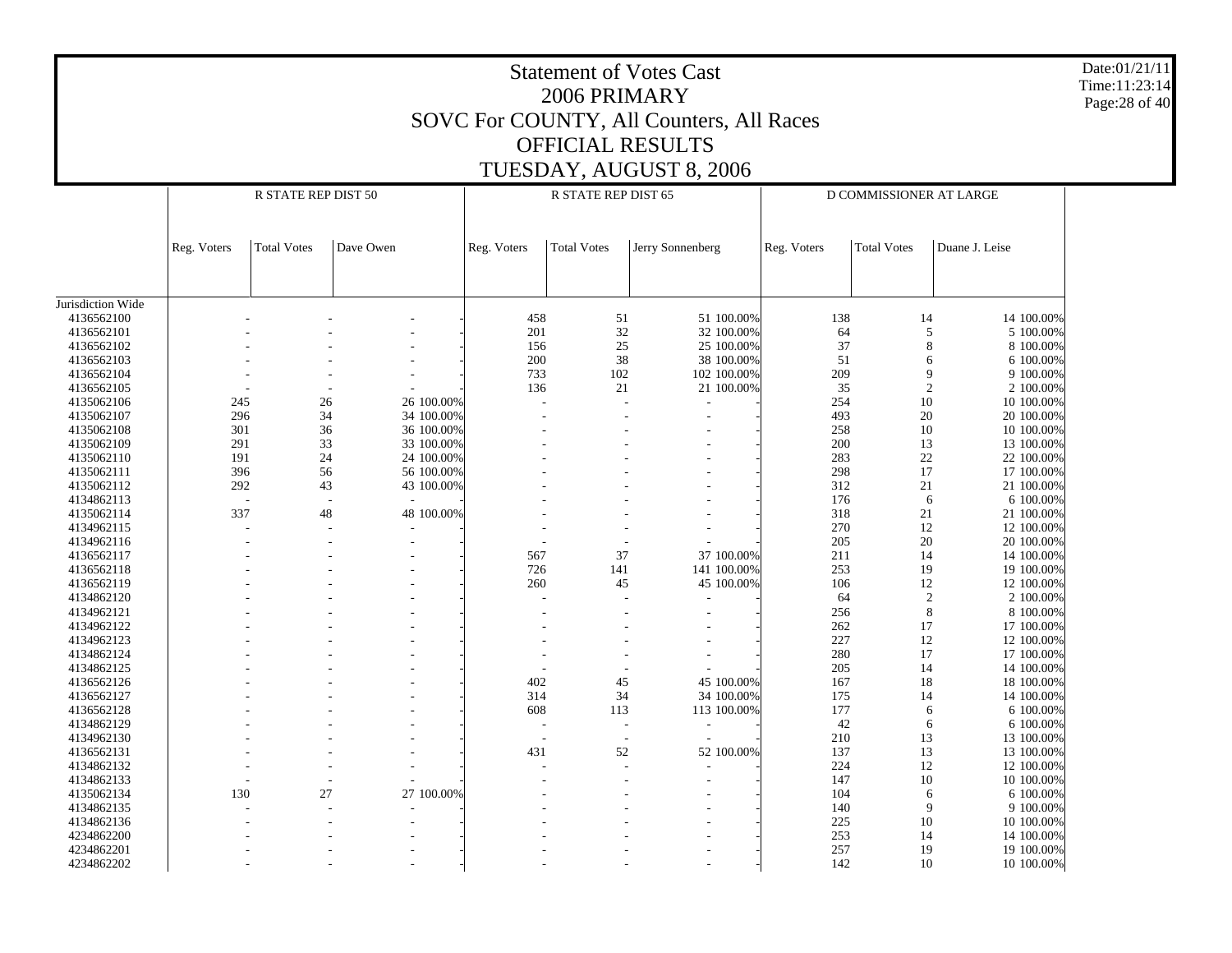# Statement of Votes Cast
## 2006 PRIMARY
## SOVC For COUNTY, All Counters, All Races
## OFFICIAL RESULTS
## TUESDAY, AUGUST 8, 2006

| | R STATE REP DIST 50 | | | | R STATE REP DIST 65 | | | | D COMMISSIONER AT LARGE | | | |
|---|---|---|---|---|---|---|---|---|---|---|---|---|
| | Reg. Voters | Total Votes | Dave Owen | | Reg. Voters | Total Votes | Jerry Sonnenberg | | Reg. Voters | Total Votes | Duane J. Leise | |
| Jurisdiction Wide | | | | | | | | | | | | |
| 4136562100 | - | - | - | - | 458 | 51 | 51 | 100.00% | 138 | 14 | 14 | 100.00% |
| 4136562101 | - | - | - | - | 201 | 32 | 32 | 100.00% | 64 | 5 | 5 | 100.00% |
| 4136562102 | - | - | - | - | 156 | 25 | 25 | 100.00% | 37 | 8 | 8 | 100.00% |
| 4136562103 | - | - | - | - | 200 | 38 | 38 | 100.00% | 51 | 6 | 6 | 100.00% |
| 4136562104 | - | - | - | - | 733 | 102 | 102 | 100.00% | 209 | 9 | 9 | 100.00% |
| 4136562105 | - | - | - | - | 136 | 21 | 21 | 100.00% | 35 | 2 | 2 | 100.00% |
| 4135062106 | 245 | 26 | 26 | 100.00% | - | - | - | - | 254 | 10 | 10 | 100.00% |
| 4135062107 | 296 | 34 | 34 | 100.00% | - | - | - | - | 493 | 20 | 20 | 100.00% |
| 4135062108 | 301 | 36 | 36 | 100.00% | - | - | - | - | 258 | 10 | 10 | 100.00% |
| 4135062109 | 291 | 33 | 33 | 100.00% | - | - | - | - | 200 | 13 | 13 | 100.00% |
| 4135062110 | 191 | 24 | 24 | 100.00% | - | - | - | - | 283 | 22 | 22 | 100.00% |
| 4135062111 | 396 | 56 | 56 | 100.00% | - | - | - | - | 298 | 17 | 17 | 100.00% |
| 4135062112 | 292 | 43 | 43 | 100.00% | - | - | - | - | 312 | 21 | 21 | 100.00% |
| 4134862113 | - | - | - | - | - | - | - | - | 176 | 6 | 6 | 100.00% |
| 4135062114 | 337 | 48 | 48 | 100.00% | - | - | - | - | 318 | 21 | 21 | 100.00% |
| 4134962115 | - | - | - | - | - | - | - | - | 270 | 12 | 12 | 100.00% |
| 4134962116 | - | - | - | - | - | - | - | - | 205 | 20 | 20 | 100.00% |
| 4136562117 | - | - | - | - | 567 | 37 | 37 | 100.00% | 211 | 14 | 14 | 100.00% |
| 4136562118 | - | - | - | - | 726 | 141 | 141 | 100.00% | 253 | 19 | 19 | 100.00% |
| 4136562119 | - | - | - | - | 260 | 45 | 45 | 100.00% | 106 | 12 | 12 | 100.00% |
| 4134862120 | - | - | - | - | - | - | - | - | 64 | 2 | 2 | 100.00% |
| 4134962121 | - | - | - | - | - | - | - | - | 256 | 8 | 8 | 100.00% |
| 4134962122 | - | - | - | - | - | - | - | - | 262 | 17 | 17 | 100.00% |
| 4134962123 | - | - | - | - | - | - | - | - | 227 | 12 | 12 | 100.00% |
| 4134862124 | - | - | - | - | - | - | - | - | 280 | 17 | 17 | 100.00% |
| 4134862125 | - | - | - | - | - | - | - | - | 205 | 14 | 14 | 100.00% |
| 4136562126 | - | - | - | - | 402 | 45 | 45 | 100.00% | 167 | 18 | 18 | 100.00% |
| 4136562127 | - | - | - | - | 314 | 34 | 34 | 100.00% | 175 | 14 | 14 | 100.00% |
| 4136562128 | - | - | - | - | 608 | 113 | 113 | 100.00% | 177 | 6 | 6 | 100.00% |
| 4134862129 | - | - | - | - | - | - | - | - | 42 | 6 | 6 | 100.00% |
| 4134962130 | - | - | - | - | - | - | - | - | 210 | 13 | 13 | 100.00% |
| 4136562131 | - | - | - | - | 431 | 52 | 52 | 100.00% | 137 | 13 | 13 | 100.00% |
| 4134862132 | - | - | - | - | - | - | - | - | 224 | 12 | 12 | 100.00% |
| 4134862133 | - | - | - | - | - | - | - | - | 147 | 10 | 10 | 100.00% |
| 4135062134 | 130 | 27 | 27 | 100.00% | - | - | - | - | 104 | 6 | 6 | 100.00% |
| 4134862135 | - | - | - | - | - | - | - | - | 140 | 9 | 9 | 100.00% |
| 4134862136 | - | - | - | - | - | - | - | - | 225 | 10 | 10 | 100.00% |
| 4234862200 | - | - | - | - | - | - | - | - | 253 | 14 | 14 | 100.00% |
| 4234862201 | - | - | - | - | - | - | - | - | 257 | 19 | 19 | 100.00% |
| 4234862202 | - | - | - | - | - | - | - | - | 142 | 10 | 10 | 100.00% |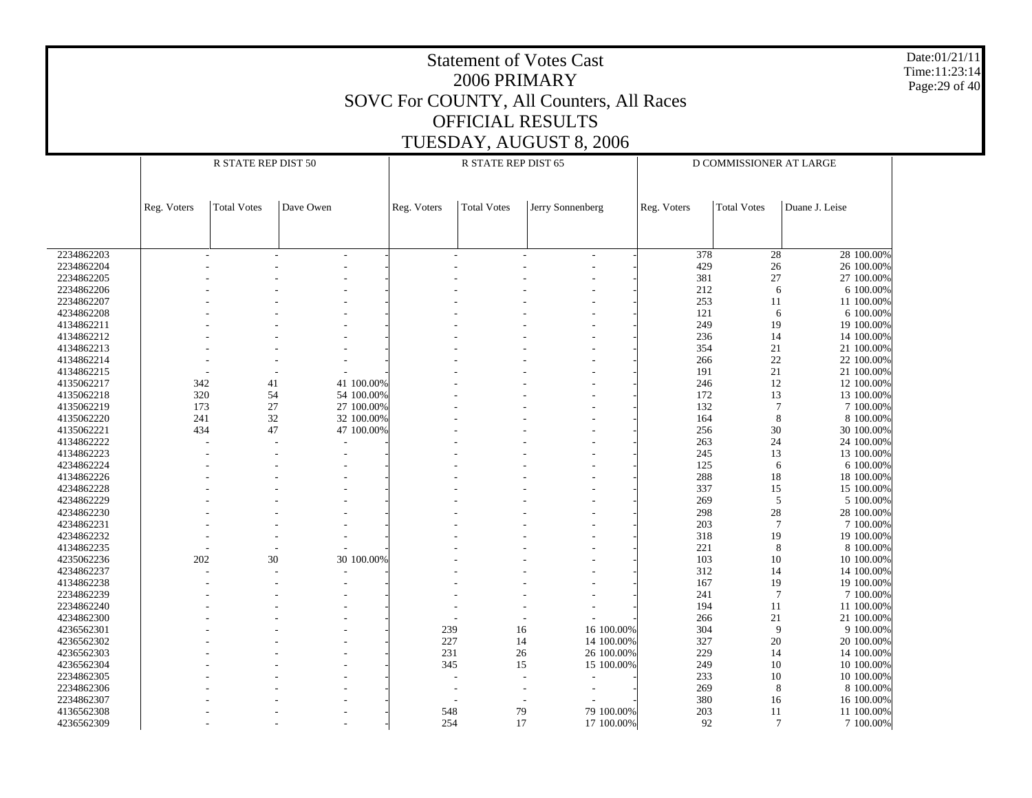# Statement of Votes Cast
# 2006 PRIMARY
# SOVC For COUNTY, All Counters, All Races
# OFFICIAL RESULTS
# TUESDAY, AUGUST 8, 2006

Date:01/21/11
Time:11:23:14

| | R STATE REP DIST 50 | | | | R STATE REP DIST 65 | | | | D COMMISSIONER AT LARGE | | | |
|---|---|---|---|---|---|---|---|---|---|---|---|---|
| | Reg. Voters | Total Votes | Dave Owen | | Reg. Voters | Total Votes | Jerry Sonnenberg | | Reg. Voters | Total Votes | Duane J. Leise | |
| 2234862203 | - | - | - | - | - | - | - | - | 378 | 28 | 28 | 100.00% |
| 2234862204 | - | - | - | - | - | - | - | - | 429 | 26 | 26 | 100.00% |
| 2234862205 | - | - | - | - | - | - | - | - | 381 | 27 | 27 | 100.00% |
| 2234862206 | - | - | - | - | - | - | - | - | 212 | 6 | 6 | 100.00% |
| 2234862207 | - | - | - | - | - | - | - | - | 253 | 11 | 11 | 100.00% |
| 4234862208 | - | - | - | - | - | - | - | - | 121 | 6 | 6 | 100.00% |
| 4134862211 | - | - | - | - | - | - | - | - | 249 | 19 | 19 | 100.00% |
| 4134862212 | - | - | - | - | - | - | - | - | 236 | 14 | 14 | 100.00% |
| 4134862213 | - | - | - | - | - | - | - | - | 354 | 21 | 21 | 100.00% |
| 4134862214 | - | - | - | - | - | - | - | - | 266 | 22 | 22 | 100.00% |
| 4134862215 | - | - | - | - | - | - | - | - | 191 | 21 | 21 | 100.00% |
| 4135062217 | 342 | 41 | 41 | 100.00% | - | - | - | - | 246 | 12 | 12 | 100.00% |
| 4135062218 | 320 | 54 | 54 | 100.00% | - | - | - | - | 172 | 13 | 13 | 100.00% |
| 4135062219 | 173 | 27 | 27 | 100.00% | - | - | - | - | 132 | 7 | 7 | 100.00% |
| 4135062220 | 241 | 32 | 32 | 100.00% | - | - | - | - | 164 | 8 | 8 | 100.00% |
| 4135062221 | 434 | 47 | 47 | 100.00% | - | - | - | - | 256 | 30 | 30 | 100.00% |
| 4134862222 | - | - | - | - | - | - | - | - | 263 | 24 | 24 | 100.00% |
| 4134862223 | - | - | - | - | - | - | - | - | 245 | 13 | 13 | 100.00% |
| 4234862224 | - | - | - | - | - | - | - | - | 125 | 6 | 6 | 100.00% |
| 4134862226 | - | - | - | - | - | - | - | - | 288 | 18 | 18 | 100.00% |
| 4234862228 | - | - | - | - | - | - | - | - | 337 | 15 | 15 | 100.00% |
| 4234862229 | - | - | - | - | - | - | - | - | 269 | 5 | 5 | 100.00% |
| 4234862230 | - | - | - | - | - | - | - | - | 298 | 28 | 28 | 100.00% |
| 4234862231 | - | - | - | - | - | - | - | - | 203 | 7 | 7 | 100.00% |
| 4234862232 | - | - | - | - | - | - | - | - | 318 | 19 | 19 | 100.00% |
| 4134862235 | - | - | - | - | - | - | - | - | 221 | 8 | 8 | 100.00% |
| 4235062236 | 202 | 30 | 30 | 100.00% | - | - | - | - | 103 | 10 | 10 | 100.00% |
| 4234862237 | - | - | - | - | - | - | - | - | 312 | 14 | 14 | 100.00% |
| 4134862238 | - | - | - | - | - | - | - | - | 167 | 19 | 19 | 100.00% |
| 2234862239 | - | - | - | - | - | - | - | - | 241 | 7 | 7 | 100.00% |
| 2234862240 | - | - | - | - | - | - | - | - | 194 | 11 | 11 | 100.00% |
| 4234862300 | - | - | - | - | - | - | - | - | 266 | 21 | 21 | 100.00% |
| 4236562301 | - | - | - | - | 239 | 16 | 16 | 100.00% | 304 | 9 | 9 | 100.00% |
| 4236562302 | - | - | - | - | 227 | 14 | 14 | 100.00% | 327 | 20 | 20 | 100.00% |
| 4236562303 | - | - | - | - | 231 | 26 | 26 | 100.00% | 229 | 14 | 14 | 100.00% |
| 4236562304 | - | - | - | - | 345 | 15 | 15 | 100.00% | 249 | 10 | 10 | 100.00% |
| 2234862305 | - | - | - | - | - | - | - | - | 233 | 10 | 10 | 100.00% |
| 2234862306 | - | - | - | - | - | - | - | - | 269 | 8 | 8 | 100.00% |
| 2234862307 | - | - | - | - | - | - | - | - | 380 | 16 | 16 | 100.00% |
| 4136562308 | - | - | - | - | 548 | 79 | 79 | 100.00% | 203 | 11 | 11 | 100.00% |
| 4236562309 | - | - | - | - | 254 | 17 | 17 | 100.00% | 92 | 7 | 7 | 100.00% |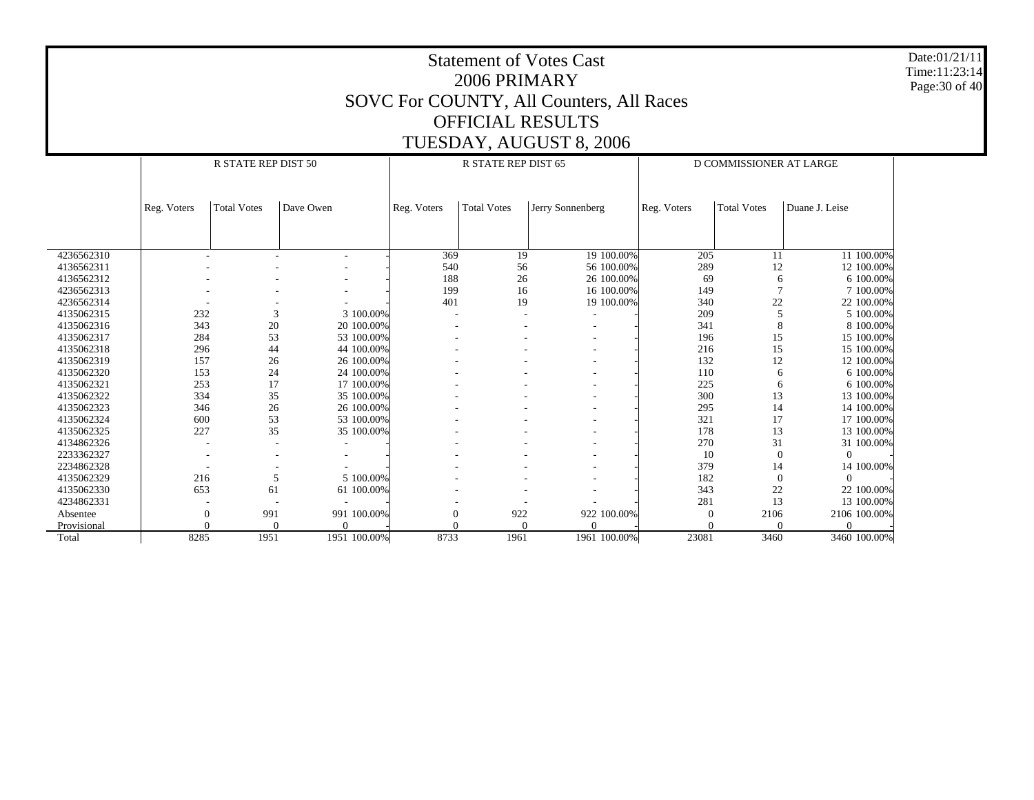# Statement of Votes Cast
## 2006 PRIMARY
## SOVC For COUNTY, All Counters, All Races
## OFFICIAL RESULTS
## TUESDAY, AUGUST 8, 2006

| | R STATE REP DIST 50 | | | | R STATE REP DIST 65 | | | | D COMMISSIONER AT LARGE | | | |
|---|---|---|---|---|---|---|---|---|---|---|---|---|
| | Reg. Voters | Total Votes | Dave Owen | | Reg. Voters | Total Votes | Jerry Sonnenberg | | Reg. Voters | Total Votes | Duane J. Leise | |
| 4236562310 | - | - | - | - | 369 | 19 | 19 | 100.00% | 205 | 11 | 11 | 100.00% |
| 4136562311 | - | - | - | - | 540 | 56 | 56 | 100.00% | 289 | 12 | 12 | 100.00% |
| 4136562312 | - | - | - | - | 188 | 26 | 26 | 100.00% | 69 | 6 | 6 | 100.00% |
| 4236562313 | - | - | - | - | 199 | 16 | 16 | 100.00% | 149 | 7 | 7 | 100.00% |
| 4236562314 | - | - | - | - | 401 | 19 | 19 | 100.00% | 340 | 22 | 22 | 100.00% |
| 4135062315 | 232 | 3 | 3 | 100.00% | - | - | - | - | 209 | 5 | 5 | 100.00% |
| 4135062316 | 343 | 20 | 20 | 100.00% | - | - | - | - | 341 | 8 | 8 | 100.00% |
| 4135062317 | 284 | 53 | 53 | 100.00% | - | - | - | - | 196 | 15 | 15 | 100.00% |
| 4135062318 | 296 | 44 | 44 | 100.00% | - | - | - | - | 216 | 15 | 15 | 100.00% |
| 4135062319 | 157 | 26 | 26 | 100.00% | - | - | - | - | 132 | 12 | 12 | 100.00% |
| 4135062320 | 153 | 24 | 24 | 100.00% | - | - | - | - | 110 | 6 | 6 | 100.00% |
| 4135062321 | 253 | 17 | 17 | 100.00% | - | - | - | - | 225 | 6 | 6 | 100.00% |
| 4135062322 | 334 | 35 | 35 | 100.00% | - | - | - | - | 300 | 13 | 13 | 100.00% |
| 4135062323 | 346 | 26 | 26 | 100.00% | - | - | - | - | 295 | 14 | 14 | 100.00% |
| 4135062324 | 600 | 53 | 53 | 100.00% | - | - | - | - | 321 | 17 | 17 | 100.00% |
| 4135062325 | 227 | 35 | 35 | 100.00% | - | - | - | - | 178 | 13 | 13 | 100.00% |
| 4134862326 | - | - | - | - | - | - | - | - | 270 | 31 | 31 | 100.00% |
| 2233362327 | - | - | - | - | - | - | - | - | 10 | 0 | 0 | - |
| 2234862328 | - | - | - | - | - | - | - | - | 379 | 14 | 14 | 100.00% |
| 4135062329 | 216 | 5 | 5 | 100.00% | - | - | - | - | 182 | 0 | 0 | - |
| 4135062330 | 653 | 61 | 61 | 100.00% | - | - | - | - | 343 | 22 | 22 | 100.00% |
| 4234862331 | - | - | - | - | - | - | - | - | 281 | 13 | 13 | 100.00% |
| Absentee | 0 | 991 | 991 | 100.00% | 0 | 922 | 922 | 100.00% | 0 | 2106 | 2106 | 100.00% |
| Provisional | 0 | 0 | 0 | - | 0 | 0 | 0 | - | 0 | 0 | 0 | - |
| Total | 8285 | 1951 | 1951 | 100.00% | 8733 | 1961 | 1961 | 100.00% | 23081 | 3460 | 3460 | 100.00% |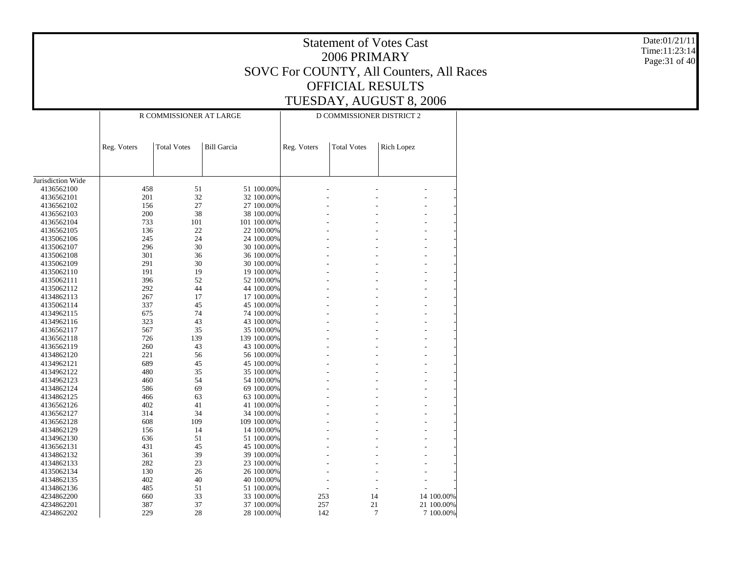# Statement of Votes Cast
## 2006 PRIMARY
## SOVC For COUNTY, All Counters, All Races
## OFFICIAL RESULTS
## TUESDAY, AUGUST 8, 2006

Date:01/21/11
Time:11:23:14

| | R COMMISSIONER AT LARGE | | | | D COMMISSIONER DISTRICT 2 | | | |
|---|---|---|---|---|---|---|---|---|
| | Reg. Voters | Total Votes | Bill Garcia | | Reg. Voters | Total Votes | Rich Lopez | |
| Jurisdiction Wide | | | | | | | | |
| 4136562100 | 458 | 51 | 51 | 100.00% | - | - | - | - |
| 4136562101 | 201 | 32 | 32 | 100.00% | - | - | - | - |
| 4136562102 | 156 | 27 | 27 | 100.00% | - | - | - | - |
| 4136562103 | 200 | 38 | 38 | 100.00% | - | - | - | - |
| 4136562104 | 733 | 101 | 101 | 100.00% | - | - | - | - |
| 4136562105 | 136 | 22 | 22 | 100.00% | - | - | - | - |
| 4135062106 | 245 | 24 | 24 | 100.00% | - | - | - | - |
| 4135062107 | 296 | 30 | 30 | 100.00% | - | - | - | - |
| 4135062108 | 301 | 36 | 36 | 100.00% | - | - | - | - |
| 4135062109 | 291 | 30 | 30 | 100.00% | - | - | - | - |
| 4135062110 | 191 | 19 | 19 | 100.00% | - | - | - | - |
| 4135062111 | 396 | 52 | 52 | 100.00% | - | - | - | - |
| 4135062112 | 292 | 44 | 44 | 100.00% | - | - | - | - |
| 4134862113 | 267 | 17 | 17 | 100.00% | - | - | - | - |
| 4135062114 | 337 | 45 | 45 | 100.00% | - | - | - | - |
| 4134962115 | 675 | 74 | 74 | 100.00% | - | - | - | - |
| 4134962116 | 323 | 43 | 43 | 100.00% | - | - | - | - |
| 4136562117 | 567 | 35 | 35 | 100.00% | - | - | - | - |
| 4136562118 | 726 | 139 | 139 | 100.00% | - | - | - | - |
| 4136562119 | 260 | 43 | 43 | 100.00% | - | - | - | - |
| 4134862120 | 221 | 56 | 56 | 100.00% | - | - | - | - |
| 4134962121 | 689 | 45 | 45 | 100.00% | - | - | - | - |
| 4134962122 | 480 | 35 | 35 | 100.00% | - | - | - | - |
| 4134962123 | 460 | 54 | 54 | 100.00% | - | - | - | - |
| 4134862124 | 586 | 69 | 69 | 100.00% | - | - | - | - |
| 4134862125 | 466 | 63 | 63 | 100.00% | - | - | - | - |
| 4136562126 | 402 | 41 | 41 | 100.00% | - | - | - | - |
| 4136562127 | 314 | 34 | 34 | 100.00% | - | - | - | - |
| 4136562128 | 608 | 109 | 109 | 100.00% | - | - | - | - |
| 4134862129 | 156 | 14 | 14 | 100.00% | - | - | - | - |
| 4134962130 | 636 | 51 | 51 | 100.00% | - | - | - | - |
| 4136562131 | 431 | 45 | 45 | 100.00% | - | - | - | - |
| 4134862132 | 361 | 39 | 39 | 100.00% | - | - | - | - |
| 4134862133 | 282 | 23 | 23 | 100.00% | - | - | - | - |
| 4135062134 | 130 | 26 | 26 | 100.00% | - | - | - | - |
| 4134862135 | 402 | 40 | 40 | 100.00% | - | - | - | - |
| 4134862136 | 485 | 51 | 51 | 100.00% | - | - | - | - |
| 4234862200 | 660 | 33 | 33 | 100.00% | 253 | 14 | 14 | 100.00% |
| 4234862201 | 387 | 37 | 37 | 100.00% | 257 | 21 | 21 | 100.00% |
| 4234862202 | 229 | 28 | 28 | 100.00% | 142 | 7 | 7 | 100.00% |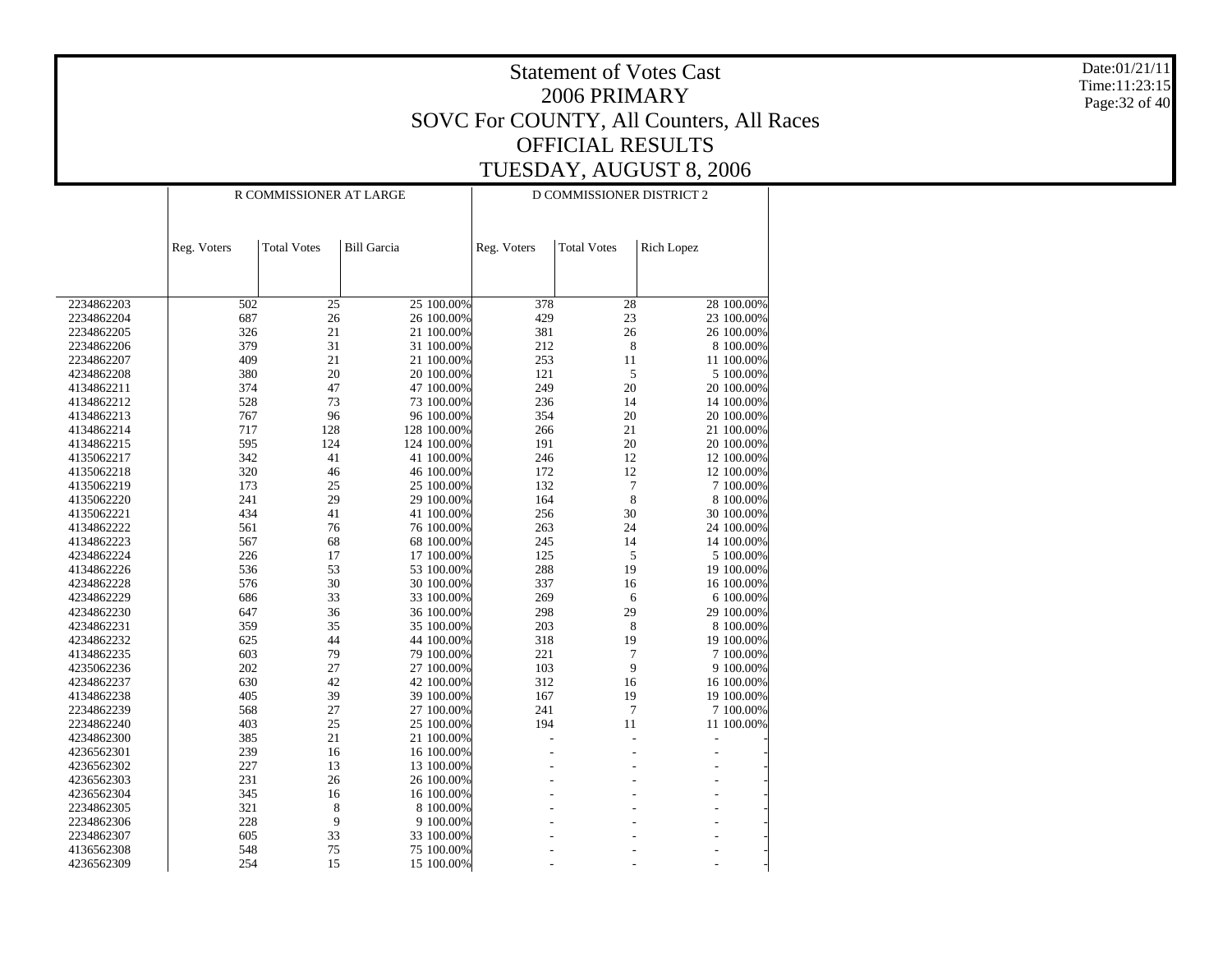# Statement of Votes Cast
## 2006 PRIMARY
## SOVC For COUNTY, All Counters, All Races
## OFFICIAL RESULTS
## TUESDAY, AUGUST 8, 2006

Date:01/21/11
Time:11:23:15

| | R COMMISSIONER AT LARGE | | | | D COMMISSIONER DISTRICT 2 | | | |
|---|---|---|---|---|---|---|---|---|
| | Reg. Voters | Total Votes | Bill Garcia | | Reg. Voters | Total Votes | Rich Lopez | |
| 2234862203 | 502 | 25 | 25 | 100.00% | 378 | 28 | 28 | 100.00% |
| 2234862204 | 687 | 26 | 26 | 100.00% | 429 | 23 | 23 | 100.00% |
| 2234862205 | 326 | 21 | 21 | 100.00% | 381 | 26 | 26 | 100.00% |
| 2234862206 | 379 | 31 | 31 | 100.00% | 212 | 8 | 8 | 100.00% |
| 2234862207 | 409 | 21 | 21 | 100.00% | 253 | 11 | 11 | 100.00% |
| 4234862208 | 380 | 20 | 20 | 100.00% | 121 | 5 | 5 | 100.00% |
| 4134862211 | 374 | 47 | 47 | 100.00% | 249 | 20 | 20 | 100.00% |
| 4134862212 | 528 | 73 | 73 | 100.00% | 236 | 14 | 14 | 100.00% |
| 4134862213 | 767 | 96 | 96 | 100.00% | 354 | 20 | 20 | 100.00% |
| 4134862214 | 717 | 128 | 128 | 100.00% | 266 | 21 | 21 | 100.00% |
| 4134862215 | 595 | 124 | 124 | 100.00% | 191 | 20 | 20 | 100.00% |
| 4135062217 | 342 | 41 | 41 | 100.00% | 246 | 12 | 12 | 100.00% |
| 4135062218 | 320 | 46 | 46 | 100.00% | 172 | 12 | 12 | 100.00% |
| 4135062219 | 173 | 25 | 25 | 100.00% | 132 | 7 | 7 | 100.00% |
| 4135062220 | 241 | 29 | 29 | 100.00% | 164 | 8 | 8 | 100.00% |
| 4135062221 | 434 | 41 | 41 | 100.00% | 256 | 30 | 30 | 100.00% |
| 4134862222 | 561 | 76 | 76 | 100.00% | 263 | 24 | 24 | 100.00% |
| 4134862223 | 567 | 68 | 68 | 100.00% | 245 | 14 | 14 | 100.00% |
| 4234862224 | 226 | 17 | 17 | 100.00% | 125 | 5 | 5 | 100.00% |
| 4134862226 | 536 | 53 | 53 | 100.00% | 288 | 19 | 19 | 100.00% |
| 4234862228 | 576 | 30 | 30 | 100.00% | 337 | 16 | 16 | 100.00% |
| 4234862229 | 686 | 33 | 33 | 100.00% | 269 | 6 | 6 | 100.00% |
| 4234862230 | 647 | 36 | 36 | 100.00% | 298 | 29 | 29 | 100.00% |
| 4234862231 | 359 | 35 | 35 | 100.00% | 203 | 8 | 8 | 100.00% |
| 4234862232 | 625 | 44 | 44 | 100.00% | 318 | 19 | 19 | 100.00% |
| 4134862235 | 603 | 79 | 79 | 100.00% | 221 | 7 | 7 | 100.00% |
| 4235062236 | 202 | 27 | 27 | 100.00% | 103 | 9 | 9 | 100.00% |
| 4234862237 | 630 | 42 | 42 | 100.00% | 312 | 16 | 16 | 100.00% |
| 4134862238 | 405 | 39 | 39 | 100.00% | 167 | 19 | 19 | 100.00% |
| 2234862239 | 568 | 27 | 27 | 100.00% | 241 | 7 | 7 | 100.00% |
| 2234862240 | 403 | 25 | 25 | 100.00% | 194 | 11 | 11 | 100.00% |
| 4234862300 | 385 | 21 | 21 | 100.00% | - | - | - | - |
| 4236562301 | 239 | 16 | 16 | 100.00% | - | - | - | - |
| 4236562302 | 227 | 13 | 13 | 100.00% | - | - | - | - |
| 4236562303 | 231 | 26 | 26 | 100.00% | - | - | - | - |
| 4236562304 | 345 | 16 | 16 | 100.00% | - | - | - | - |
| 2234862305 | 321 | 8 | 8 | 100.00% | - | - | - | - |
| 2234862306 | 228 | 9 | 9 | 100.00% | - | - | - | - |
| 2234862307 | 605 | 33 | 33 | 100.00% | - | - | - | - |
| 4136562308 | 548 | 75 | 75 | 100.00% | - | - | - | - |
| 4236562309 | 254 | 15 | 15 | 100.00% | - | - | - | - |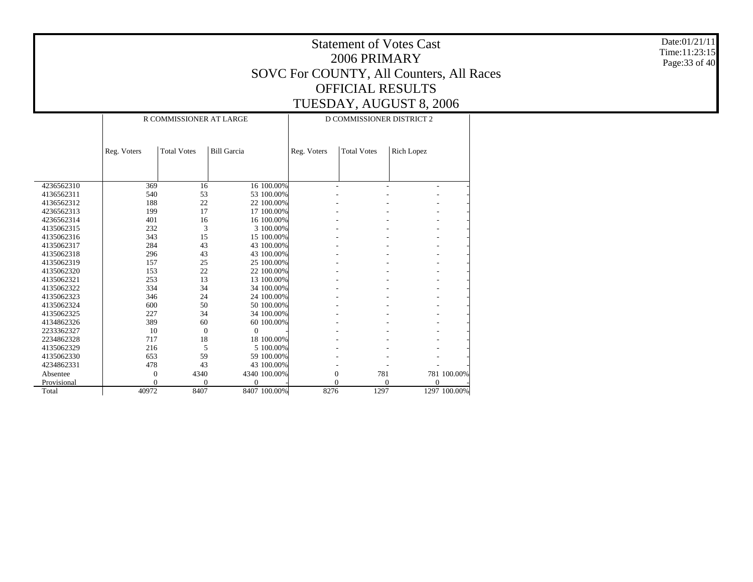# Statement of Votes Cast
## 2006 PRIMARY
## SOVC For COUNTY, All Counters, All Races
## OFFICIAL RESULTS
## TUESDAY, AUGUST 8, 2006

| | R COMMISSIONER AT LARGE | | | | D COMMISSIONER DISTRICT 2 | | | |
|---|---|---|---|---|---|---|---|---|
| | Reg. Voters | Total Votes | Bill Garcia | | Reg. Voters | Total Votes | Rich Lopez | |
| 4236562310 | 369 | 16 | 16 | 100.00% | - | - | - | - |
| 4136562311 | 540 | 53 | 53 | 100.00% | - | - | - | - |
| 4136562312 | 188 | 22 | 22 | 100.00% | - | - | - | - |
| 4236562313 | 199 | 17 | 17 | 100.00% | - | - | - | - |
| 4236562314 | 401 | 16 | 16 | 100.00% | - | - | - | - |
| 4135062315 | 232 | 3 | 3 | 100.00% | - | - | - | - |
| 4135062316 | 343 | 15 | 15 | 100.00% | - | - | - | - |
| 4135062317 | 284 | 43 | 43 | 100.00% | - | - | - | - |
| 4135062318 | 296 | 43 | 43 | 100.00% | - | - | - | - |
| 4135062319 | 157 | 25 | 25 | 100.00% | - | - | - | - |
| 4135062320 | 153 | 22 | 22 | 100.00% | - | - | - | - |
| 4135062321 | 253 | 13 | 13 | 100.00% | - | - | - | - |
| 4135062322 | 334 | 34 | 34 | 100.00% | - | - | - | - |
| 4135062323 | 346 | 24 | 24 | 100.00% | - | - | - | - |
| 4135062324 | 600 | 50 | 50 | 100.00% | - | - | - | - |
| 4135062325 | 227 | 34 | 34 | 100.00% | - | - | - | - |
| 4134862326 | 389 | 60 | 60 | 100.00% | - | - | - | - |
| 2233362327 | 10 | 0 | 0 | - | - | - | - | - |
| 2234862328 | 717 | 18 | 18 | 100.00% | - | - | - | - |
| 4135062329 | 216 | 5 | 5 | 100.00% | - | - | - | - |
| 4135062330 | 653 | 59 | 59 | 100.00% | - | - | - | - |
| 4234862331 | 478 | 43 | 43 | 100.00% | - | - | - | - |
| Absentee | 0 | 4340 | 4340 | 100.00% | 0 | 781 | 781 | 100.00% |
| Provisional | 0 | 0 | 0 | - | 0 | 0 | 0 | - |
| Total | 40972 | 8407 | 8407 | 100.00% | 8276 | 1297 | 1297 | 100.00% |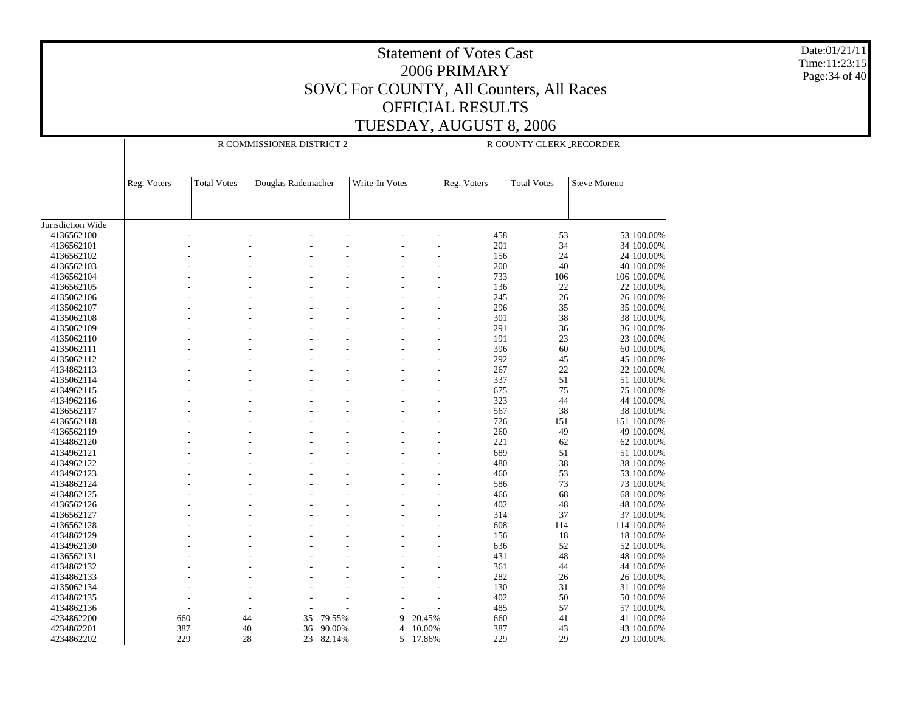# Statement of Votes Cast
## 2006 PRIMARY
## SOVC For COUNTY, All Counters, All Races
## OFFICIAL RESULTS
## TUESDAY, AUGUST 8, 2006

| | R COMMISSIONER DISTRICT 2 | | | | | | R COUNTY CLERK _RECORDER | | | |
|---|---|---|---|---|---|---|---|---|---|---|
| | Reg. Voters | Total Votes | Douglas Rademacher | | Write-In Votes | | Reg. Voters | Total Votes | Steve Moreno | |
| Jurisdiction Wide | | | | | | | | | | |
| 4136562100 | - | - | - | - | - | - | 458 | 53 | 53 | 100.00% |
| 4136562101 | - | - | - | - | - | - | 201 | 34 | 34 | 100.00% |
| 4136562102 | - | - | - | - | - | - | 156 | 24 | 24 | 100.00% |
| 4136562103 | - | - | - | - | - | - | 200 | 40 | 40 | 100.00% |
| 4136562104 | - | - | - | - | - | - | 733 | 106 | 106 | 100.00% |
| 4136562105 | - | - | - | - | - | - | 136 | 22 | 22 | 100.00% |
| 4135062106 | - | - | - | - | - | - | 245 | 26 | 26 | 100.00% |
| 4135062107 | - | - | - | - | - | - | 296 | 35 | 35 | 100.00% |
| 4135062108 | - | - | - | - | - | - | 301 | 38 | 38 | 100.00% |
| 4135062109 | - | - | - | - | - | - | 291 | 36 | 36 | 100.00% |
| 4135062110 | - | - | - | - | - | - | 191 | 23 | 23 | 100.00% |
| 4135062111 | - | - | - | - | - | - | 396 | 60 | 60 | 100.00% |
| 4135062112 | - | - | - | - | - | - | 292 | 45 | 45 | 100.00% |
| 4134862113 | - | - | - | - | - | - | 267 | 22 | 22 | 100.00% |
| 4135062114 | - | - | - | - | - | - | 337 | 51 | 51 | 100.00% |
| 4134962115 | - | - | - | - | - | - | 675 | 75 | 75 | 100.00% |
| 4134962116 | - | - | - | - | - | - | 323 | 44 | 44 | 100.00% |
| 4136562117 | - | - | - | - | - | - | 567 | 38 | 38 | 100.00% |
| 4136562118 | - | - | - | - | - | - | 726 | 151 | 151 | 100.00% |
| 4136562119 | - | - | - | - | - | - | 260 | 49 | 49 | 100.00% |
| 4134862120 | - | - | - | - | - | - | 221 | 62 | 62 | 100.00% |
| 4134962121 | - | - | - | - | - | - | 689 | 51 | 51 | 100.00% |
| 4134962122 | - | - | - | - | - | - | 480 | 38 | 38 | 100.00% |
| 4134962123 | - | - | - | - | - | - | 460 | 53 | 53 | 100.00% |
| 4134862124 | - | - | - | - | - | - | 586 | 73 | 73 | 100.00% |
| 4134862125 | - | - | - | - | - | - | 466 | 68 | 68 | 100.00% |
| 4136562126 | - | - | - | - | - | - | 402 | 48 | 48 | 100.00% |
| 4136562127 | - | - | - | - | - | - | 314 | 37 | 37 | 100.00% |
| 4136562128 | - | - | - | - | - | - | 608 | 114 | 114 | 100.00% |
| 4134862129 | - | - | - | - | - | - | 156 | 18 | 18 | 100.00% |
| 4134962130 | - | - | - | - | - | - | 636 | 52 | 52 | 100.00% |
| 4136562131 | - | - | - | - | - | - | 431 | 48 | 48 | 100.00% |
| 4134862132 | - | - | - | - | - | - | 361 | 44 | 44 | 100.00% |
| 4134862133 | - | - | - | - | - | - | 282 | 26 | 26 | 100.00% |
| 4135062134 | - | - | - | - | - | - | 130 | 31 | 31 | 100.00% |
| 4134862135 | - | - | - | - | - | - | 402 | 50 | 50 | 100.00% |
| 4134862136 | - | - | - | - | - | - | 485 | 57 | 57 | 100.00% |
| 4234862200 | 660 | 44 | 35 | 79.55% | 9 | 20.45% | 660 | 41 | 41 | 100.00% |
| 4234862201 | 387 | 40 | 36 | 90.00% | 4 | 10.00% | 387 | 43 | 43 | 100.00% |
| 4234862202 | 229 | 28 | 23 | 82.14% | 5 | 17.86% | 229 | 29 | 29 | 100.00% |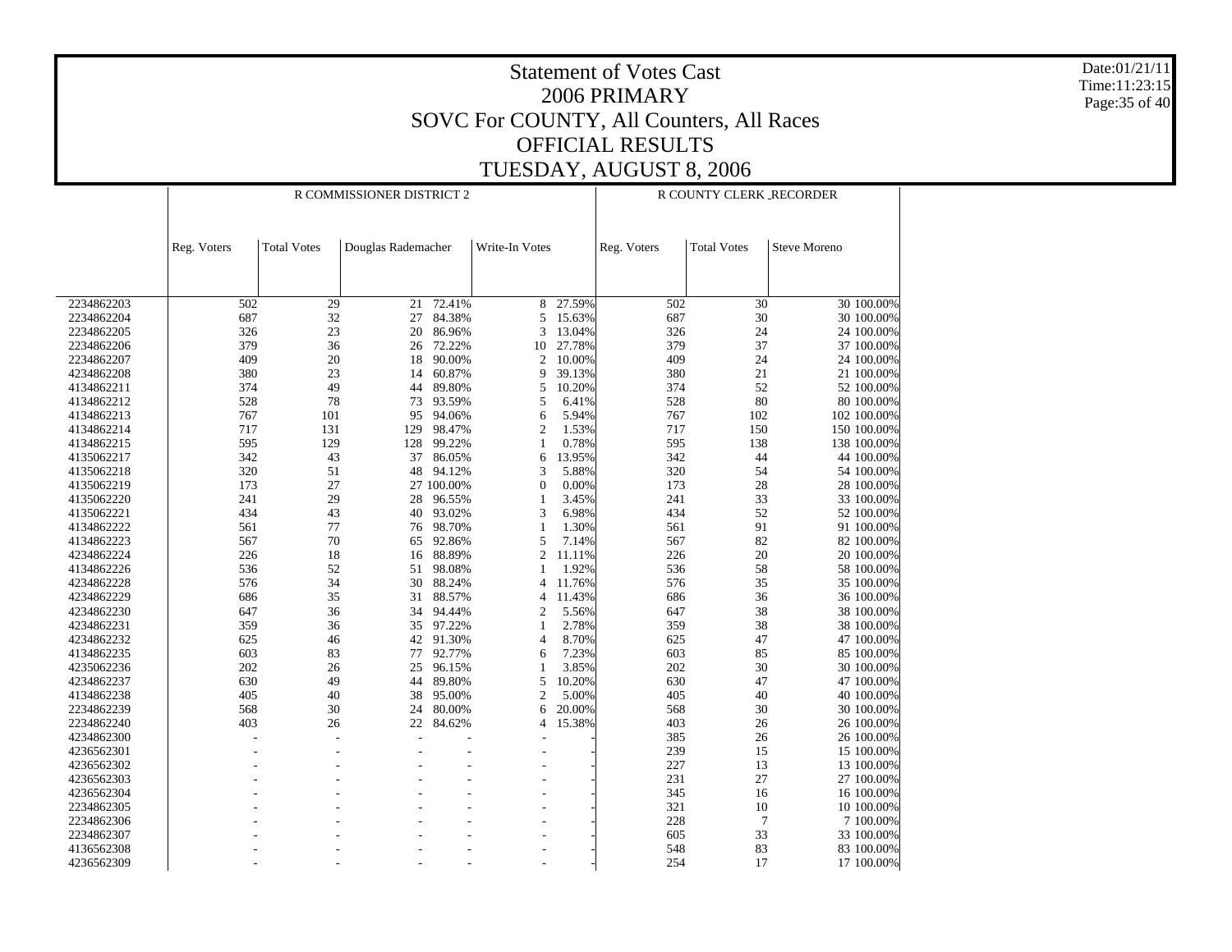# Statement of Votes Cast
## 2006 PRIMARY
## SOVC For COUNTY, All Counters, All Races
## OFFICIAL RESULTS
## TUESDAY, AUGUST 8, 2006

| | R COMMISSIONER DISTRICT 2 | | | | | | R COUNTY CLERK _RECORDER | | | |
|---|---|---|---|---|---|---|---|---|---|---|
| | Reg. Voters | Total Votes | Douglas Rademacher | | Write-In Votes | | Reg. Voters | Total Votes | Steve Moreno | |
| 2234862203 | 502 | 29 | 21 | 72.41% | 8 | 27.59% | 502 | 30 | 30 | 100.00% |
| 2234862204 | 687 | 32 | 27 | 84.38% | 5 | 15.63% | 687 | 30 | 30 | 100.00% |
| 2234862205 | 326 | 23 | 20 | 86.96% | 3 | 13.04% | 326 | 24 | 24 | 100.00% |
| 2234862206 | 379 | 36 | 26 | 72.22% | 10 | 27.78% | 379 | 37 | 37 | 100.00% |
| 2234862207 | 409 | 20 | 18 | 90.00% | 2 | 10.00% | 409 | 24 | 24 | 100.00% |
| 4234862208 | 380 | 23 | 14 | 60.87% | 9 | 39.13% | 380 | 21 | 21 | 100.00% |
| 4134862211 | 374 | 49 | 44 | 89.80% | 5 | 10.20% | 374 | 52 | 52 | 100.00% |
| 4134862212 | 528 | 78 | 73 | 93.59% | 5 | 6.41% | 528 | 80 | 80 | 100.00% |
| 4134862213 | 767 | 101 | 95 | 94.06% | 6 | 5.94% | 767 | 102 | 102 | 100.00% |
| 4134862214 | 717 | 131 | 129 | 98.47% | 2 | 1.53% | 717 | 150 | 150 | 100.00% |
| 4134862215 | 595 | 129 | 128 | 99.22% | 1 | 0.78% | 595 | 138 | 138 | 100.00% |
| 4135062217 | 342 | 43 | 37 | 86.05% | 6 | 13.95% | 342 | 44 | 44 | 100.00% |
| 4135062218 | 320 | 51 | 48 | 94.12% | 3 | 5.88% | 320 | 54 | 54 | 100.00% |
| 4135062219 | 173 | 27 | 27 | 100.00% | 0 | 0.00% | 173 | 28 | 28 | 100.00% |
| 4135062220 | 241 | 29 | 28 | 96.55% | 1 | 3.45% | 241 | 33 | 33 | 100.00% |
| 4135062221 | 434 | 43 | 40 | 93.02% | 3 | 6.98% | 434 | 52 | 52 | 100.00% |
| 4134862222 | 561 | 77 | 76 | 98.70% | 1 | 1.30% | 561 | 91 | 91 | 100.00% |
| 4134862223 | 567 | 70 | 65 | 92.86% | 5 | 7.14% | 567 | 82 | 82 | 100.00% |
| 4234862224 | 226 | 18 | 16 | 88.89% | 2 | 11.11% | 226 | 20 | 20 | 100.00% |
| 4134862226 | 536 | 52 | 51 | 98.08% | 1 | 1.92% | 536 | 58 | 58 | 100.00% |
| 4234862228 | 576 | 34 | 30 | 88.24% | 4 | 11.76% | 576 | 35 | 35 | 100.00% |
| 4234862229 | 686 | 35 | 31 | 88.57% | 4 | 11.43% | 686 | 36 | 36 | 100.00% |
| 4234862230 | 647 | 36 | 34 | 94.44% | 2 | 5.56% | 647 | 38 | 38 | 100.00% |
| 4234862231 | 359 | 36 | 35 | 97.22% | 1 | 2.78% | 359 | 38 | 38 | 100.00% |
| 4234862232 | 625 | 46 | 42 | 91.30% | 4 | 8.70% | 625 | 47 | 47 | 100.00% |
| 4134862235 | 603 | 83 | 77 | 92.77% | 6 | 7.23% | 603 | 85 | 85 | 100.00% |
| 4235062236 | 202 | 26 | 25 | 96.15% | 1 | 3.85% | 202 | 30 | 30 | 100.00% |
| 4234862237 | 630 | 49 | 44 | 89.80% | 5 | 10.20% | 630 | 47 | 47 | 100.00% |
| 4134862238 | 405 | 40 | 38 | 95.00% | 2 | 5.00% | 405 | 40 | 40 | 100.00% |
| 2234862239 | 568 | 30 | 24 | 80.00% | 6 | 20.00% | 568 | 30 | 30 | 100.00% |
| 2234862240 | 403 | 26 | 22 | 84.62% | 4 | 15.38% | 403 | 26 | 26 | 100.00% |
| 4234862300 | - | - | - | - | - | - | 385 | 26 | 26 | 100.00% |
| 4236562301 | - | - | - | - | - | - | 239 | 15 | 15 | 100.00% |
| 4236562302 | - | - | - | - | - | - | 227 | 13 | 13 | 100.00% |
| 4236562303 | - | - | - | - | - | - | 231 | 27 | 27 | 100.00% |
| 4236562304 | - | - | - | - | - | - | 345 | 16 | 16 | 100.00% |
| 2234862305 | - | - | - | - | - | - | 321 | 10 | 10 | 100.00% |
| 2234862306 | - | - | - | - | - | - | 228 | 7 | 7 | 100.00% |
| 2234862307 | - | - | - | - | - | - | 605 | 33 | 33 | 100.00% |
| 4136562308 | - | - | - | - | - | - | 548 | 83 | 83 | 100.00% |
| 4236562309 | - | - | - | - | - | - | 254 | 17 | 17 | 100.00% |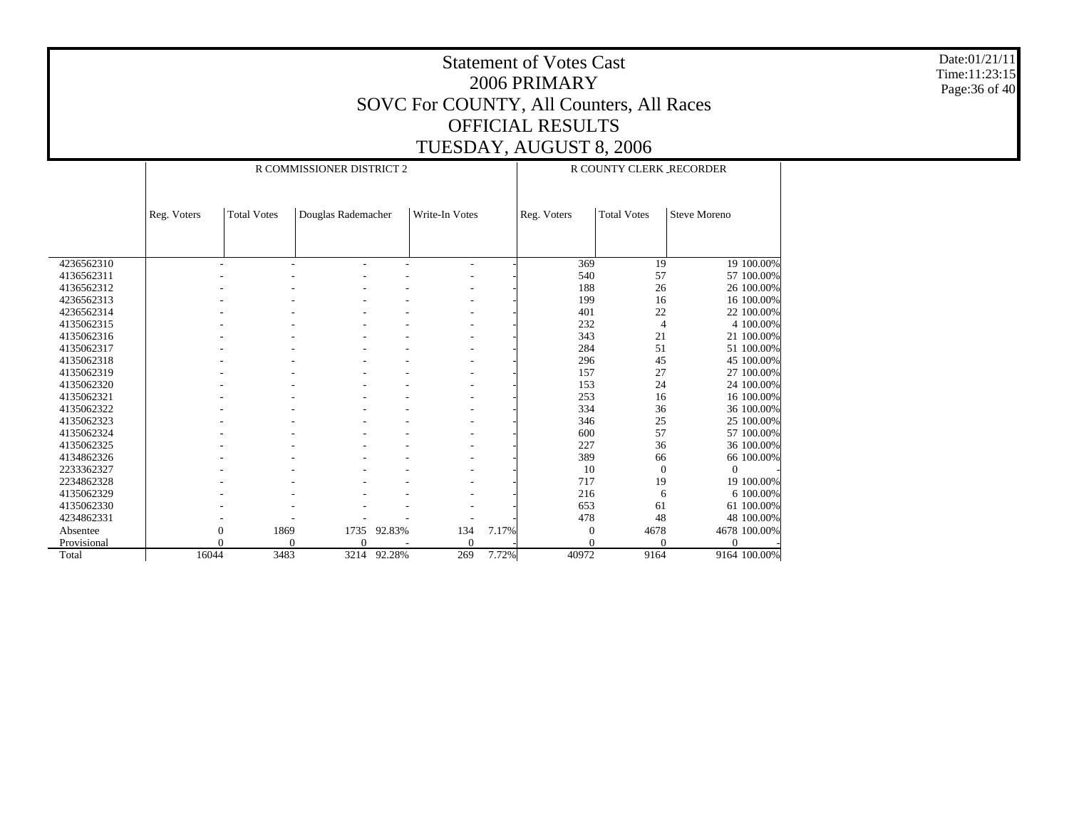# Statement of Votes Cast
## 2006 PRIMARY
## SOVC For COUNTY, All Counters, All Races
## OFFICIAL RESULTS
## TUESDAY, AUGUST 8, 2006

Date:01/21/11
Time:11:23:15

| | R COMMISSIONER DISTRICT 2 | | | | | | R COUNTY CLERK _RECORDER | | | |
|---|---|---|---|---|---|---|---|---|---|---|
| | Reg. Voters | Total Votes | Douglas Rademacher | | Write-In Votes | | Reg. Voters | Total Votes | Steve Moreno | |
| 4236562310 | - | - | - | - | - | - | 369 | 19 | 19 | 100.00% |
| 4136562311 | - | - | - | - | - | - | 540 | 57 | 57 | 100.00% |
| 4136562312 | - | - | - | - | - | - | 188 | 26 | 26 | 100.00% |
| 4236562313 | - | - | - | - | - | - | 199 | 16 | 16 | 100.00% |
| 4236562314 | - | - | - | - | - | - | 401 | 22 | 22 | 100.00% |
| 4135062315 | - | - | - | - | - | - | 232 | 4 | 4 | 100.00% |
| 4135062316 | - | - | - | - | - | - | 343 | 21 | 21 | 100.00% |
| 4135062317 | - | - | - | - | - | - | 284 | 51 | 51 | 100.00% |
| 4135062318 | - | - | - | - | - | - | 296 | 45 | 45 | 100.00% |
| 4135062319 | - | - | - | - | - | - | 157 | 27 | 27 | 100.00% |
| 4135062320 | - | - | - | - | - | - | 153 | 24 | 24 | 100.00% |
| 4135062321 | - | - | - | - | - | - | 253 | 16 | 16 | 100.00% |
| 4135062322 | - | - | - | - | - | - | 334 | 36 | 36 | 100.00% |
| 4135062323 | - | - | - | - | - | - | 346 | 25 | 25 | 100.00% |
| 4135062324 | - | - | - | - | - | - | 600 | 57 | 57 | 100.00% |
| 4135062325 | - | - | - | - | - | - | 227 | 36 | 36 | 100.00% |
| 4134862326 | - | - | - | - | - | - | 389 | 66 | 66 | 100.00% |
| 2233362327 | - | - | - | - | - | - | 10 | 0 | 0 | - |
| 2234862328 | - | - | - | - | - | - | 717 | 19 | 19 | 100.00% |
| 4135062329 | - | - | - | - | - | - | 216 | 6 | 6 | 100.00% |
| 4135062330 | - | - | - | - | - | - | 653 | 61 | 61 | 100.00% |
| 4234862331 | - | - | - | - | - | - | 478 | 48 | 48 | 100.00% |
| Absentee | 0 | 1869 | 1735 | 92.83% | 134 | 7.17% | 0 | 4678 | 4678 | 100.00% |
| Provisional | 0 | 0 | 0 | - | 0 | - | 0 | 0 | 0 | - |
| Total | 16044 | 3483 | 3214 | 92.28% | 269 | 7.72% | 40972 | 9164 | 9164 | 100.00% |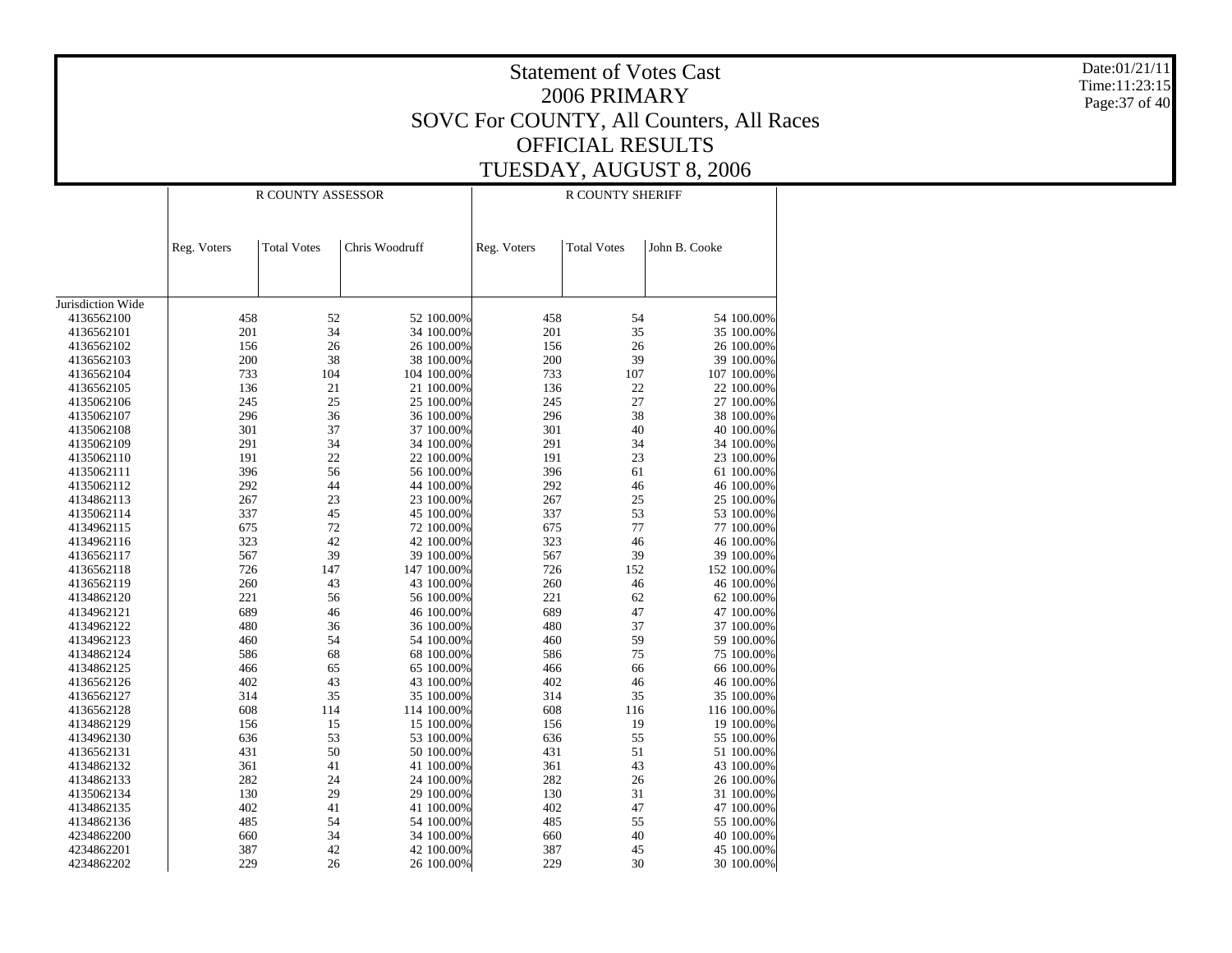# Statement of Votes Cast
## 2006 PRIMARY
## SOVC For COUNTY, All Counters, All Races
## OFFICIAL RESULTS
## TUESDAY, AUGUST 8, 2006

| | R COUNTY ASSESSOR | | | | R COUNTY SHERIFF | | | |
|---|---|---|---|---|---|---|---|---|
| | Reg. Voters | Total Votes | Chris Woodruff | | Reg. Voters | Total Votes | John B. Cooke | |
| Jurisdiction Wide | | | | | | | | |
| 4136562100 | 458 | 52 | 52 | 100.00% | 458 | 54 | 54 | 100.00% |
| 4136562101 | 201 | 34 | 34 | 100.00% | 201 | 35 | 35 | 100.00% |
| 4136562102 | 156 | 26 | 26 | 100.00% | 156 | 26 | 26 | 100.00% |
| 4136562103 | 200 | 38 | 38 | 100.00% | 200 | 39 | 39 | 100.00% |
| 4136562104 | 733 | 104 | 104 | 100.00% | 733 | 107 | 107 | 100.00% |
| 4136562105 | 136 | 21 | 21 | 100.00% | 136 | 22 | 22 | 100.00% |
| 4135062106 | 245 | 25 | 25 | 100.00% | 245 | 27 | 27 | 100.00% |
| 4135062107 | 296 | 36 | 36 | 100.00% | 296 | 38 | 38 | 100.00% |
| 4135062108 | 301 | 37 | 37 | 100.00% | 301 | 40 | 40 | 100.00% |
| 4135062109 | 291 | 34 | 34 | 100.00% | 291 | 34 | 34 | 100.00% |
| 4135062110 | 191 | 22 | 22 | 100.00% | 191 | 23 | 23 | 100.00% |
| 4135062111 | 396 | 56 | 56 | 100.00% | 396 | 61 | 61 | 100.00% |
| 4135062112 | 292 | 44 | 44 | 100.00% | 292 | 46 | 46 | 100.00% |
| 4134862113 | 267 | 23 | 23 | 100.00% | 267 | 25 | 25 | 100.00% |
| 4135062114 | 337 | 45 | 45 | 100.00% | 337 | 53 | 53 | 100.00% |
| 4134962115 | 675 | 72 | 72 | 100.00% | 675 | 77 | 77 | 100.00% |
| 4134962116 | 323 | 42 | 42 | 100.00% | 323 | 46 | 46 | 100.00% |
| 4136562117 | 567 | 39 | 39 | 100.00% | 567 | 39 | 39 | 100.00% |
| 4136562118 | 726 | 147 | 147 | 100.00% | 726 | 152 | 152 | 100.00% |
| 4136562119 | 260 | 43 | 43 | 100.00% | 260 | 46 | 46 | 100.00% |
| 4134862120 | 221 | 56 | 56 | 100.00% | 221 | 62 | 62 | 100.00% |
| 4134962121 | 689 | 46 | 46 | 100.00% | 689 | 47 | 47 | 100.00% |
| 4134962122 | 480 | 36 | 36 | 100.00% | 480 | 37 | 37 | 100.00% |
| 4134962123 | 460 | 54 | 54 | 100.00% | 460 | 59 | 59 | 100.00% |
| 4134862124 | 586 | 68 | 68 | 100.00% | 586 | 75 | 75 | 100.00% |
| 4134862125 | 466 | 65 | 65 | 100.00% | 466 | 66 | 66 | 100.00% |
| 4136562126 | 402 | 43 | 43 | 100.00% | 402 | 46 | 46 | 100.00% |
| 4136562127 | 314 | 35 | 35 | 100.00% | 314 | 35 | 35 | 100.00% |
| 4136562128 | 608 | 114 | 114 | 100.00% | 608 | 116 | 116 | 100.00% |
| 4134862129 | 156 | 15 | 15 | 100.00% | 156 | 19 | 19 | 100.00% |
| 4134962130 | 636 | 53 | 53 | 100.00% | 636 | 55 | 55 | 100.00% |
| 4136562131 | 431 | 50 | 50 | 100.00% | 431 | 51 | 51 | 100.00% |
| 4134862132 | 361 | 41 | 41 | 100.00% | 361 | 43 | 43 | 100.00% |
| 4134862133 | 282 | 24 | 24 | 100.00% | 282 | 26 | 26 | 100.00% |
| 4135062134 | 130 | 29 | 29 | 100.00% | 130 | 31 | 31 | 100.00% |
| 4134862135 | 402 | 41 | 41 | 100.00% | 402 | 47 | 47 | 100.00% |
| 4134862136 | 485 | 54 | 54 | 100.00% | 485 | 55 | 55 | 100.00% |
| 4234862200 | 660 | 34 | 34 | 100.00% | 660 | 40 | 40 | 100.00% |
| 4234862201 | 387 | 42 | 42 | 100.00% | 387 | 45 | 45 | 100.00% |
| 4234862202 | 229 | 26 | 26 | 100.00% | 229 | 30 | 30 | 100.00% |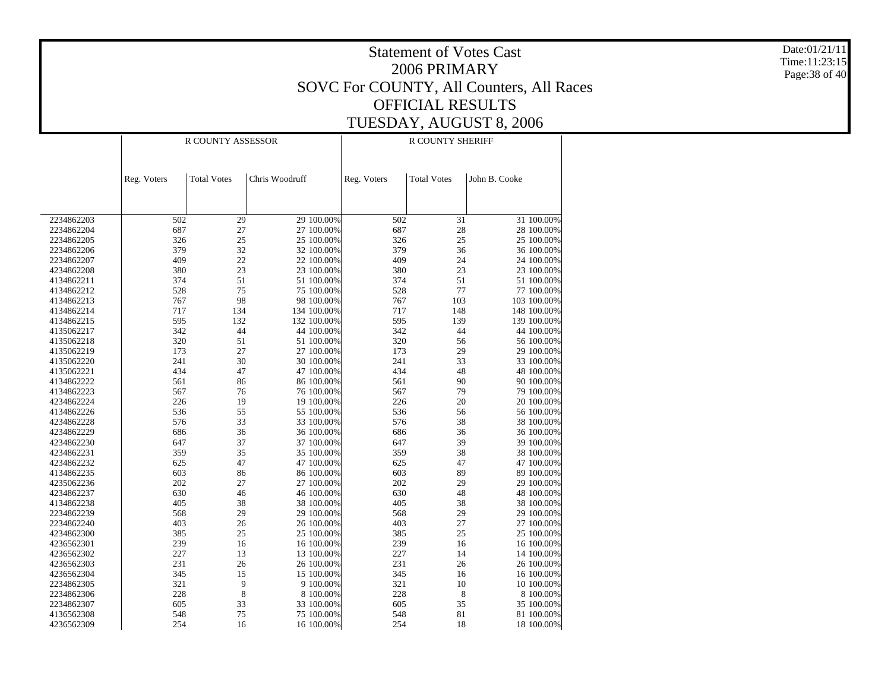# Statement of Votes Cast
# 2006 PRIMARY
# SOVC For COUNTY, All Counters, All Races
# OFFICIAL RESULTS
# TUESDAY, AUGUST 8, 2006

Date:01/21/11
Time:11:23:15

| | R COUNTY ASSESSOR | | | | R COUNTY SHERIFF | | | |
|---|---|---|---|---|---|---|---|---|
| | Reg. Voters | Total Votes | Chris Woodruff | | Reg. Voters | Total Votes | John B. Cooke | |
| 2234862203 | 502 | 29 | 29 | 100.00% | 502 | 31 | 31 | 100.00% |
| 2234862204 | 687 | 27 | 27 | 100.00% | 687 | 28 | 28 | 100.00% |
| 2234862205 | 326 | 25 | 25 | 100.00% | 326 | 25 | 25 | 100.00% |
| 2234862206 | 379 | 32 | 32 | 100.00% | 379 | 36 | 36 | 100.00% |
| 2234862207 | 409 | 22 | 22 | 100.00% | 409 | 24 | 24 | 100.00% |
| 4234862208 | 380 | 23 | 23 | 100.00% | 380 | 23 | 23 | 100.00% |
| 4134862211 | 374 | 51 | 51 | 100.00% | 374 | 51 | 51 | 100.00% |
| 4134862212 | 528 | 75 | 75 | 100.00% | 528 | 77 | 77 | 100.00% |
| 4134862213 | 767 | 98 | 98 | 100.00% | 767 | 103 | 103 | 100.00% |
| 4134862214 | 717 | 134 | 134 | 100.00% | 717 | 148 | 148 | 100.00% |
| 4134862215 | 595 | 132 | 132 | 100.00% | 595 | 139 | 139 | 100.00% |
| 4135062217 | 342 | 44 | 44 | 100.00% | 342 | 44 | 44 | 100.00% |
| 4135062218 | 320 | 51 | 51 | 100.00% | 320 | 56 | 56 | 100.00% |
| 4135062219 | 173 | 27 | 27 | 100.00% | 173 | 29 | 29 | 100.00% |
| 4135062220 | 241 | 30 | 30 | 100.00% | 241 | 33 | 33 | 100.00% |
| 4135062221 | 434 | 47 | 47 | 100.00% | 434 | 48 | 48 | 100.00% |
| 4134862222 | 561 | 86 | 86 | 100.00% | 561 | 90 | 90 | 100.00% |
| 4134862223 | 567 | 76 | 76 | 100.00% | 567 | 79 | 79 | 100.00% |
| 4234862224 | 226 | 19 | 19 | 100.00% | 226 | 20 | 20 | 100.00% |
| 4134862226 | 536 | 55 | 55 | 100.00% | 536 | 56 | 56 | 100.00% |
| 4234862228 | 576 | 33 | 33 | 100.00% | 576 | 38 | 38 | 100.00% |
| 4234862229 | 686 | 36 | 36 | 100.00% | 686 | 36 | 36 | 100.00% |
| 4234862230 | 647 | 37 | 37 | 100.00% | 647 | 39 | 39 | 100.00% |
| 4234862231 | 359 | 35 | 35 | 100.00% | 359 | 38 | 38 | 100.00% |
| 4234862232 | 625 | 47 | 47 | 100.00% | 625 | 47 | 47 | 100.00% |
| 4134862235 | 603 | 86 | 86 | 100.00% | 603 | 89 | 89 | 100.00% |
| 4235062236 | 202 | 27 | 27 | 100.00% | 202 | 29 | 29 | 100.00% |
| 4234862237 | 630 | 46 | 46 | 100.00% | 630 | 48 | 48 | 100.00% |
| 4134862238 | 405 | 38 | 38 | 100.00% | 405 | 38 | 38 | 100.00% |
| 2234862239 | 568 | 29 | 29 | 100.00% | 568 | 29 | 29 | 100.00% |
| 2234862240 | 403 | 26 | 26 | 100.00% | 403 | 27 | 27 | 100.00% |
| 4234862300 | 385 | 25 | 25 | 100.00% | 385 | 25 | 25 | 100.00% |
| 4236562301 | 239 | 16 | 16 | 100.00% | 239 | 16 | 16 | 100.00% |
| 4236562302 | 227 | 13 | 13 | 100.00% | 227 | 14 | 14 | 100.00% |
| 4236562303 | 231 | 26 | 26 | 100.00% | 231 | 26 | 26 | 100.00% |
| 4236562304 | 345 | 15 | 15 | 100.00% | 345 | 16 | 16 | 100.00% |
| 2234862305 | 321 | 9 | 9 | 100.00% | 321 | 10 | 10 | 100.00% |
| 2234862306 | 228 | 8 | 8 | 100.00% | 228 | 8 | 8 | 100.00% |
| 2234862307 | 605 | 33 | 33 | 100.00% | 605 | 35 | 35 | 100.00% |
| 4136562308 | 548 | 75 | 75 | 100.00% | 548 | 81 | 81 | 100.00% |
| 4236562309 | 254 | 16 | 16 | 100.00% | 254 | 18 | 18 | 100.00% |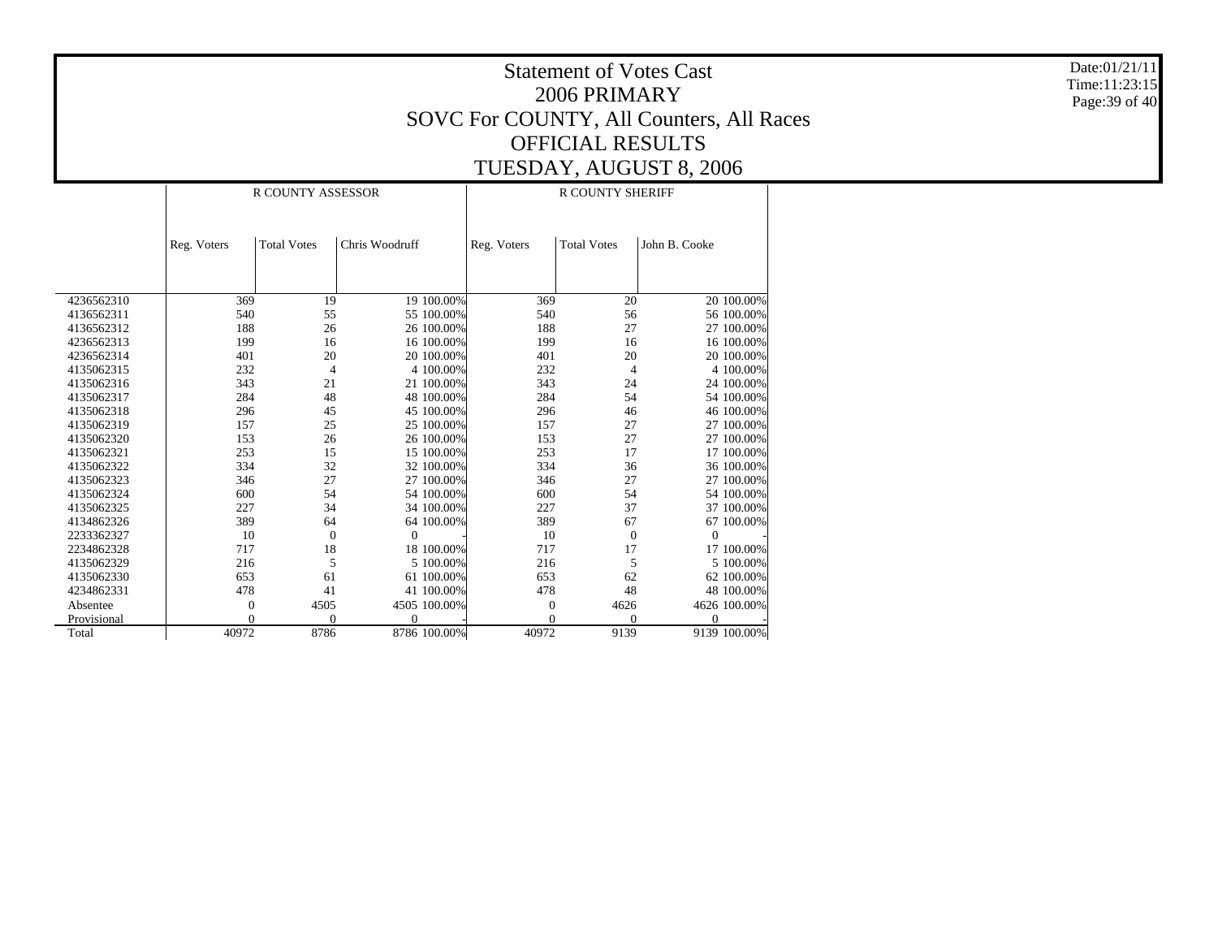# Statement of Votes Cast
## 2006 PRIMARY
## SOVC For COUNTY, All Counters, All Races
## OFFICIAL RESULTS
## TUESDAY, AUGUST 8, 2006

| | R COUNTY ASSESSOR | | | | R COUNTY SHERIFF | | | |
|---|---|---|---|---|---|---|---|---|
| | Reg. Voters | Total Votes | Chris Woodruff | | Reg. Voters | Total Votes | John B. Cooke | |
| 4236562310 | 369 | 19 | 19 | 100.00% | 369 | 20 | 20 | 100.00% |
| 4136562311 | 540 | 55 | 55 | 100.00% | 540 | 56 | 56 | 100.00% |
| 4136562312 | 188 | 26 | 26 | 100.00% | 188 | 27 | 27 | 100.00% |
| 4236562313 | 199 | 16 | 16 | 100.00% | 199 | 16 | 16 | 100.00% |
| 4236562314 | 401 | 20 | 20 | 100.00% | 401 | 20 | 20 | 100.00% |
| 4135062315 | 232 | 4 | 4 | 100.00% | 232 | 4 | 4 | 100.00% |
| 4135062316 | 343 | 21 | 21 | 100.00% | 343 | 24 | 24 | 100.00% |
| 4135062317 | 284 | 48 | 48 | 100.00% | 284 | 54 | 54 | 100.00% |
| 4135062318 | 296 | 45 | 45 | 100.00% | 296 | 46 | 46 | 100.00% |
| 4135062319 | 157 | 25 | 25 | 100.00% | 157 | 27 | 27 | 100.00% |
| 4135062320 | 153 | 26 | 26 | 100.00% | 153 | 27 | 27 | 100.00% |
| 4135062321 | 253 | 15 | 15 | 100.00% | 253 | 17 | 17 | 100.00% |
| 4135062322 | 334 | 32 | 32 | 100.00% | 334 | 36 | 36 | 100.00% |
| 4135062323 | 346 | 27 | 27 | 100.00% | 346 | 27 | 27 | 100.00% |
| 4135062324 | 600 | 54 | 54 | 100.00% | 600 | 54 | 54 | 100.00% |
| 4135062325 | 227 | 34 | 34 | 100.00% | 227 | 37 | 37 | 100.00% |
| 4134862326 | 389 | 64 | 64 | 100.00% | 389 | 67 | 67 | 100.00% |
| 2233362327 | 10 | 0 | 0 | - | 10 | 0 | 0 | - |
| 2234862328 | 717 | 18 | 18 | 100.00% | 717 | 17 | 17 | 100.00% |
| 4135062329 | 216 | 5 | 5 | 100.00% | 216 | 5 | 5 | 100.00% |
| 4135062330 | 653 | 61 | 61 | 100.00% | 653 | 62 | 62 | 100.00% |
| 4234862331 | 478 | 41 | 41 | 100.00% | 478 | 48 | 48 | 100.00% |
| Absentee | 0 | 4505 | 4505 | 100.00% | 0 | 4626 | 4626 | 100.00% |
| Provisional | 0 | 0 | 0 | - | 0 | 0 | 0 | - |
| Total | 40972 | 8786 | 8786 | 100.00% | 40972 | 9139 | 9139 | 100.00% |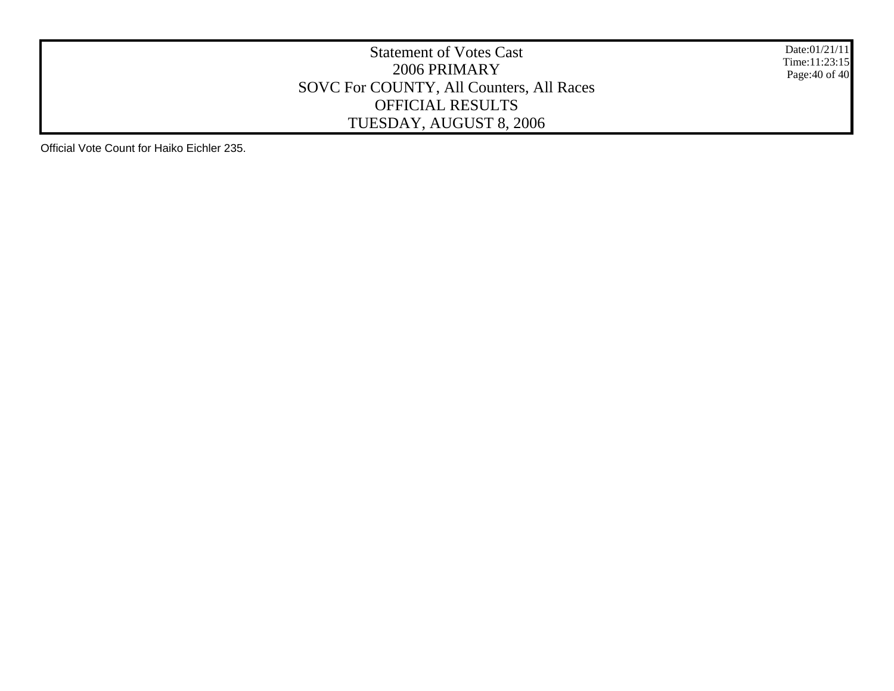Official Vote Count for Haiko Eichler 235.